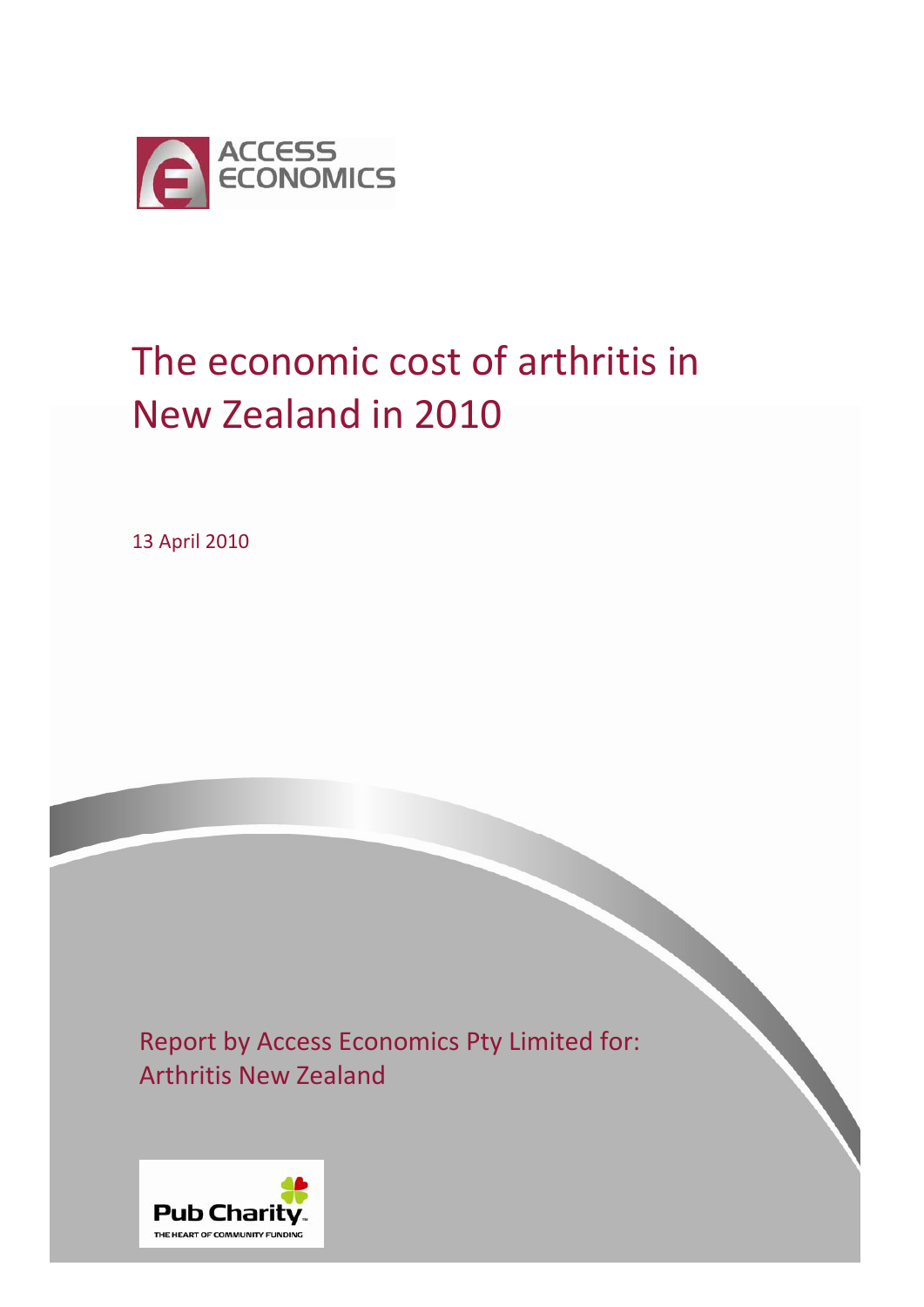ACCESS ECONOMICS

# The economic cost of arthritis in New Zealand in 2010

13 April 2010

Report by Access Economics Pty Limited for:
Arthritis New Zealand

Pub Charity
THE HEART OF COMMUNITY FUNDING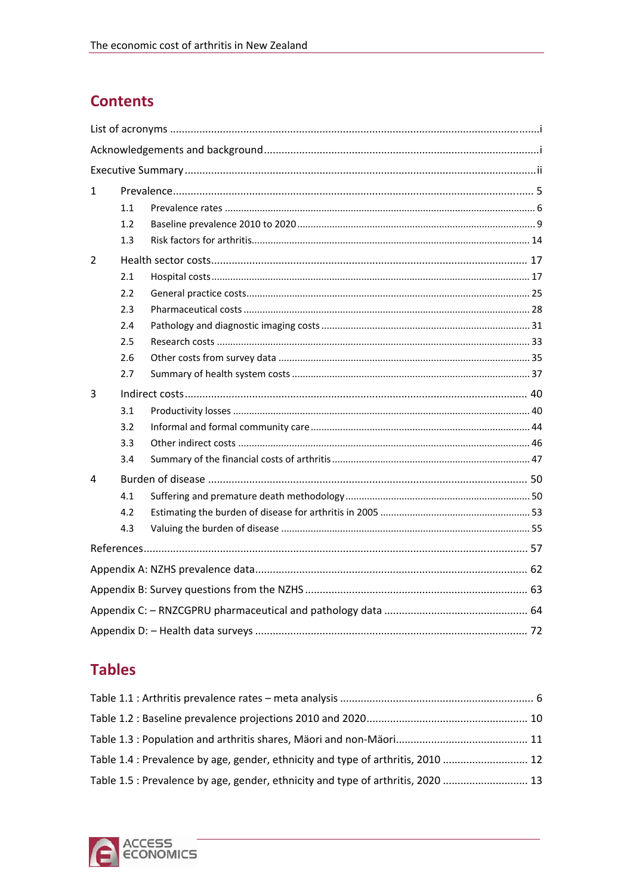## Contents

List of acronyms .......................................................................................................................i

Acknowledgements and background .......................................................................................i

Executive Summary ................................................................................................................ii

1 Prevalence ........................................................................................................................ 5

- 1.1 Prevalence rates ............................................................................................................ 6
- 1.2 Baseline prevalence 2010 to 2020 ................................................................................ 9
- 1.3 Risk factors for arthritis ................................................................................................ 14

2 Health sector costs .......................................................................................................... 17

- 2.1 Hospital costs .............................................................................................................. 17
- 2.2 General practice costs .................................................................................................. 25
- 2.3 Pharmaceutical costs .................................................................................................... 28
- 2.4 Pathology and diagnostic imaging costs ...................................................................... 31
- 2.5 Research costs .............................................................................................................. 33
- 2.6 Other costs from survey data ....................................................................................... 35
- 2.7 Summary of health system costs .................................................................................. 37

3 Indirect costs .................................................................................................................... 40

- 3.1 Productivity losses ........................................................................................................ 40
- 3.2 Informal and formal community care ........................................................................... 44
- 3.3 Other indirect costs ...................................................................................................... 46
- 3.4 Summary of the financial costs of arthritis .................................................................. 47

4 Burden of disease ............................................................................................................ 50

- 4.1 Suffering and premature death methodology .............................................................. 50
- 4.2 Estimating the burden of disease for arthritis in 2005 ................................................. 53
- 4.3 Valuing the burden of disease ...................................................................................... 55

References ........................................................................................................................... 57

Appendix A: NZHS prevalence data ..................................................................................... 62

Appendix B: Survey questions from the NZHS ..................................................................... 63

Appendix C: – RNZCGPRU pharmaceutical and pathology data ........................................... 64

Appendix D: – Health data surveys ....................................................................................... 72

## Tables

Table 1.1 : Arthritis prevalence rates – meta analysis ........................................................... 6

Table 1.2 : Baseline prevalence projections 2010 and 2020 .................................................. 10

Table 1.3 : Population and arthritis shares, Mäori and non-Mäori ......................................... 11

Table 1.4 : Prevalence by age, gender, ethnicity and type of arthritis, 2010 ......................... 12

Table 1.5 : Prevalence by age, gender, ethnicity and type of arthritis, 2020 ......................... 13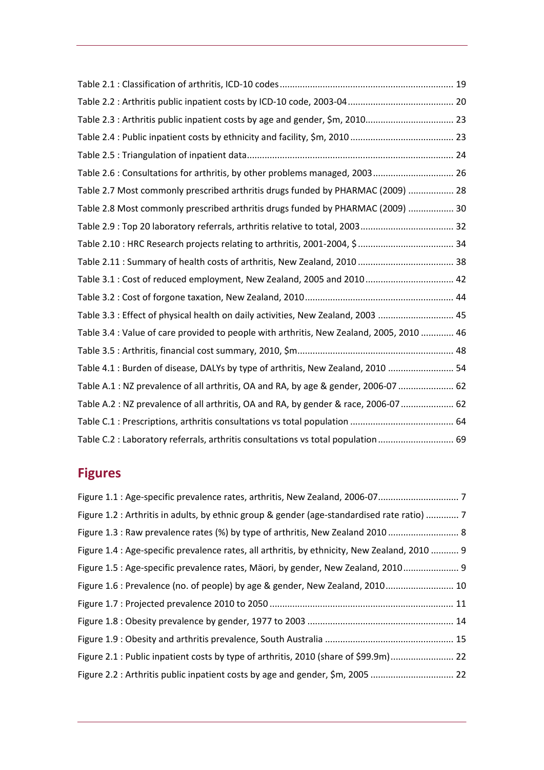Table 2.1 : Classification of arthritis, ICD-10 codes .................................................................... 19

Table 2.2 : Arthritis public inpatient costs by ICD-10 code, 2003-04 .......................................... 20

Table 2.3 : Arthritis public inpatient costs by age and gender, $m, 2010.................................. 23

Table 2.4 : Public inpatient costs by ethnicity and facility, $m, 2010 ......................................... 23

Table 2.5 : Triangulation of inpatient data................................................................................. 24

Table 2.6 : Consultations for arthritis, by other problems managed, 2003................................ 26

Table 2.7 Most commonly prescribed arthritis drugs funded by PHARMAC (2009) .................. 28

Table 2.8 Most commonly prescribed arthritis drugs funded by PHARMAC (2009) .................. 30

Table 2.9 : Top 20 laboratory referrals, arthritis relative to total, 2003..................................... 32

Table 2.10 : HRC Research projects relating to arthritis, 2001-2004, $ ...................................... 34

Table 2.11 : Summary of health costs of arthritis, New Zealand, 2010 ...................................... 38

Table 3.1 : Cost of reduced employment, New Zealand, 2005 and 2010 .................................. 42

Table 3.2 : Cost of forgone taxation, New Zealand, 2010.......................................................... 44

Table 3.3 : Effect of physical health on daily activities, New Zealand, 2003 ............................. 45

Table 3.4 : Value of care provided to people with arthritis, New Zealand, 2005, 2010 ............. 46

Table 3.5 : Arthritis, financial cost summary, 2010, $m............................................................. 48

Table 4.1 : Burden of disease, DALYs by type of arthritis, New Zealand, 2010 .......................... 54

Table A.1 : NZ prevalence of all arthritis, OA and RA, by age & gender, 2006-07 ...................... 62

Table A.2 : NZ prevalence of all arthritis, OA and RA, by gender & race, 2006-07 ..................... 62

Table C.1 : Prescriptions, arthritis consultations vs total population ......................................... 64

Table C.2 : Laboratory referrals, arthritis consultations vs total population ............................. 69

## Figures

Figure 1.1 : Age-specific prevalence rates, arthritis, New Zealand, 2006-07................................ 7

Figure 1.2 : Arthritis in adults, by ethnic group & gender (age-standardised rate ratio) ............ 7

Figure 1.3 : Raw prevalence rates (%) by type of arthritis, New Zealand 2010 ............................ 8

Figure 1.4 : Age-specific prevalence rates, all arthritis, by ethnicity, New Zealand, 2010 ........... 9

Figure 1.5 : Age-specific prevalence rates, Mäori, by gender, New Zealand, 2010...................... 9

Figure 1.6 : Prevalence (no. of people) by age & gender, New Zealand, 2010........................... 10

Figure 1.7 : Projected prevalence 2010 to 2050 ........................................................................ 11

Figure 1.8 : Obesity prevalence by gender, 1977 to 2003 .......................................................... 14

Figure 1.9 : Obesity and arthritis prevalence, South Australia ................................................... 15

Figure 2.1 : Public inpatient costs by type of arthritis, 2010 (share of $99.9m)......................... 22

Figure 2.2 : Arthritis public inpatient costs by age and gender, $m, 2005 ................................. 22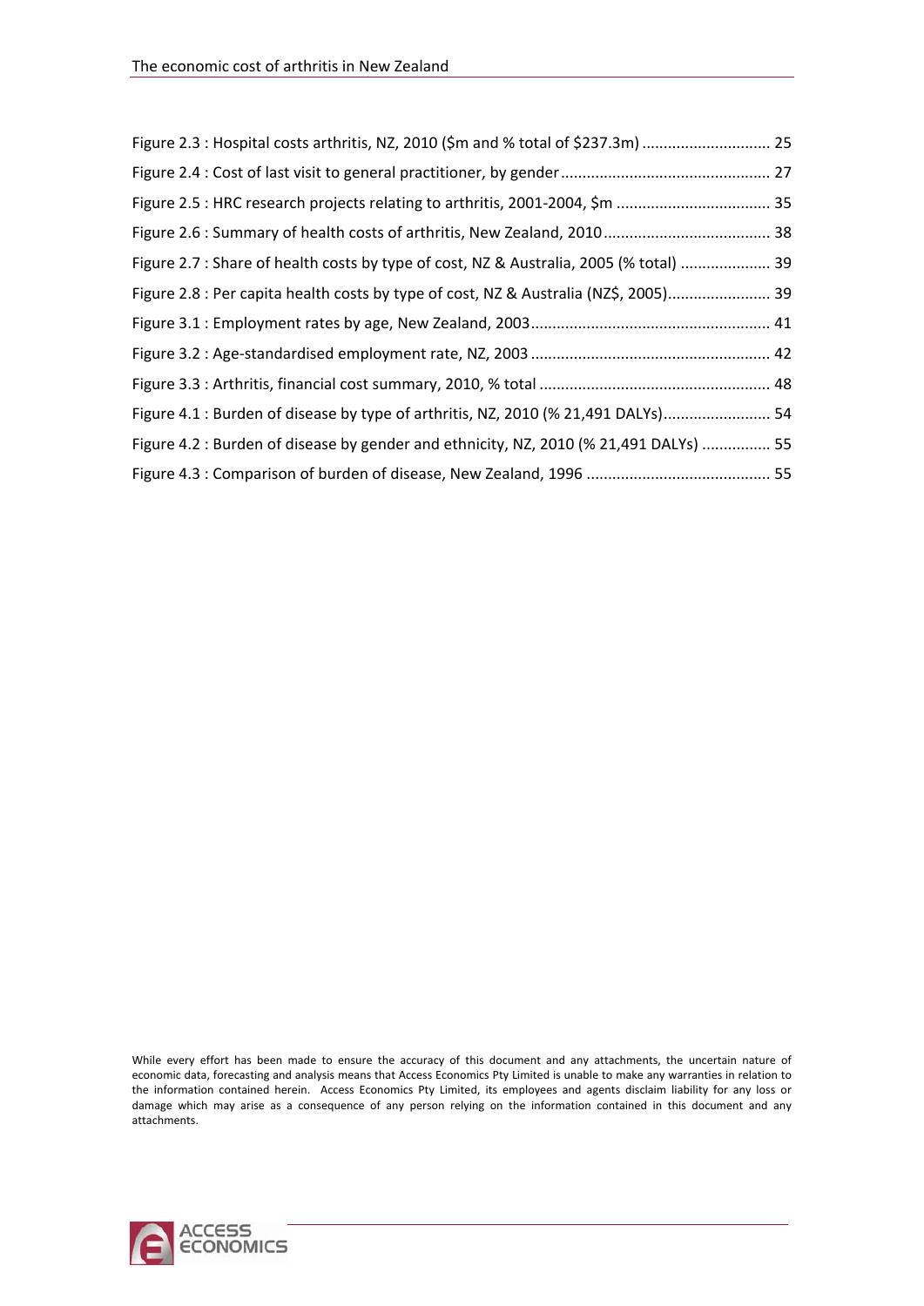Figure 2.3 : Hospital costs arthritis, NZ, 2010 ($m and % total of $237.3m) ............................. 25

Figure 2.4 : Cost of last visit to general practitioner, by gender ................................................ 27

Figure 2.5 : HRC research projects relating to arthritis, 2001-2004, $m .................................... 35

Figure 2.6 : Summary of health costs of arthritis, New Zealand, 2010 ...................................... 38

Figure 2.7 : Share of health costs by type of cost, NZ & Australia, 2005 (% total) ..................... 39

Figure 2.8 : Per capita health costs by type of cost, NZ & Australia (NZ$, 2005) ........................ 39

Figure 3.1 : Employment rates by age, New Zealand, 2003 ....................................................... 41

Figure 3.2 : Age-standardised employment rate, NZ, 2003 ....................................................... 42

Figure 3.3 : Arthritis, financial cost summary, 2010, % total ..................................................... 48

Figure 4.1 : Burden of disease by type of arthritis, NZ, 2010 (% 21,491 DALYs) ......................... 54

Figure 4.2 : Burden of disease by gender and ethnicity, NZ, 2010 (% 21,491 DALYs) ................ 55

Figure 4.3 : Comparison of burden of disease, New Zealand, 1996 ........................................... 55

While every effort has been made to ensure the accuracy of this document and any attachments, the uncertain nature of economic data, forecasting and analysis means that Access Economics Pty Limited is unable to make any warranties in relation to the information contained herein. Access Economics Pty Limited, its employees and agents disclaim liability for any loss or damage which may arise as a consequence of any person relying on the information contained in this document and any attachments.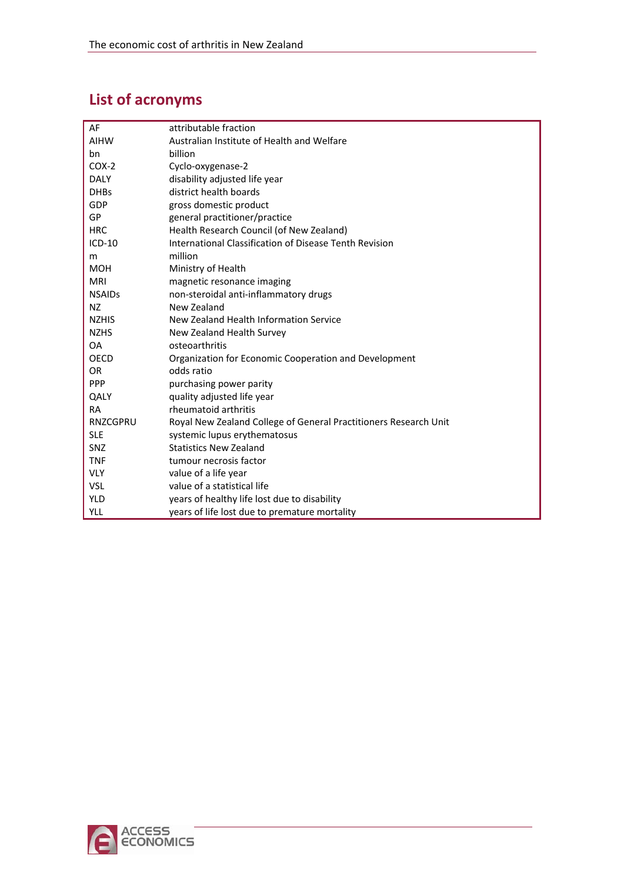## List of acronyms

| | |
|---|---|
| AF | attributable fraction |
| AIHW | Australian Institute of Health and Welfare |
| bn | billion |
| COX-2 | Cyclo-oxygenase-2 |
| DALY | disability adjusted life year |
| DHBs | district health boards |
| GDP | gross domestic product |
| GP | general practitioner/practice |
| HRC | Health Research Council (of New Zealand) |
| ICD-10 | International Classification of Disease Tenth Revision |
| m | million |
| MOH | Ministry of Health |
| MRI | magnetic resonance imaging |
| NSAIDs | non-steroidal anti-inflammatory drugs |
| NZ | New Zealand |
| NZHIS | New Zealand Health Information Service |
| NZHS | New Zealand Health Survey |
| OA | osteoarthritis |
| OECD | Organization for Economic Cooperation and Development |
| OR | odds ratio |
| PPP | purchasing power parity |
| QALY | quality adjusted life year |
| RA | rheumatoid arthritis |
| RNZCGPRU | Royal New Zealand College of General Practitioners Research Unit |
| SLE | systemic lupus erythematosus |
| SNZ | Statistics New Zealand |
| TNF | tumour necrosis factor |
| VLY | value of a life year |
| VSL | value of a statistical life |
| YLD | years of healthy life lost due to disability |
| YLL | years of life lost due to premature mortality |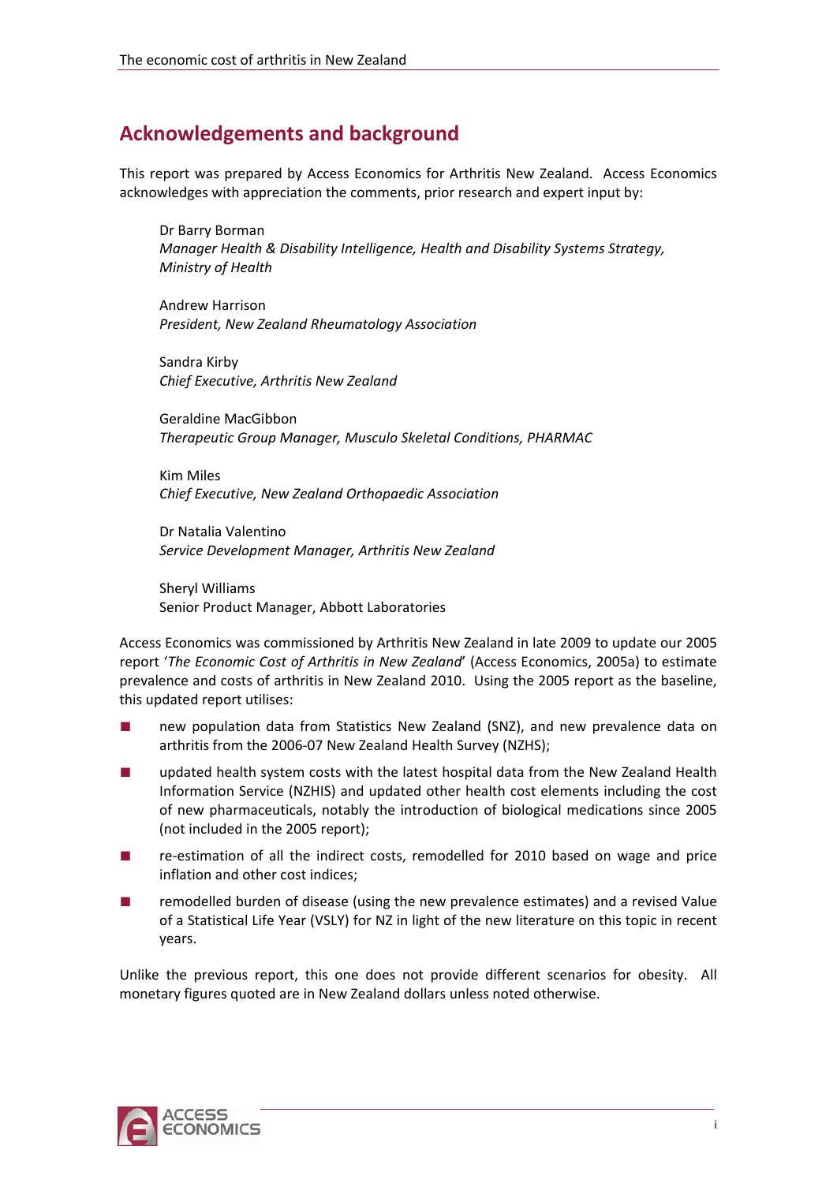## Acknowledgements and background

This report was prepared by Access Economics for Arthritis New Zealand. Access Economics acknowledges with appreciation the comments, prior research and expert input by:

Dr Barry Borman
*Manager Health & Disability Intelligence, Health and Disability Systems Strategy, Ministry of Health*

Andrew Harrison
*President, New Zealand Rheumatology Association*

Sandra Kirby
*Chief Executive, Arthritis New Zealand*

Geraldine MacGibbon
*Therapeutic Group Manager, Musculo Skeletal Conditions, PHARMAC*

Kim Miles
*Chief Executive, New Zealand Orthopaedic Association*

Dr Natalia Valentino
*Service Development Manager, Arthritis New Zealand*

Sheryl Williams
Senior Product Manager, Abbott Laboratories

Access Economics was commissioned by Arthritis New Zealand in late 2009 to update our 2005 report '*The Economic Cost of Arthritis in New Zealand*' (Access Economics, 2005a) to estimate prevalence and costs of arthritis in New Zealand 2010. Using the 2005 report as the baseline, this updated report utilises:

- new population data from Statistics New Zealand (SNZ), and new prevalence data on arthritis from the 2006-07 New Zealand Health Survey (NZHS);
- updated health system costs with the latest hospital data from the New Zealand Health Information Service (NZHIS) and updated other health cost elements including the cost of new pharmaceuticals, notably the introduction of biological medications since 2005 (not included in the 2005 report);
- re-estimation of all the indirect costs, remodelled for 2010 based on wage and price inflation and other cost indices;
- remodelled burden of disease (using the new prevalence estimates) and a revised Value of a Statistical Life Year (VSLY) for NZ in light of the new literature on this topic in recent years.

Unlike the previous report, this one does not provide different scenarios for obesity. All monetary figures quoted are in New Zealand dollars unless noted otherwise.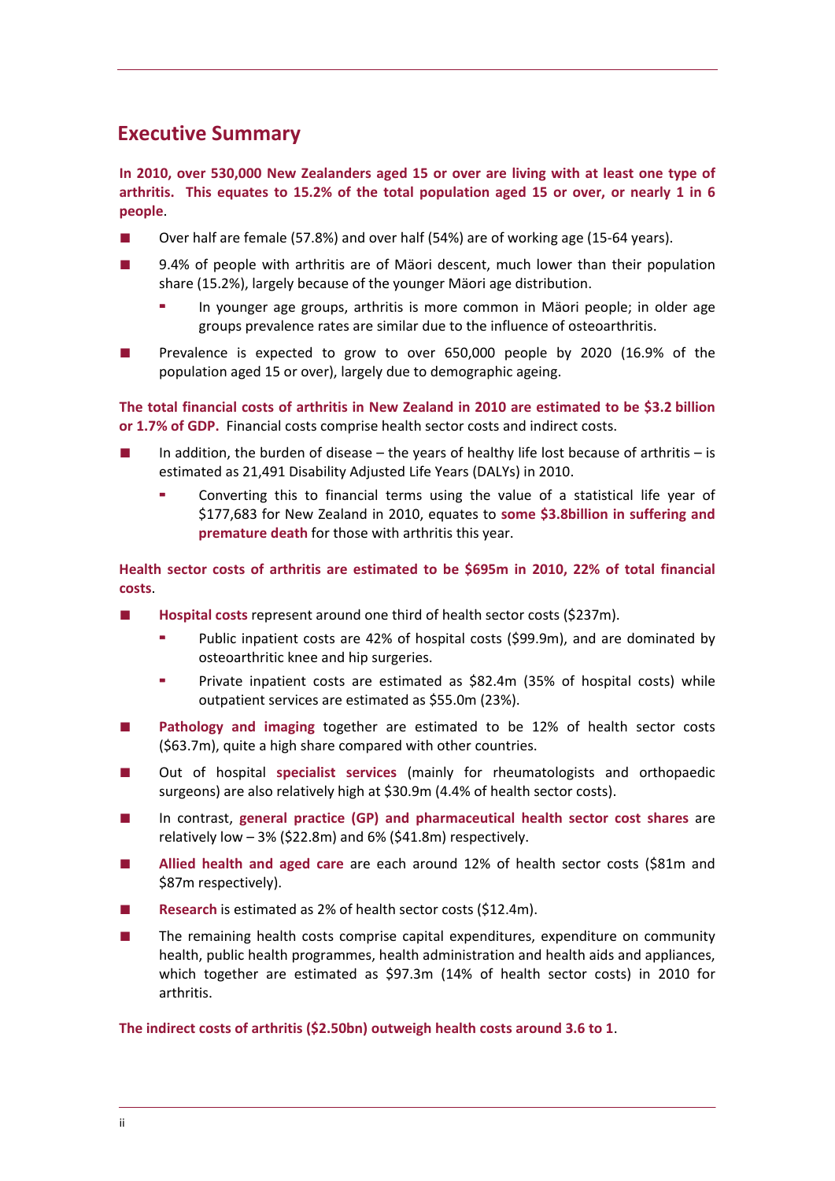## Executive Summary

**In 2010, over 530,000 New Zealanders aged 15 or over are living with at least one type of arthritis. This equates to 15.2% of the total population aged 15 or over, or nearly 1 in 6 people**.

- Over half are female (57.8%) and over half (54%) are of working age (15-64 years).
- 9.4% of people with arthritis are of Mäori descent, much lower than their population share (15.2%), largely because of the younger Mäori age distribution.
  - In younger age groups, arthritis is more common in Mäori people; in older age groups prevalence rates are similar due to the influence of osteoarthritis.
- Prevalence is expected to grow to over 650,000 people by 2020 (16.9% of the population aged 15 or over), largely due to demographic ageing.

**The total financial costs of arthritis in New Zealand in 2010 are estimated to be $3.2 billion or 1.7% of GDP.** Financial costs comprise health sector costs and indirect costs.

- In addition, the burden of disease – the years of healthy life lost because of arthritis – is estimated as 21,491 Disability Adjusted Life Years (DALYs) in 2010.
  - Converting this to financial terms using the value of a statistical life year of $177,683 for New Zealand in 2010, equates to **some $3.8billion in suffering and premature death** for those with arthritis this year.

**Health sector costs of arthritis are estimated to be $695m in 2010, 22% of total financial costs**.

- **Hospital costs** represent around one third of health sector costs ($237m).
  - Public inpatient costs are 42% of hospital costs ($99.9m), and are dominated by osteoarthritic knee and hip surgeries.
  - Private inpatient costs are estimated as $82.4m (35% of hospital costs) while outpatient services are estimated as $55.0m (23%).
- **Pathology and imaging** together are estimated to be 12% of health sector costs ($63.7m), quite a high share compared with other countries.
- Out of hospital **specialist services** (mainly for rheumatologists and orthopaedic surgeons) are also relatively high at $30.9m (4.4% of health sector costs).
- In contrast, **general practice (GP) and pharmaceutical health sector cost shares** are relatively low – 3% ($22.8m) and 6% ($41.8m) respectively.
- **Allied health and aged care** are each around 12% of health sector costs ($81m and $87m respectively).
- **Research** is estimated as 2% of health sector costs ($12.4m).
- The remaining health costs comprise capital expenditures, expenditure on community health, public health programmes, health administration and health aids and appliances, which together are estimated as $97.3m (14% of health sector costs) in 2010 for arthritis.

**The indirect costs of arthritis ($2.50bn) outweigh health costs around 3.6 to 1**.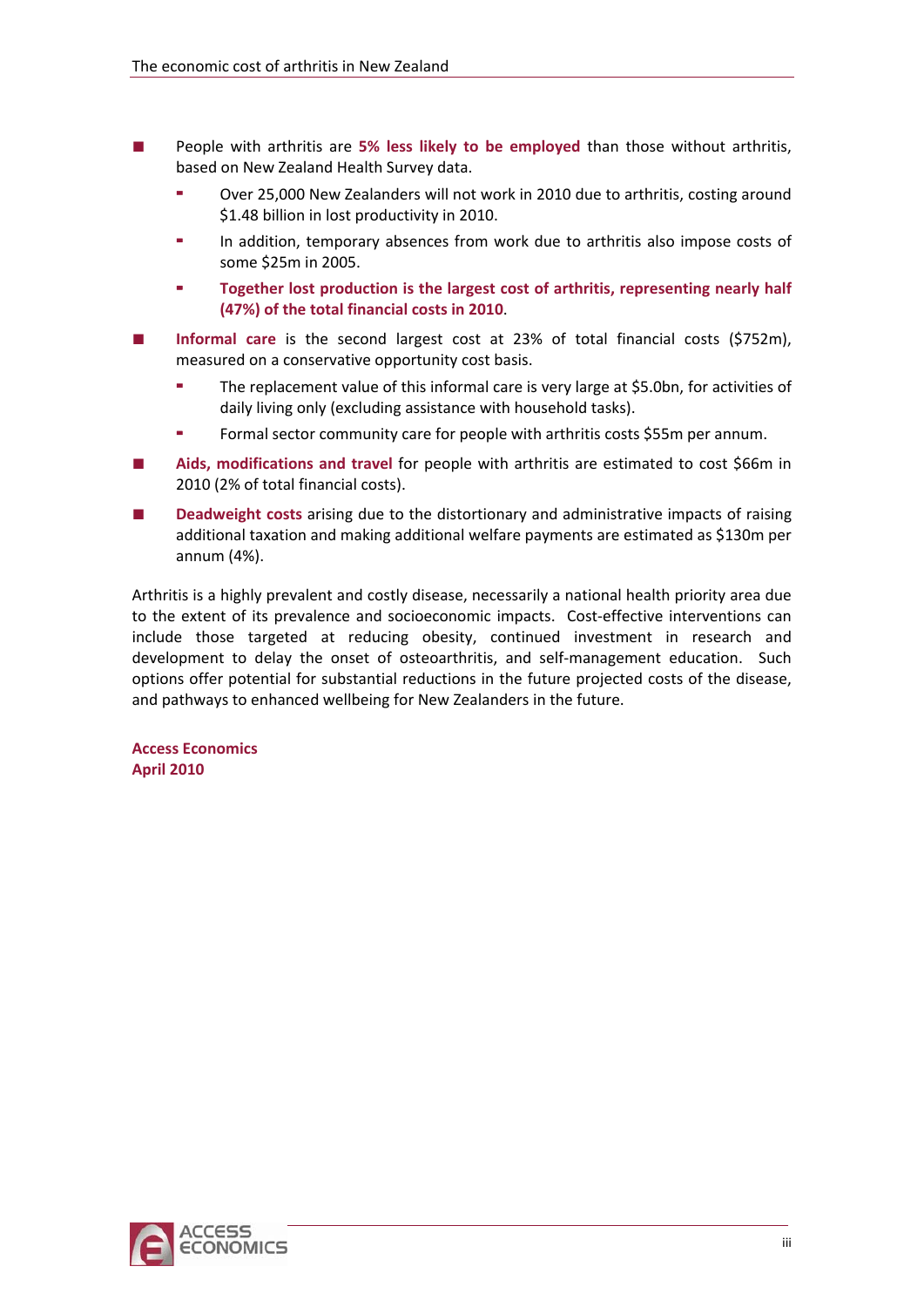- People with arthritis are **5% less likely to be employed** than those without arthritis, based on New Zealand Health Survey data.
  - Over 25,000 New Zealanders will not work in 2010 due to arthritis, costing around $1.48 billion in lost productivity in 2010.
  - In addition, temporary absences from work due to arthritis also impose costs of some $25m in 2005.
  - **Together lost production is the largest cost of arthritis, representing nearly half (47%) of the total financial costs in 2010**.
- **Informal care** is the second largest cost at 23% of total financial costs ($752m), measured on a conservative opportunity cost basis.
  - The replacement value of this informal care is very large at $5.0bn, for activities of daily living only (excluding assistance with household tasks).
  - Formal sector community care for people with arthritis costs $55m per annum.
- **Aids, modifications and travel** for people with arthritis are estimated to cost $66m in 2010 (2% of total financial costs).
- **Deadweight costs** arising due to the distortionary and administrative impacts of raising additional taxation and making additional welfare payments are estimated as $130m per annum (4%).

Arthritis is a highly prevalent and costly disease, necessarily a national health priority area due to the extent of its prevalence and socioeconomic impacts. Cost-effective interventions can include those targeted at reducing obesity, continued investment in research and development to delay the onset of osteoarthritis, and self-management education. Such options offer potential for substantial reductions in the future projected costs of the disease, and pathways to enhanced wellbeing for New Zealanders in the future.

**Access Economics**
**April 2010**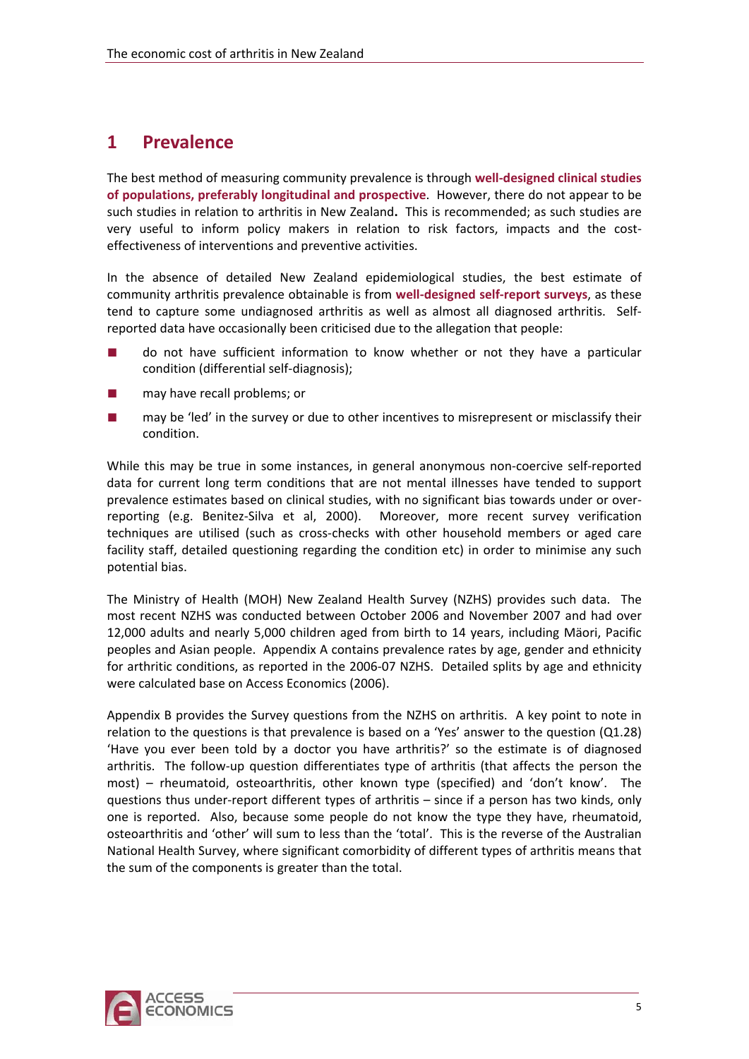# 1 Prevalence

The best method of measuring community prevalence is through **well-designed clinical studies of populations, preferably longitudinal and prospective**. However, there do not appear to be such studies in relation to arthritis in New Zealand**.** This is recommended; as such studies are very useful to inform policy makers in relation to risk factors, impacts and the cost-effectiveness of interventions and preventive activities.

In the absence of detailed New Zealand epidemiological studies, the best estimate of community arthritis prevalence obtainable is from **well-designed self-report surveys**, as these tend to capture some undiagnosed arthritis as well as almost all diagnosed arthritis. Self-reported data have occasionally been criticised due to the allegation that people:

- do not have sufficient information to know whether or not they have a particular condition (differential self-diagnosis);
- may have recall problems; or
- may be 'led' in the survey or due to other incentives to misrepresent or misclassify their condition.

While this may be true in some instances, in general anonymous non-coercive self-reported data for current long term conditions that are not mental illnesses have tended to support prevalence estimates based on clinical studies, with no significant bias towards under or over-reporting (e.g. Benitez-Silva et al, 2000). Moreover, more recent survey verification techniques are utilised (such as cross-checks with other household members or aged care facility staff, detailed questioning regarding the condition etc) in order to minimise any such potential bias.

The Ministry of Health (MOH) New Zealand Health Survey (NZHS) provides such data. The most recent NZHS was conducted between October 2006 and November 2007 and had over 12,000 adults and nearly 5,000 children aged from birth to 14 years, including Mäori, Pacific peoples and Asian people. Appendix A contains prevalence rates by age, gender and ethnicity for arthritic conditions, as reported in the 2006-07 NZHS. Detailed splits by age and ethnicity were calculated base on Access Economics (2006).

Appendix B provides the Survey questions from the NZHS on arthritis. A key point to note in relation to the questions is that prevalence is based on a 'Yes' answer to the question (Q1.28) 'Have you ever been told by a doctor you have arthritis?' so the estimate is of diagnosed arthritis. The follow-up question differentiates type of arthritis (that affects the person the most) – rheumatoid, osteoarthritis, other known type (specified) and 'don't know'. The questions thus under-report different types of arthritis – since if a person has two kinds, only one is reported. Also, because some people do not know the type they have, rheumatoid, osteoarthritis and 'other' will sum to less than the 'total'. This is the reverse of the Australian National Health Survey, where significant comorbidity of different types of arthritis means that the sum of the components is greater than the total.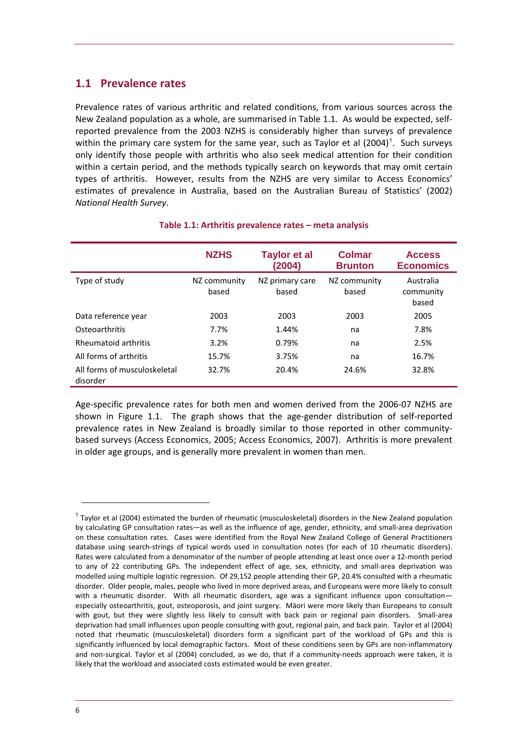## 1.1 Prevalence rates

Prevalence rates of various arthritic and related conditions, from various sources across the New Zealand population as a whole, are summarised in Table 1.1. As would be expected, self-reported prevalence from the 2003 NZHS is considerably higher than surveys of prevalence within the primary care system for the same year, such as Taylor et al (2004)[1]. Such surveys only identify those people with arthritis who also seek medical attention for their condition within a certain period, and the methods typically search on keywords that may omit certain types of arthritis. However, results from the NZHS are very similar to Access Economics' estimates of prevalence in Australia, based on the Australian Bureau of Statistics' (2002) *National Health Survey*.

**Table 1.1: Arthritis prevalence rates – meta analysis**

| | NZHS | Taylor et al (2004) | Colmar Brunton | Access Economics |
|---|---|---|---|---|
| Type of study | NZ community based | NZ primary care based | NZ community based | Australia community based |
| Data reference year | 2003 | 2003 | 2003 | 2005 |
| Osteoarthritis | 7.7% | 1.44% | na | 7.8% |
| Rheumatoid arthritis | 3.2% | 0.79% | na | 2.5% |
| All forms of arthritis | 15.7% | 3.75% | na | 16.7% |
| All forms of musculoskeletal disorder | 32.7% | 20.4% | 24.6% | 32.8% |

Age-specific prevalence rates for both men and women derived from the 2006-07 NZHS are shown in Figure 1.1. The graph shows that the age-gender distribution of self-reported prevalence rates in New Zealand is broadly similar to those reported in other community-based surveys (Access Economics, 2005; Access Economics, 2007). Arthritis is more prevalent in older age groups, and is generally more prevalent in women than men.

---

[1] Taylor et al (2004) estimated the burden of rheumatic (musculoskeletal) disorders in the New Zealand population by calculating GP consultation rates—as well as the influence of age, gender, ethnicity, and small-area deprivation on these consultation rates. Cases were identified from the Royal New Zealand College of General Practitioners database using search-strings of typical words used in consultation notes (for each of 10 rheumatic disorders). Rates were calculated from a denominator of the number of people attending at least once over a 12-month period to any of 22 contributing GPs. The independent effect of age, sex, ethnicity, and small-area deprivation was modelled using multiple logistic regression. Of 29,152 people attending their GP, 20.4% consulted with a rheumatic disorder. Older people, males, people who lived in more deprived areas, and Europeans were more likely to consult with a rheumatic disorder. With all rheumatic disorders, age was a significant influence upon consultation—especially osteoarthritis, gout, osteoporosis, and joint surgery. Māori were more likely than Europeans to consult with gout, but they were slightly less likely to consult with back pain or regional pain disorders. Small-area deprivation had small influences upon people consulting with gout, regional pain, and back pain. Taylor et al (2004) noted that rheumatic (musculoskeletal) disorders form a significant part of the workload of GPs and this is significantly influenced by local demographic factors. Most of these conditions seen by GPs are non-inflammatory and non-surgical. Taylor et al (2004) concluded, as we do, that if a community-needs approach were taken, it is likely that the workload and associated costs estimated would be even greater.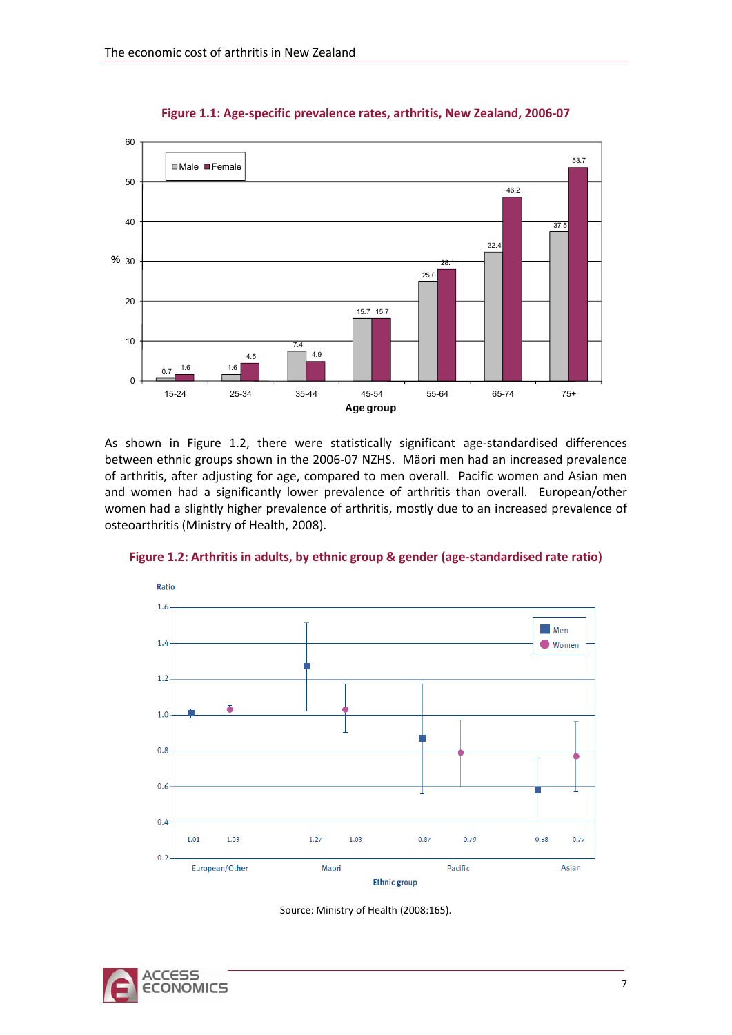**Figure 1.1: Age-specific prevalence rates, arthritis, New Zealand, 2006-07**

| Age group | Male (%) | Female (%) |
|---|---|---|
| 15-24 | 0.7 | 1.6 |
| 25-34 | 1.6 | 4.5 |
| 35-44 | 7.4 | 4.9 |
| 45-54 | 15.7 | 15.7 |
| 55-64 | 25.0 | 28.1 |
| 65-74 | 32.4 | 46.2 |
| 75+ | 37.5 | 53.7 |

As shown in Figure 1.2, there were statistically significant age-standardised differences between ethnic groups shown in the 2006-07 NZHS. Mäori men had an increased prevalence of arthritis, after adjusting for age, compared to men overall. Pacific women and Asian men and women had a significantly lower prevalence of arthritis than overall. European/other women had a slightly higher prevalence of arthritis, mostly due to an increased prevalence of osteoarthritis (Ministry of Health, 2008).

**Figure 1.2: Arthritis in adults, by ethnic group & gender (age-standardised rate ratio)**

| Ethnic group | Men (ratio) | Women (ratio) |
|---|---|---|
| European/Other | 1.01 | 1.03 |
| Māori | 1.27 | 1.03 |
| Pacific | 0.87 | 0.79 |
| Asian | 0.58 | 0.77 |

Source: Ministry of Health (2008:165).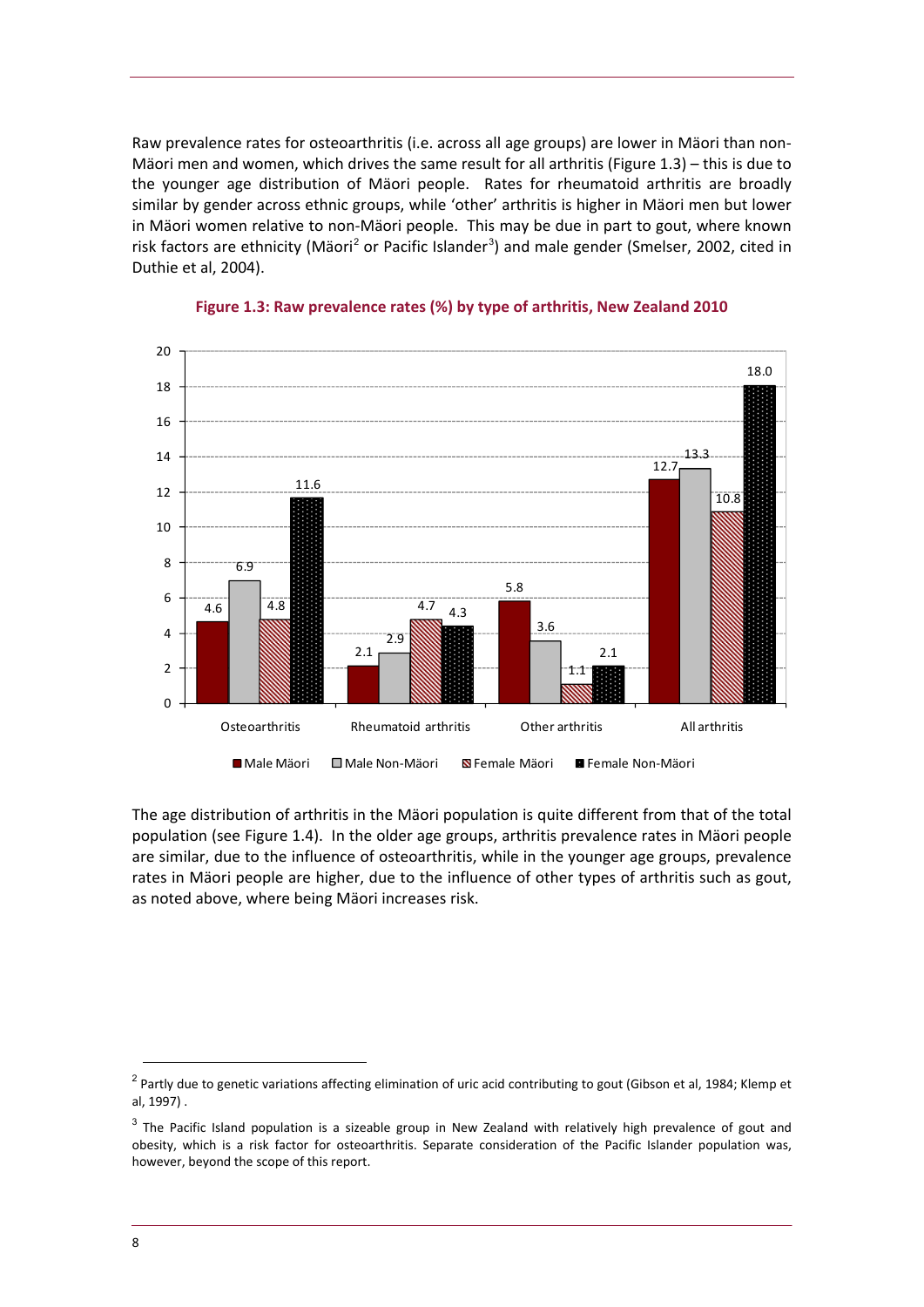Raw prevalence rates for osteoarthritis (i.e. across all age groups) are lower in Mäori than non-Mäori men and women, which drives the same result for all arthritis (Figure 1.3) – this is due to the younger age distribution of Mäori people. Rates for rheumatoid arthritis are broadly similar by gender across ethnic groups, while 'other' arthritis is higher in Mäori men but lower in Mäori women relative to non-Mäori people. This may be due in part to gout, where known risk factors are ethnicity (Mäori[2] or Pacific Islander[3]) and male gender (Smelser, 2002, cited in Duthie et al, 2004).

**Figure 1.3: Raw prevalence rates (%) by type of arthritis, New Zealand 2010**

| | Male Mäori | Male Non-Mäori | Female Mäori | Female Non-Mäori |
|---|---|---|---|---|
| Osteoarthritis | 4.6 | 6.9 | 4.8 | 11.6 |
| Rheumatoid arthritis | 2.1 | 2.9 | 4.7 | 4.3 |
| Other arthritis | 5.8 | 3.6 | 1.1 | 2.1 |
| All arthritis | 12.7 | 13.3 | 10.8 | 18.0 |

The age distribution of arthritis in the Mäori population is quite different from that of the total population (see Figure 1.4). In the older age groups, arthritis prevalence rates in Mäori people are similar, due to the influence of osteoarthritis, while in the younger age groups, prevalence rates in Mäori people are higher, due to the influence of other types of arthritis such as gout, as noted above, where being Mäori increases risk.

---

[2] Partly due to genetic variations affecting elimination of uric acid contributing to gout (Gibson et al, 1984; Klemp et al, 1997) .

[3] The Pacific Island population is a sizeable group in New Zealand with relatively high prevalence of gout and obesity, which is a risk factor for osteoarthritis. Separate consideration of the Pacific Islander population was, however, beyond the scope of this report.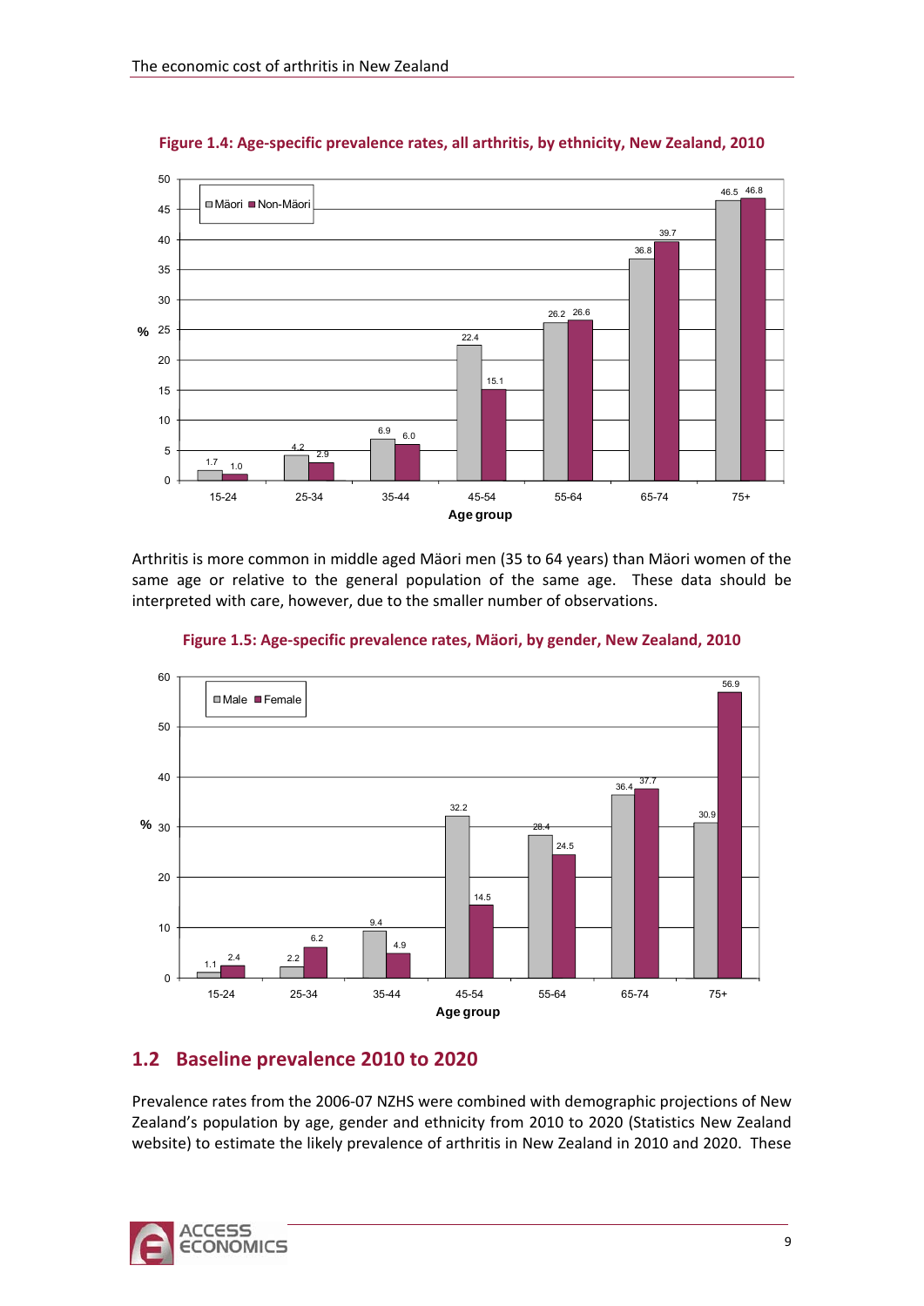**Figure 1.4: Age-specific prevalence rates, all arthritis, by ethnicity, New Zealand, 2010**

| Age group | Mäori (%) | Non-Mäori (%) |
|---|---|---|
| 15-24 | 1.7 | 1.0 |
| 25-34 | 4.2 | 2.9 |
| 35-44 | 6.9 | 6.0 |
| 45-54 | 22.4 | 15.1 |
| 55-64 | 26.2 | 26.6 |
| 65-74 | 36.8 | 39.7 |
| 75+ | 46.5 | 46.8 |

Arthritis is more common in middle aged Mäori men (35 to 64 years) than Mäori women of the same age or relative to the general population of the same age. These data should be interpreted with care, however, due to the smaller number of observations.

**Figure 1.5: Age-specific prevalence rates, Mäori, by gender, New Zealand, 2010**

| Age group | Male (%) | Female (%) |
|---|---|---|
| 15-24 | 1.1 | 2.4 |
| 25-34 | 2.2 | 6.2 |
| 35-44 | 9.4 | 4.9 |
| 45-54 | 32.2 | 14.5 |
| 55-64 | 28.4 | 24.5 |
| 65-74 | 36.4 | 37.7 |
| 75+ | 30.9 | 56.9 |

## 1.2 Baseline prevalence 2010 to 2020

Prevalence rates from the 2006-07 NZHS were combined with demographic projections of New Zealand's population by age, gender and ethnicity from 2010 to 2020 (Statistics New Zealand website) to estimate the likely prevalence of arthritis in New Zealand in 2010 and 2020. These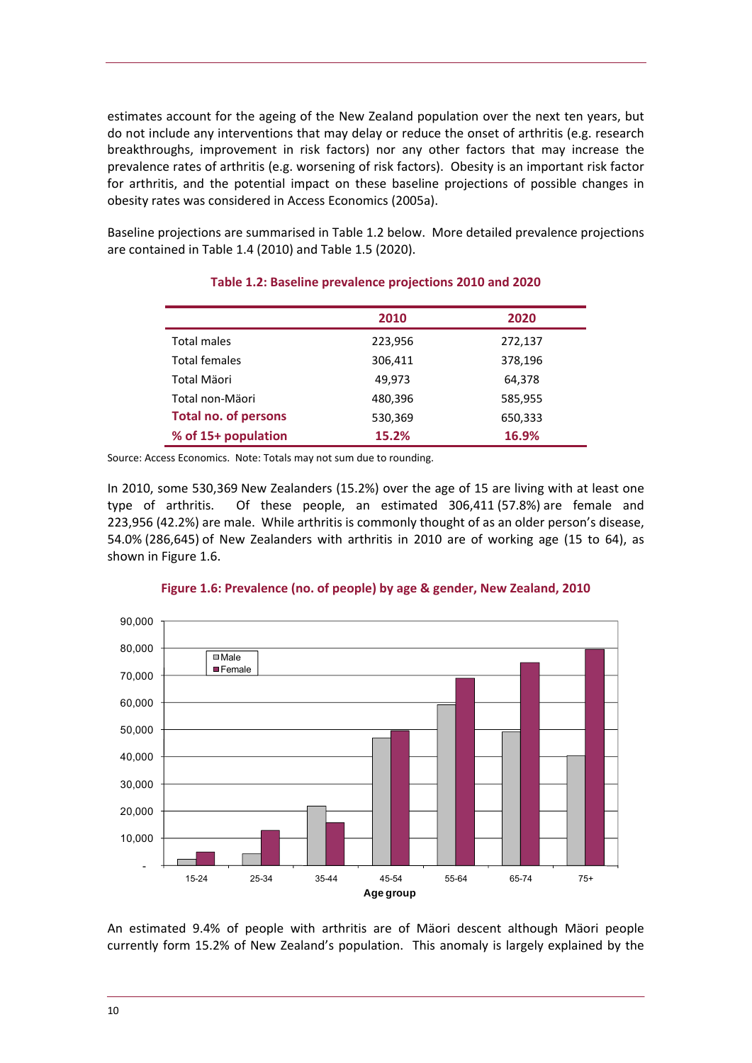estimates account for the ageing of the New Zealand population over the next ten years, but do not include any interventions that may delay or reduce the onset of arthritis (e.g. research breakthroughs, improvement in risk factors) nor any other factors that may increase the prevalence rates of arthritis (e.g. worsening of risk factors). Obesity is an important risk factor for arthritis, and the potential impact on these baseline projections of possible changes in obesity rates was considered in Access Economics (2005a).

Baseline projections are summarised in Table 1.2 below. More detailed prevalence projections are contained in Table 1.4 (2010) and Table 1.5 (2020).

**Table 1.2: Baseline prevalence projections 2010 and 2020**

| | 2010 | 2020 |
|---|---|---|
| Total males | 223,956 | 272,137 |
| Total females | 306,411 | 378,196 |
| Total Mäori | 49,973 | 64,378 |
| Total non-Mäori | 480,396 | 585,955 |
| **Total no. of persons** | 530,369 | 650,333 |
| **% of 15+ population** | **15.2%** | **16.9%** |

Source: Access Economics. Note: Totals may not sum due to rounding.

In 2010, some 530,369 New Zealanders (15.2%) over the age of 15 are living with at least one type of arthritis. Of these people, an estimated 306,411 (57.8%) are female and 223,956 (42.2%) are male. While arthritis is commonly thought of as an older person's disease, 54.0% (286,645) of New Zealanders with arthritis in 2010 are of working age (15 to 64), as shown in Figure 1.6.

**Figure 1.6: Prevalence (no. of people) by age & gender, New Zealand, 2010**

An estimated 9.4% of people with arthritis are of Mäori descent although Mäori people currently form 15.2% of New Zealand's population. This anomaly is largely explained by the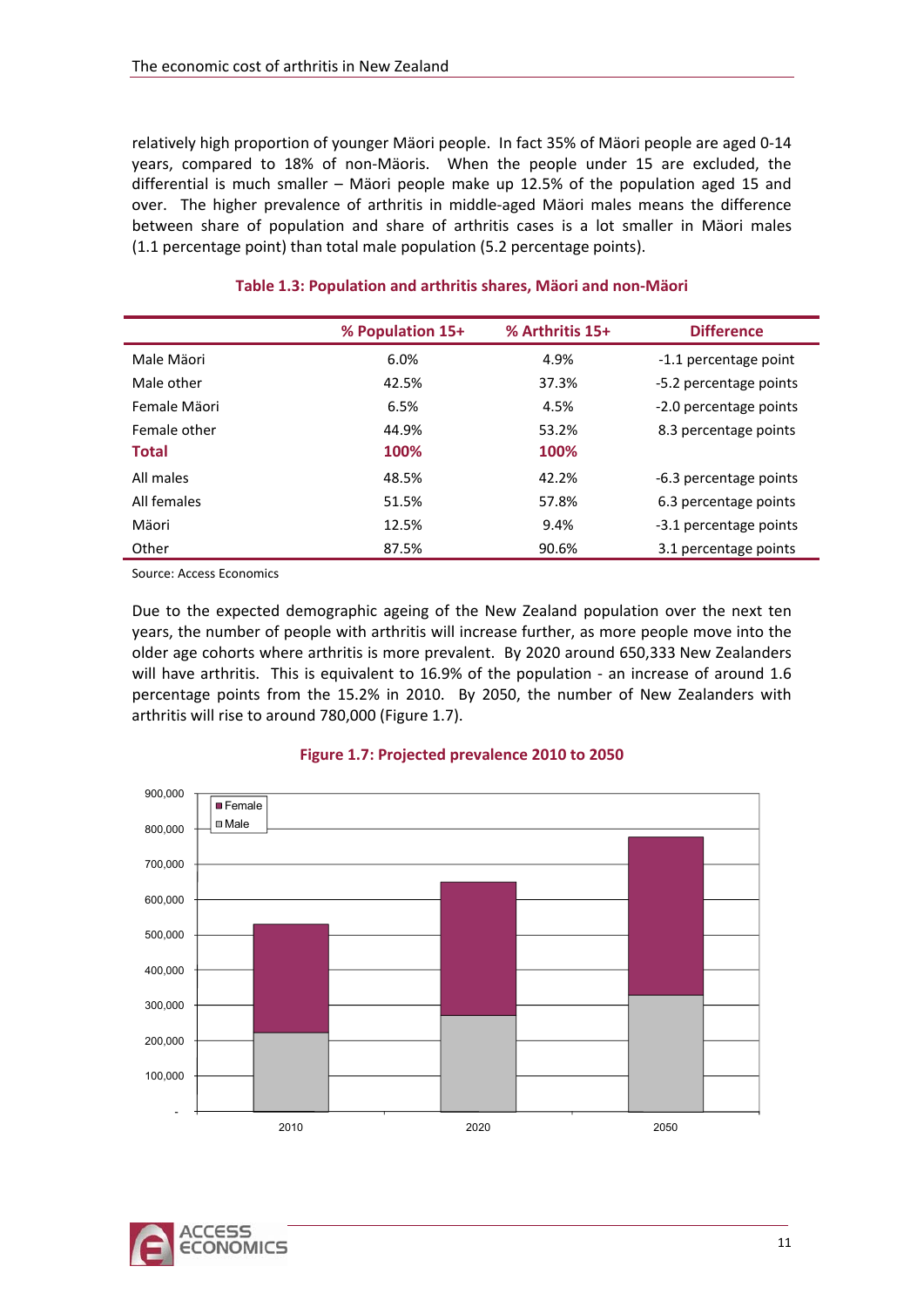relatively high proportion of younger Mäori people. In fact 35% of Mäori people are aged 0-14 years, compared to 18% of non-Mäoris. When the people under 15 are excluded, the differential is much smaller – Mäori people make up 12.5% of the population aged 15 and over. The higher prevalence of arthritis in middle-aged Mäori males means the difference between share of population and share of arthritis cases is a lot smaller in Mäori males (1.1 percentage point) than total male population (5.2 percentage points).

**Table 1.3: Population and arthritis shares, Mäori and non-Mäori**

| | % Population 15+ | % Arthritis 15+ | Difference |
|---|---|---|---|
| Male Mäori | 6.0% | 4.9% | -1.1 percentage point |
| Male other | 42.5% | 37.3% | -5.2 percentage points |
| Female Mäori | 6.5% | 4.5% | -2.0 percentage points |
| Female other | 44.9% | 53.2% | 8.3 percentage points |
| **Total** | **100%** | **100%** | |
| All males | 48.5% | 42.2% | -6.3 percentage points |
| All females | 51.5% | 57.8% | 6.3 percentage points |
| Mäori | 12.5% | 9.4% | -3.1 percentage points |
| Other | 87.5% | 90.6% | 3.1 percentage points |

Source: Access Economics

Due to the expected demographic ageing of the New Zealand population over the next ten years, the number of people with arthritis will increase further, as more people move into the older age cohorts where arthritis is more prevalent. By 2020 around 650,333 New Zealanders will have arthritis. This is equivalent to 16.9% of the population - an increase of around 1.6 percentage points from the 15.2% in 2010. By 2050, the number of New Zealanders with arthritis will rise to around 780,000 (Figure 1.7).

**Figure 1.7: Projected prevalence 2010 to 2050**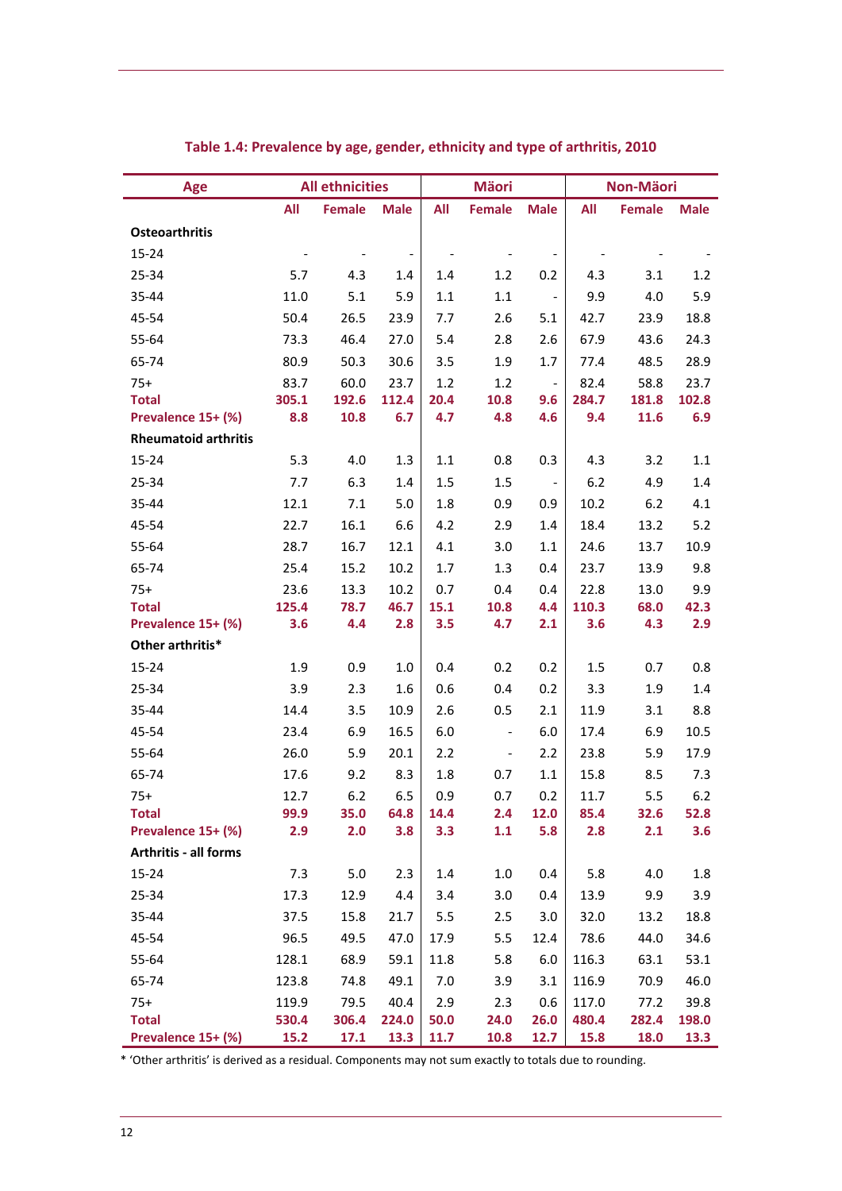**Table 1.4: Prevalence by age, gender, ethnicity and type of arthritis, 2010**

| Age | All ethnicities | | | Māori | | | Non-Māori | | |
|---|---|---|---|---|---|---|---|---|---|
| | All | Female | Male | All | Female | Male | All | Female | Male |
| **Osteoarthritis** | | | | | | | | | |
| 15-24 | - | - | - | - | - | - | - | - | - |
| 25-34 | 5.7 | 4.3 | 1.4 | 1.4 | 1.2 | 0.2 | 4.3 | 3.1 | 1.2 |
| 35-44 | 11.0 | 5.1 | 5.9 | 1.1 | 1.1 | - | 9.9 | 4.0 | 5.9 |
| 45-54 | 50.4 | 26.5 | 23.9 | 7.7 | 2.6 | 5.1 | 42.7 | 23.9 | 18.8 |
| 55-64 | 73.3 | 46.4 | 27.0 | 5.4 | 2.8 | 2.6 | 67.9 | 43.6 | 24.3 |
| 65-74 | 80.9 | 50.3 | 30.6 | 3.5 | 1.9 | 1.7 | 77.4 | 48.5 | 28.9 |
| 75+ | 83.7 | 60.0 | 23.7 | 1.2 | 1.2 | - | 82.4 | 58.8 | 23.7 |
| **Total** | **305.1** | **192.6** | **112.4** | **20.4** | **10.8** | **9.6** | **284.7** | **181.8** | **102.8** |
| **Prevalence 15+ (%)** | **8.8** | **10.8** | **6.7** | **4.7** | **4.8** | **4.6** | **9.4** | **11.6** | **6.9** |
| **Rheumatoid arthritis** | | | | | | | | | |
| 15-24 | 5.3 | 4.0 | 1.3 | 1.1 | 0.8 | 0.3 | 4.3 | 3.2 | 1.1 |
| 25-34 | 7.7 | 6.3 | 1.4 | 1.5 | 1.5 | - | 6.2 | 4.9 | 1.4 |
| 35-44 | 12.1 | 7.1 | 5.0 | 1.8 | 0.9 | 0.9 | 10.2 | 6.2 | 4.1 |
| 45-54 | 22.7 | 16.1 | 6.6 | 4.2 | 2.9 | 1.4 | 18.4 | 13.2 | 5.2 |
| 55-64 | 28.7 | 16.7 | 12.1 | 4.1 | 3.0 | 1.1 | 24.6 | 13.7 | 10.9 |
| 65-74 | 25.4 | 15.2 | 10.2 | 1.7 | 1.3 | 0.4 | 23.7 | 13.9 | 9.8 |
| 75+ | 23.6 | 13.3 | 10.2 | 0.7 | 0.4 | 0.4 | 22.8 | 13.0 | 9.9 |
| **Total** | **125.4** | **78.7** | **46.7** | **15.1** | **10.8** | **4.4** | **110.3** | **68.0** | **42.3** |
| **Prevalence 15+ (%)** | **3.6** | **4.4** | **2.8** | **3.5** | **4.7** | **2.1** | **3.6** | **4.3** | **2.9** |
| **Other arthritis*** | | | | | | | | | |
| 15-24 | 1.9 | 0.9 | 1.0 | 0.4 | 0.2 | 0.2 | 1.5 | 0.7 | 0.8 |
| 25-34 | 3.9 | 2.3 | 1.6 | 0.6 | 0.4 | 0.2 | 3.3 | 1.9 | 1.4 |
| 35-44 | 14.4 | 3.5 | 10.9 | 2.6 | 0.5 | 2.1 | 11.9 | 3.1 | 8.8 |
| 45-54 | 23.4 | 6.9 | 16.5 | 6.0 | - | 6.0 | 17.4 | 6.9 | 10.5 |
| 55-64 | 26.0 | 5.9 | 20.1 | 2.2 | - | 2.2 | 23.8 | 5.9 | 17.9 |
| 65-74 | 17.6 | 9.2 | 8.3 | 1.8 | 0.7 | 1.1 | 15.8 | 8.5 | 7.3 |
| 75+ | 12.7 | 6.2 | 6.5 | 0.9 | 0.7 | 0.2 | 11.7 | 5.5 | 6.2 |
| **Total** | **99.9** | **35.0** | **64.8** | **14.4** | **2.4** | **12.0** | **85.4** | **32.6** | **52.8** |
| **Prevalence 15+ (%)** | **2.9** | **2.0** | **3.8** | **3.3** | **1.1** | **5.8** | **2.8** | **2.1** | **3.6** |
| **Arthritis - all forms** | | | | | | | | | |
| 15-24 | 7.3 | 5.0 | 2.3 | 1.4 | 1.0 | 0.4 | 5.8 | 4.0 | 1.8 |
| 25-34 | 17.3 | 12.9 | 4.4 | 3.4 | 3.0 | 0.4 | 13.9 | 9.9 | 3.9 |
| 35-44 | 37.5 | 15.8 | 21.7 | 5.5 | 2.5 | 3.0 | 32.0 | 13.2 | 18.8 |
| 45-54 | 96.5 | 49.5 | 47.0 | 17.9 | 5.5 | 12.4 | 78.6 | 44.0 | 34.6 |
| 55-64 | 128.1 | 68.9 | 59.1 | 11.8 | 5.8 | 6.0 | 116.3 | 63.1 | 53.1 |
| 65-74 | 123.8 | 74.8 | 49.1 | 7.0 | 3.9 | 3.1 | 116.9 | 70.9 | 46.0 |
| 75+ | 119.9 | 79.5 | 40.4 | 2.9 | 2.3 | 0.6 | 117.0 | 77.2 | 39.8 |
| **Total** | **530.4** | **306.4** | **224.0** | **50.0** | **24.0** | **26.0** | **480.4** | **282.4** | **198.0** |
| **Prevalence 15+ (%)** | **15.2** | **17.1** | **13.3** | **11.7** | **10.8** | **12.7** | **15.8** | **18.0** | **13.3** |

* 'Other arthritis' is derived as a residual. Components may not sum exactly to totals due to rounding.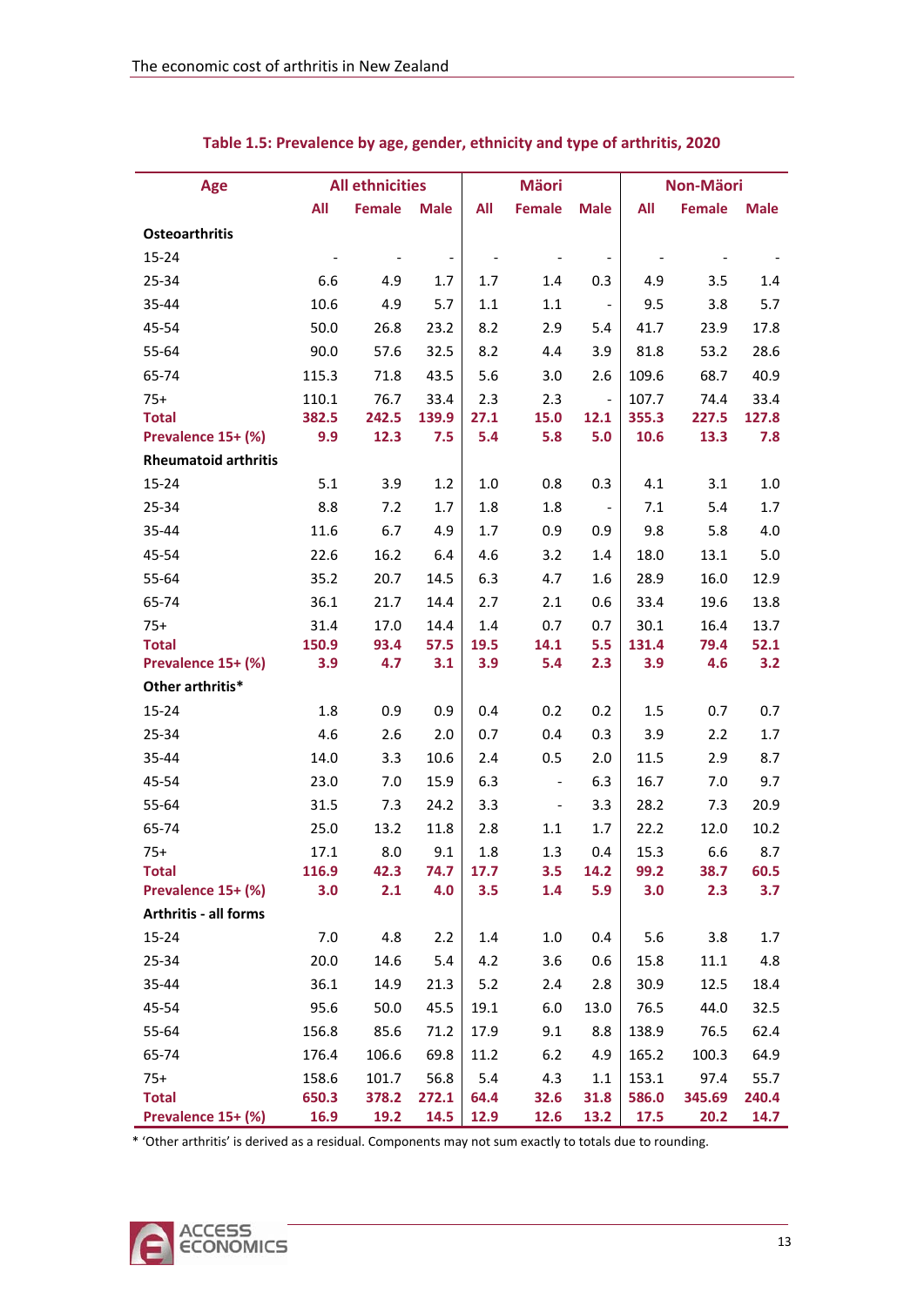**Table 1.5: Prevalence by age, gender, ethnicity and type of arthritis, 2020**

| Age | All ethnicities | | | Mäori | | | Non-Mäori | | |
|---|---|---|---|---|---|---|---|---|---|
| | All | Female | Male | All | Female | Male | All | Female | Male |
| **Osteoarthritis** | | | | | | | | | |
| 15-24 | - | - | - | - | - | - | - | - | - |
| 25-34 | 6.6 | 4.9 | 1.7 | 1.7 | 1.4 | 0.3 | 4.9 | 3.5 | 1.4 |
| 35-44 | 10.6 | 4.9 | 5.7 | 1.1 | 1.1 | - | 9.5 | 3.8 | 5.7 |
| 45-54 | 50.0 | 26.8 | 23.2 | 8.2 | 2.9 | 5.4 | 41.7 | 23.9 | 17.8 |
| 55-64 | 90.0 | 57.6 | 32.5 | 8.2 | 4.4 | 3.9 | 81.8 | 53.2 | 28.6 |
| 65-74 | 115.3 | 71.8 | 43.5 | 5.6 | 3.0 | 2.6 | 109.6 | 68.7 | 40.9 |
| 75+ | 110.1 | 76.7 | 33.4 | 2.3 | 2.3 | - | 107.7 | 74.4 | 33.4 |
| **Total** | **382.5** | **242.5** | **139.9** | **27.1** | **15.0** | **12.1** | **355.3** | **227.5** | **127.8** |
| **Prevalence 15+ (%)** | **9.9** | **12.3** | **7.5** | **5.4** | **5.8** | **5.0** | **10.6** | **13.3** | **7.8** |
| **Rheumatoid arthritis** | | | | | | | | | |
| 15-24 | 5.1 | 3.9 | 1.2 | 1.0 | 0.8 | 0.3 | 4.1 | 3.1 | 1.0 |
| 25-34 | 8.8 | 7.2 | 1.7 | 1.8 | 1.8 | - | 7.1 | 5.4 | 1.7 |
| 35-44 | 11.6 | 6.7 | 4.9 | 1.7 | 0.9 | 0.9 | 9.8 | 5.8 | 4.0 |
| 45-54 | 22.6 | 16.2 | 6.4 | 4.6 | 3.2 | 1.4 | 18.0 | 13.1 | 5.0 |
| 55-64 | 35.2 | 20.7 | 14.5 | 6.3 | 4.7 | 1.6 | 28.9 | 16.0 | 12.9 |
| 65-74 | 36.1 | 21.7 | 14.4 | 2.7 | 2.1 | 0.6 | 33.4 | 19.6 | 13.8 |
| 75+ | 31.4 | 17.0 | 14.4 | 1.4 | 0.7 | 0.7 | 30.1 | 16.4 | 13.7 |
| **Total** | **150.9** | **93.4** | **57.5** | **19.5** | **14.1** | **5.5** | **131.4** | **79.4** | **52.1** |
| **Prevalence 15+ (%)** | **3.9** | **4.7** | **3.1** | **3.9** | **5.4** | **2.3** | **3.9** | **4.6** | **3.2** |
| **Other arthritis*** | | | | | | | | | |
| 15-24 | 1.8 | 0.9 | 0.9 | 0.4 | 0.2 | 0.2 | 1.5 | 0.7 | 0.7 |
| 25-34 | 4.6 | 2.6 | 2.0 | 0.7 | 0.4 | 0.3 | 3.9 | 2.2 | 1.7 |
| 35-44 | 14.0 | 3.3 | 10.6 | 2.4 | 0.5 | 2.0 | 11.5 | 2.9 | 8.7 |
| 45-54 | 23.0 | 7.0 | 15.9 | 6.3 | - | 6.3 | 16.7 | 7.0 | 9.7 |
| 55-64 | 31.5 | 7.3 | 24.2 | 3.3 | - | 3.3 | 28.2 | 7.3 | 20.9 |
| 65-74 | 25.0 | 13.2 | 11.8 | 2.8 | 1.1 | 1.7 | 22.2 | 12.0 | 10.2 |
| 75+ | 17.1 | 8.0 | 9.1 | 1.8 | 1.3 | 0.4 | 15.3 | 6.6 | 8.7 |
| **Total** | **116.9** | **42.3** | **74.7** | **17.7** | **3.5** | **14.2** | **99.2** | **38.7** | **60.5** |
| **Prevalence 15+ (%)** | **3.0** | **2.1** | **4.0** | **3.5** | **1.4** | **5.9** | **3.0** | **2.3** | **3.7** |
| **Arthritis - all forms** | | | | | | | | | |
| 15-24 | 7.0 | 4.8 | 2.2 | 1.4 | 1.0 | 0.4 | 5.6 | 3.8 | 1.7 |
| 25-34 | 20.0 | 14.6 | 5.4 | 4.2 | 3.6 | 0.6 | 15.8 | 11.1 | 4.8 |
| 35-44 | 36.1 | 14.9 | 21.3 | 5.2 | 2.4 | 2.8 | 30.9 | 12.5 | 18.4 |
| 45-54 | 95.6 | 50.0 | 45.5 | 19.1 | 6.0 | 13.0 | 76.5 | 44.0 | 32.5 |
| 55-64 | 156.8 | 85.6 | 71.2 | 17.9 | 9.1 | 8.8 | 138.9 | 76.5 | 62.4 |
| 65-74 | 176.4 | 106.6 | 69.8 | 11.2 | 6.2 | 4.9 | 165.2 | 100.3 | 64.9 |
| 75+ | 158.6 | 101.7 | 56.8 | 5.4 | 4.3 | 1.1 | 153.1 | 97.4 | 55.7 |
| **Total** | **650.3** | **378.2** | **272.1** | **64.4** | **32.6** | **31.8** | **586.0** | **345.69** | **240.4** |
| **Prevalence 15+ (%)** | **16.9** | **19.2** | **14.5** | **12.9** | **12.6** | **13.2** | **17.5** | **20.2** | **14.7** |

* 'Other arthritis' is derived as a residual. Components may not sum exactly to totals due to rounding.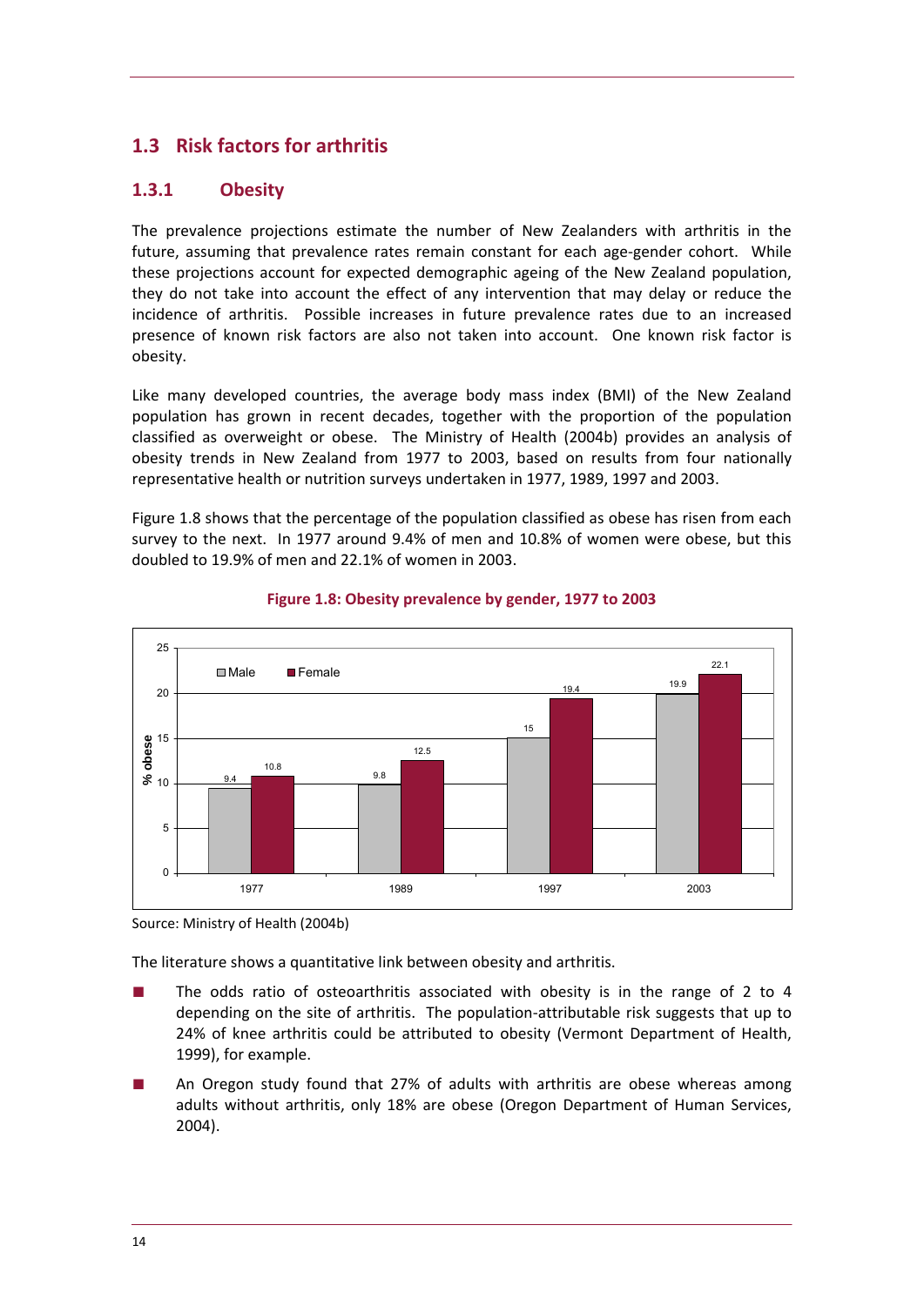## 1.3 Risk factors for arthritis

### 1.3.1 Obesity

The prevalence projections estimate the number of New Zealanders with arthritis in the future, assuming that prevalence rates remain constant for each age-gender cohort. While these projections account for expected demographic ageing of the New Zealand population, they do not take into account the effect of any intervention that may delay or reduce the incidence of arthritis. Possible increases in future prevalence rates due to an increased presence of known risk factors are also not taken into account. One known risk factor is obesity.

Like many developed countries, the average body mass index (BMI) of the New Zealand population has grown in recent decades, together with the proportion of the population classified as overweight or obese. The Ministry of Health (2004b) provides an analysis of obesity trends in New Zealand from 1977 to 2003, based on results from four nationally representative health or nutrition surveys undertaken in 1977, 1989, 1997 and 2003.

Figure 1.8 shows that the percentage of the population classified as obese has risen from each survey to the next. In 1977 around 9.4% of men and 10.8% of women were obese, but this doubled to 19.9% of men and 22.1% of women in 2003.

**Figure 1.8: Obesity prevalence by gender, 1977 to 2003**

| Year | Male (% obese) | Female (% obese) |
|---|---|---|
| 1977 | 9.4 | 10.8 |
| 1989 | 9.8 | 12.5 |
| 1997 | 15 | 19.4 |
| 2003 | 19.9 | 22.1 |

Source: Ministry of Health (2004b)

The literature shows a quantitative link between obesity and arthritis.

- The odds ratio of osteoarthritis associated with obesity is in the range of 2 to 4 depending on the site of arthritis. The population-attributable risk suggests that up to 24% of knee arthritis could be attributed to obesity (Vermont Department of Health, 1999), for example.
- An Oregon study found that 27% of adults with arthritis are obese whereas among adults without arthritis, only 18% are obese (Oregon Department of Human Services, 2004).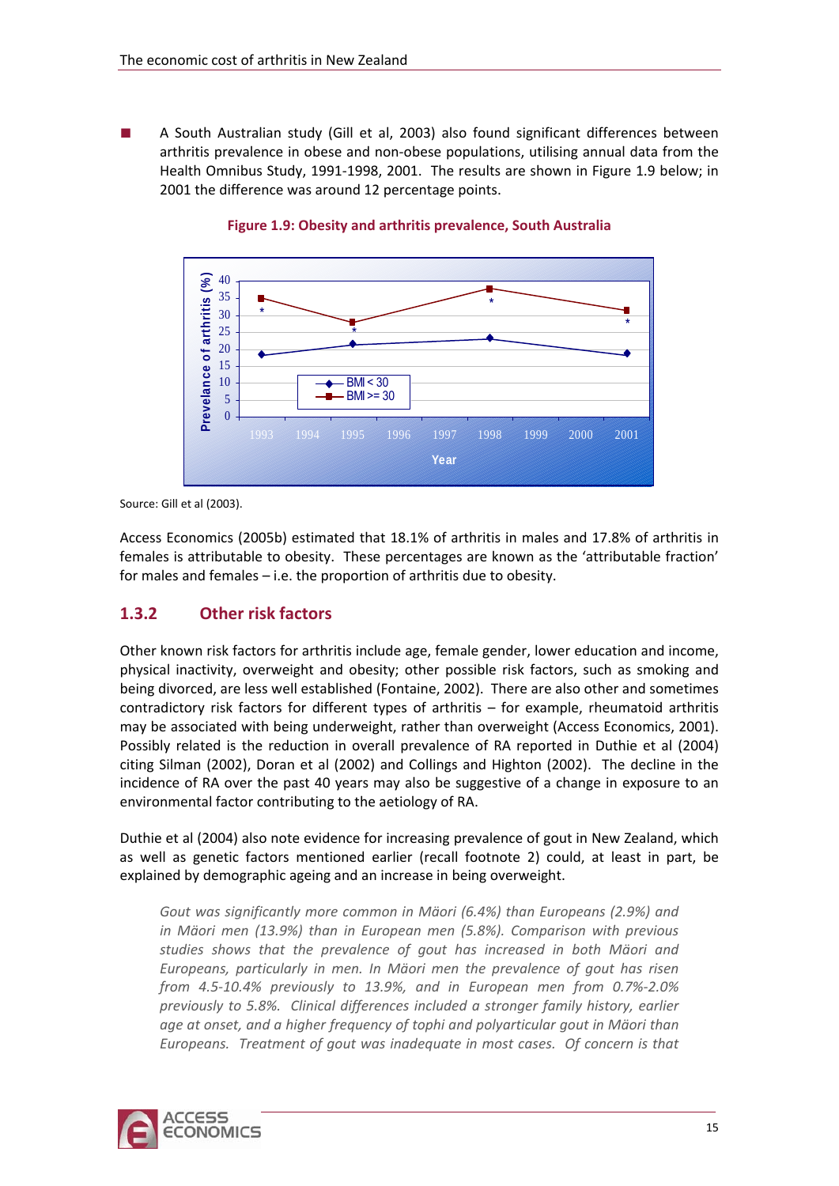- A South Australian study (Gill et al, 2003) also found significant differences between arthritis prevalence in obese and non-obese populations, utilising annual data from the Health Omnibus Study, 1991-1998, 2001. The results are shown in Figure 1.9 below; in 2001 the difference was around 12 percentage points.

**Figure 1.9: Obesity and arthritis prevalence, South Australia**

Source: Gill et al (2003).

Access Economics (2005b) estimated that 18.1% of arthritis in males and 17.8% of arthritis in females is attributable to obesity. These percentages are known as the 'attributable fraction' for males and females – i.e. the proportion of arthritis due to obesity.

### 1.3.2 Other risk factors

Other known risk factors for arthritis include age, female gender, lower education and income, physical inactivity, overweight and obesity; other possible risk factors, such as smoking and being divorced, are less well established (Fontaine, 2002). There are also other and sometimes contradictory risk factors for different types of arthritis – for example, rheumatoid arthritis may be associated with being underweight, rather than overweight (Access Economics, 2001). Possibly related is the reduction in overall prevalence of RA reported in Duthie et al (2004) citing Silman (2002), Doran et al (2002) and Collings and Highton (2002). The decline in the incidence of RA over the past 40 years may also be suggestive of a change in exposure to an environmental factor contributing to the aetiology of RA.

Duthie et al (2004) also note evidence for increasing prevalence of gout in New Zealand, which as well as genetic factors mentioned earlier (recall footnote 2) could, at least in part, be explained by demographic ageing and an increase in being overweight.

> *Gout was significantly more common in Mäori (6.4%) than Europeans (2.9%) and in Mäori men (13.9%) than in European men (5.8%). Comparison with previous studies shows that the prevalence of gout has increased in both Mäori and Europeans, particularly in men. In Mäori men the prevalence of gout has risen from 4.5-10.4% previously to 13.9%, and in European men from 0.7%-2.0% previously to 5.8%. Clinical differences included a stronger family history, earlier age at onset, and a higher frequency of tophi and polyarticular gout in Mäori than Europeans. Treatment of gout was inadequate in most cases. Of concern is that*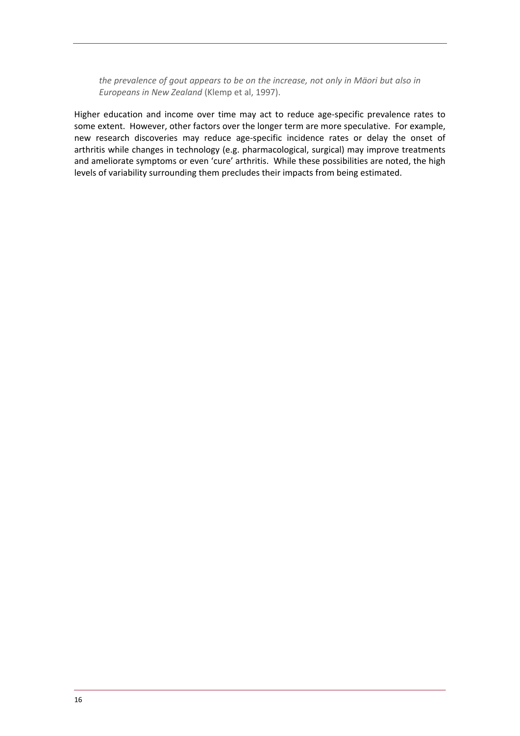*the prevalence of gout appears to be on the increase, not only in Mäori but also in Europeans in New Zealand* (Klemp et al, 1997).

Higher education and income over time may act to reduce age-specific prevalence rates to some extent. However, other factors over the longer term are more speculative. For example, new research discoveries may reduce age-specific incidence rates or delay the onset of arthritis while changes in technology (e.g. pharmacological, surgical) may improve treatments and ameliorate symptoms or even 'cure' arthritis. While these possibilities are noted, the high levels of variability surrounding them precludes their impacts from being estimated.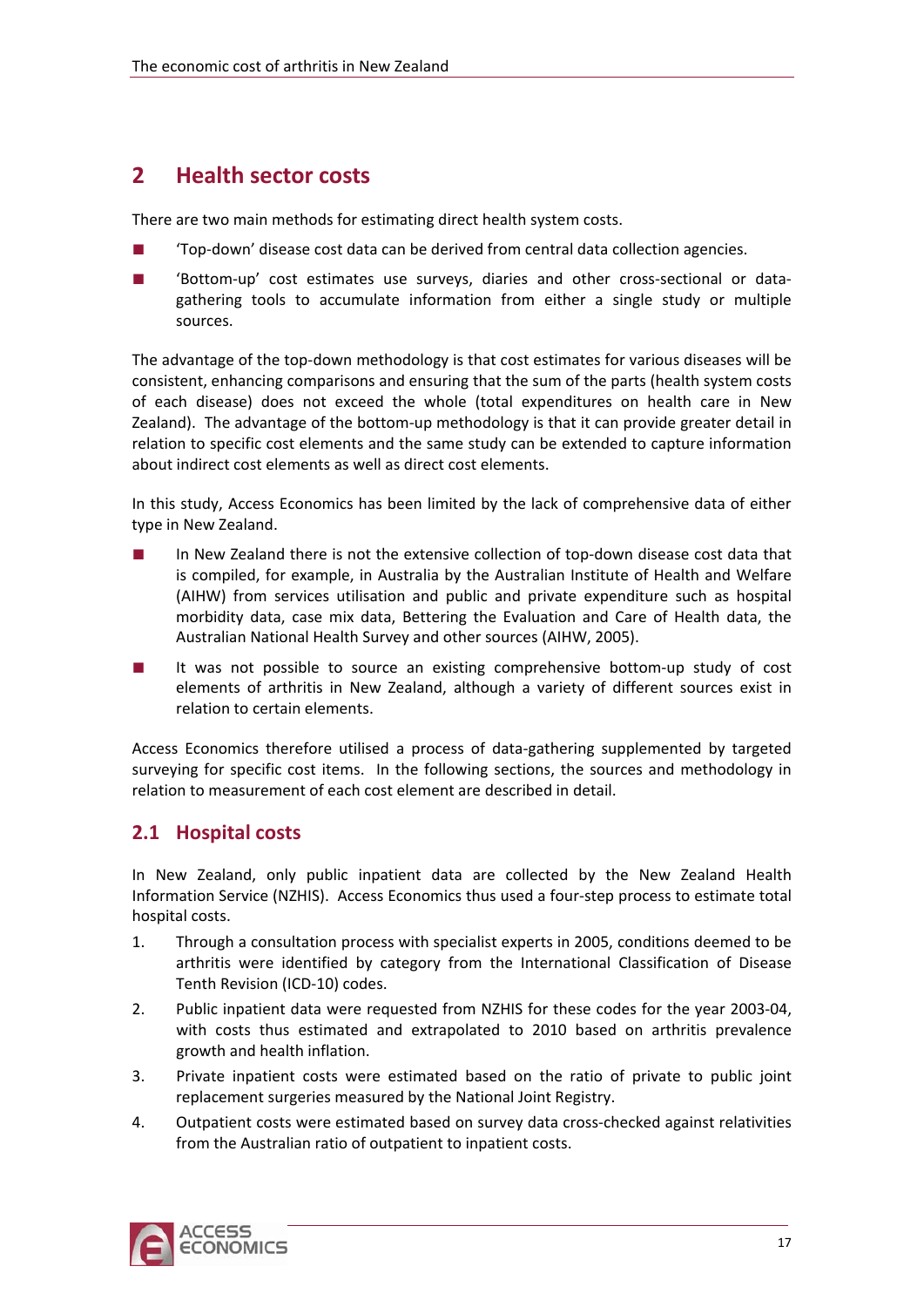## 2 Health sector costs

There are two main methods for estimating direct health system costs.

- 'Top-down' disease cost data can be derived from central data collection agencies.
- 'Bottom-up' cost estimates use surveys, diaries and other cross-sectional or data-gathering tools to accumulate information from either a single study or multiple sources.

The advantage of the top-down methodology is that cost estimates for various diseases will be consistent, enhancing comparisons and ensuring that the sum of the parts (health system costs of each disease) does not exceed the whole (total expenditures on health care in New Zealand). The advantage of the bottom-up methodology is that it can provide greater detail in relation to specific cost elements and the same study can be extended to capture information about indirect cost elements as well as direct cost elements.

In this study, Access Economics has been limited by the lack of comprehensive data of either type in New Zealand.

- In New Zealand there is not the extensive collection of top-down disease cost data that is compiled, for example, in Australia by the Australian Institute of Health and Welfare (AIHW) from services utilisation and public and private expenditure such as hospital morbidity data, case mix data, Bettering the Evaluation and Care of Health data, the Australian National Health Survey and other sources (AIHW, 2005).
- It was not possible to source an existing comprehensive bottom-up study of cost elements of arthritis in New Zealand, although a variety of different sources exist in relation to certain elements.

Access Economics therefore utilised a process of data-gathering supplemented by targeted surveying for specific cost items. In the following sections, the sources and methodology in relation to measurement of each cost element are described in detail.

### 2.1 Hospital costs

In New Zealand, only public inpatient data are collected by the New Zealand Health Information Service (NZHIS). Access Economics thus used a four-step process to estimate total hospital costs.

1. Through a consultation process with specialist experts in 2005, conditions deemed to be arthritis were identified by category from the International Classification of Disease Tenth Revision (ICD-10) codes.
2. Public inpatient data were requested from NZHIS for these codes for the year 2003-04, with costs thus estimated and extrapolated to 2010 based on arthritis prevalence growth and health inflation.
3. Private inpatient costs were estimated based on the ratio of private to public joint replacement surgeries measured by the National Joint Registry.
4. Outpatient costs were estimated based on survey data cross-checked against relativities from the Australian ratio of outpatient to inpatient costs.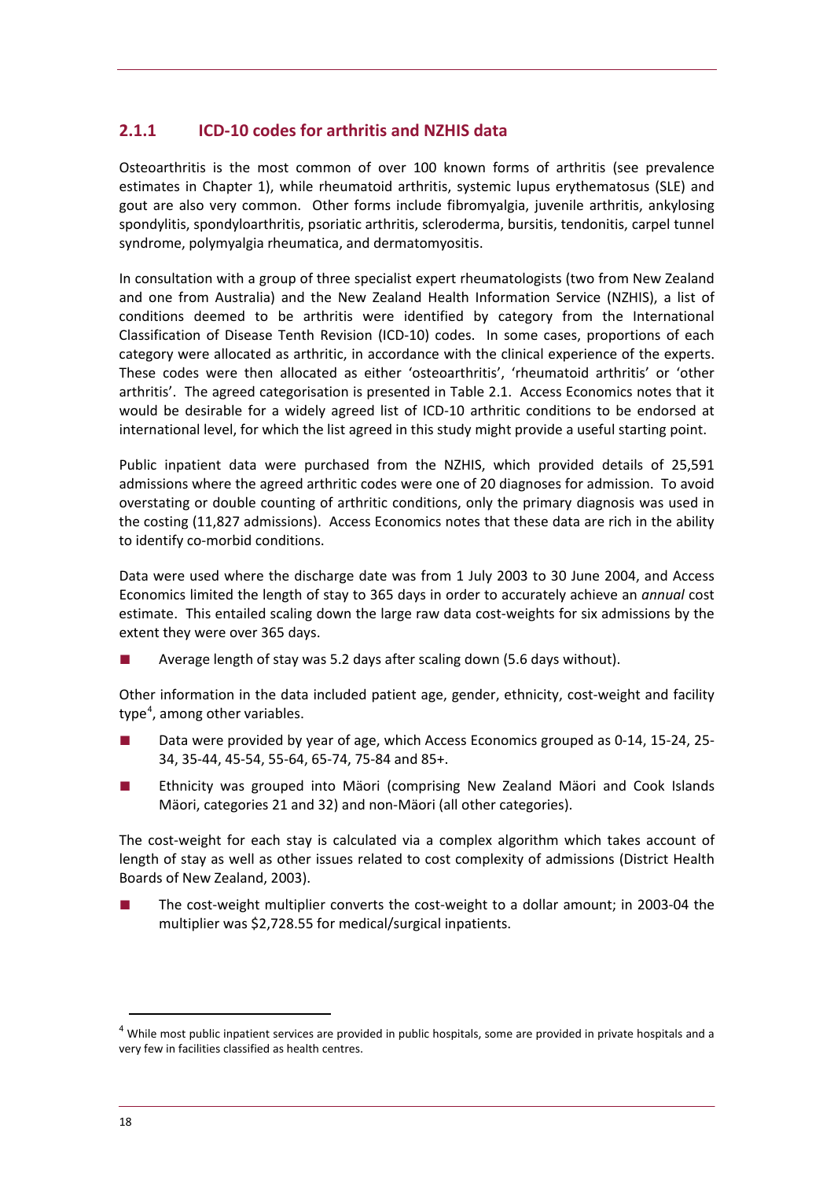### 2.1.1 ICD-10 codes for arthritis and NZHIS data

Osteoarthritis is the most common of over 100 known forms of arthritis (see prevalence estimates in Chapter 1), while rheumatoid arthritis, systemic lupus erythematosus (SLE) and gout are also very common. Other forms include fibromyalgia, juvenile arthritis, ankylosing spondylitis, spondyloarthritis, psoriatic arthritis, scleroderma, bursitis, tendonitis, carpel tunnel syndrome, polymyalgia rheumatica, and dermatomyositis.

In consultation with a group of three specialist expert rheumatologists (two from New Zealand and one from Australia) and the New Zealand Health Information Service (NZHIS), a list of conditions deemed to be arthritis were identified by category from the International Classification of Disease Tenth Revision (ICD-10) codes. In some cases, proportions of each category were allocated as arthritic, in accordance with the clinical experience of the experts. These codes were then allocated as either 'osteoarthritis', 'rheumatoid arthritis' or 'other arthritis'. The agreed categorisation is presented in Table 2.1. Access Economics notes that it would be desirable for a widely agreed list of ICD-10 arthritic conditions to be endorsed at international level, for which the list agreed in this study might provide a useful starting point.

Public inpatient data were purchased from the NZHIS, which provided details of 25,591 admissions where the agreed arthritic codes were one of 20 diagnoses for admission. To avoid overstating or double counting of arthritic conditions, only the primary diagnosis was used in the costing (11,827 admissions). Access Economics notes that these data are rich in the ability to identify co-morbid conditions.

Data were used where the discharge date was from 1 July 2003 to 30 June 2004, and Access Economics limited the length of stay to 365 days in order to accurately achieve an *annual* cost estimate. This entailed scaling down the large raw data cost-weights for six admissions by the extent they were over 365 days.

- Average length of stay was 5.2 days after scaling down (5.6 days without).

Other information in the data included patient age, gender, ethnicity, cost-weight and facility type[4], among other variables.

- Data were provided by year of age, which Access Economics grouped as 0-14, 15-24, 25-34, 35-44, 45-54, 55-64, 65-74, 75-84 and 85+.
- Ethnicity was grouped into Mäori (comprising New Zealand Mäori and Cook Islands Mäori, categories 21 and 32) and non-Mäori (all other categories).

The cost-weight for each stay is calculated via a complex algorithm which takes account of length of stay as well as other issues related to cost complexity of admissions (District Health Boards of New Zealand, 2003).

- The cost-weight multiplier converts the cost-weight to a dollar amount; in 2003-04 the multiplier was $2,728.55 for medical/surgical inpatients.

---

[4] While most public inpatient services are provided in public hospitals, some are provided in private hospitals and a very few in facilities classified as health centres.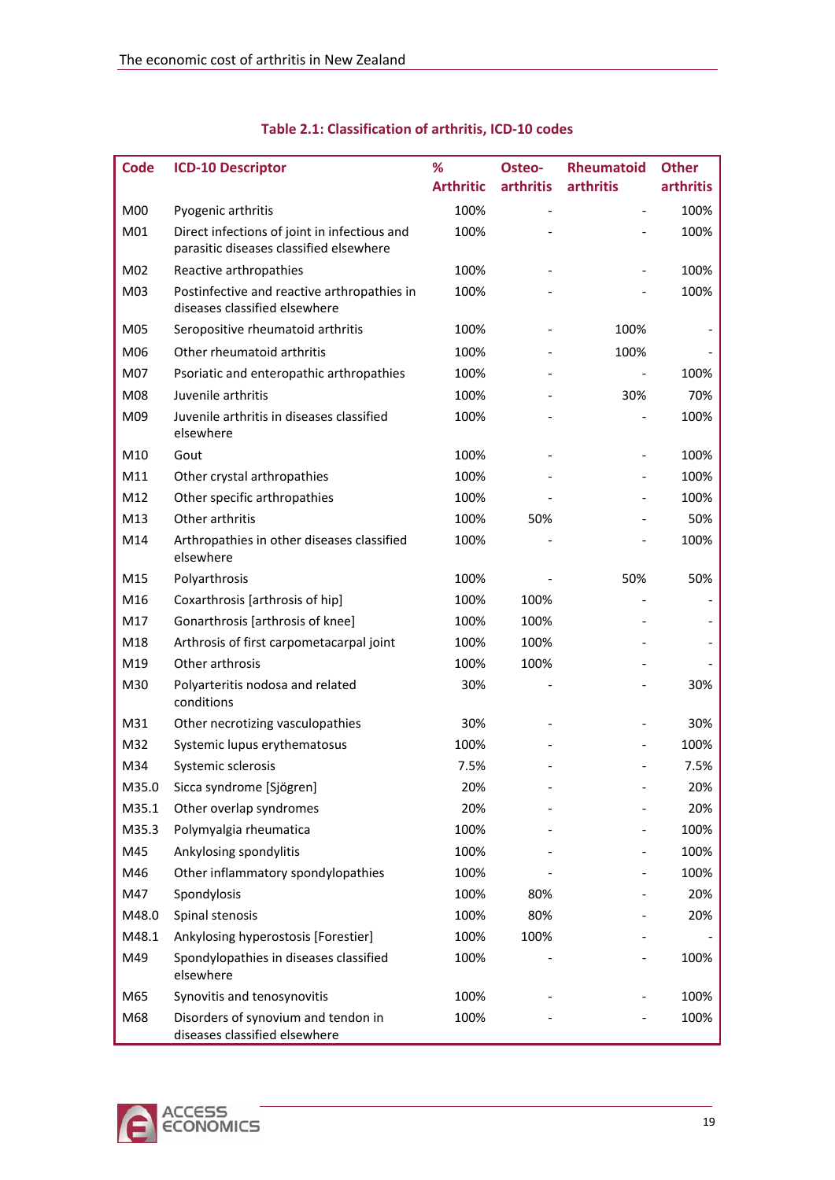**Table 2.1: Classification of arthritis, ICD-10 codes**

| Code | ICD-10 Descriptor | % Arthritic | Osteo-arthritis | Rheumatoid arthritis | Other arthritis |
|---|---|---|---|---|---|
| M00 | Pyogenic arthritis | 100% | - | - | 100% |
| M01 | Direct infections of joint in infectious and parasitic diseases classified elsewhere | 100% | - | - | 100% |
| M02 | Reactive arthropathies | 100% | - | - | 100% |
| M03 | Postinfective and reactive arthropathies in diseases classified elsewhere | 100% | - | - | 100% |
| M05 | Seropositive rheumatoid arthritis | 100% | - | 100% | - |
| M06 | Other rheumatoid arthritis | 100% | - | 100% | - |
| M07 | Psoriatic and enteropathic arthropathies | 100% | - | - | 100% |
| M08 | Juvenile arthritis | 100% | - | 30% | 70% |
| M09 | Juvenile arthritis in diseases classified elsewhere | 100% | - | - | 100% |
| M10 | Gout | 100% | - | - | 100% |
| M11 | Other crystal arthropathies | 100% | - | - | 100% |
| M12 | Other specific arthropathies | 100% | - | - | 100% |
| M13 | Other arthritis | 100% | 50% | - | 50% |
| M14 | Arthropathies in other diseases classified elsewhere | 100% | - | - | 100% |
| M15 | Polyarthrosis | 100% | - | 50% | 50% |
| M16 | Coxarthrosis [arthrosis of hip] | 100% | 100% | - | - |
| M17 | Gonarthrosis [arthrosis of knee] | 100% | 100% | - | - |
| M18 | Arthrosis of first carpometacarpal joint | 100% | 100% | - | - |
| M19 | Other arthrosis | 100% | 100% | - | - |
| M30 | Polyarteritis nodosa and related conditions | 30% | - | - | 30% |
| M31 | Other necrotizing vasculopathies | 30% | - | - | 30% |
| M32 | Systemic lupus erythematosus | 100% | - | - | 100% |
| M34 | Systemic sclerosis | 7.5% | - | - | 7.5% |
| M35.0 | Sicca syndrome [Sjögren] | 20% | - | - | 20% |
| M35.1 | Other overlap syndromes | 20% | - | - | 20% |
| M35.3 | Polymyalgia rheumatica | 100% | - | - | 100% |
| M45 | Ankylosing spondylitis | 100% | - | - | 100% |
| M46 | Other inflammatory spondylopathies | 100% | - | - | 100% |
| M47 | Spondylosis | 100% | 80% | - | 20% |
| M48.0 | Spinal stenosis | 100% | 80% | - | 20% |
| M48.1 | Ankylosing hyperostosis [Forestier] | 100% | 100% | - | - |
| M49 | Spondylopathies in diseases classified elsewhere | 100% | - | - | 100% |
| M65 | Synovitis and tenosynovitis | 100% | - | - | 100% |
| M68 | Disorders of synovium and tendon in diseases classified elsewhere | 100% | - | - | 100% |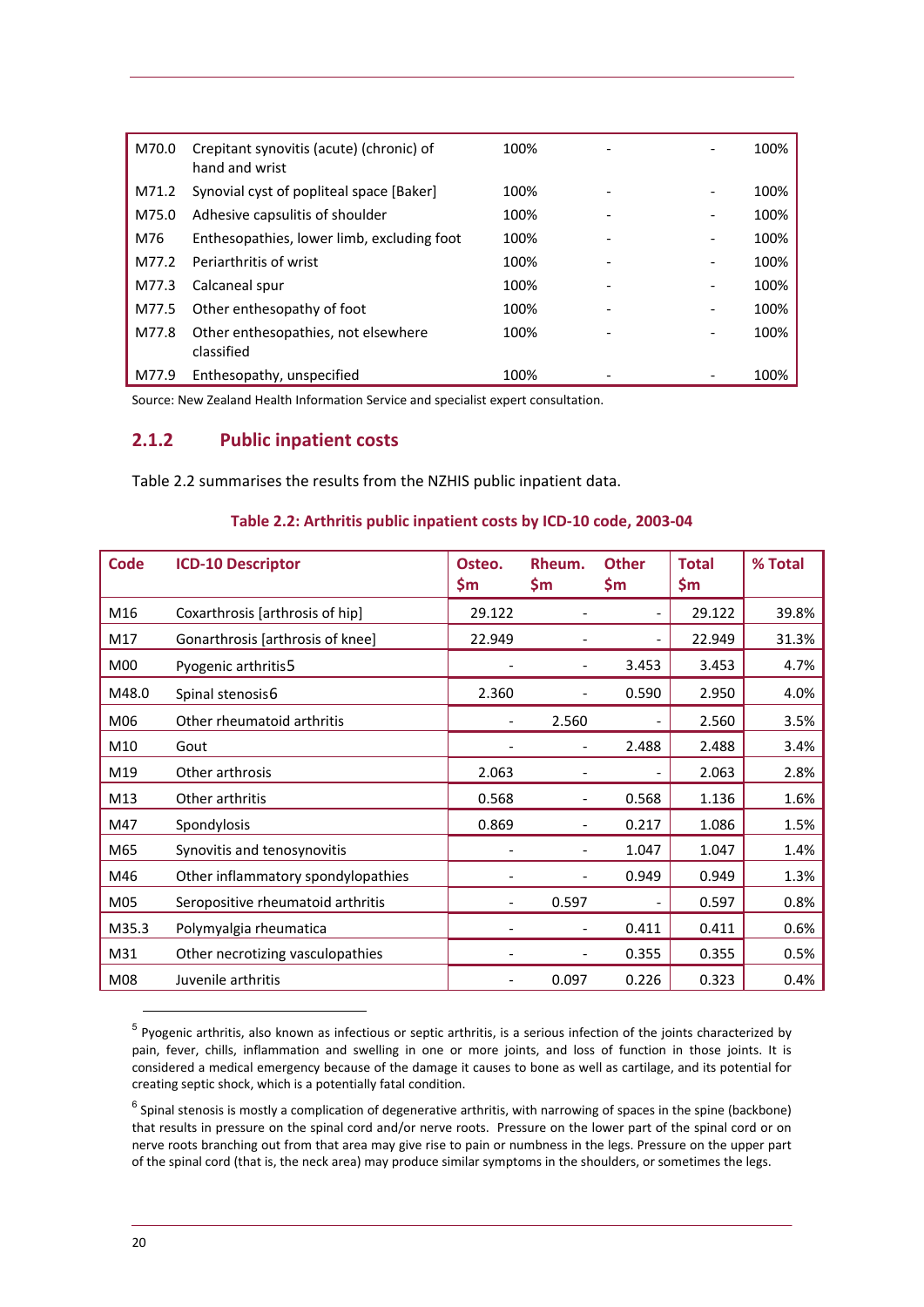| M70.0 | Crepitant synovitis (acute) (chronic) of hand and wrist | 100% | - | - | 100% |
|---|---|---|---|---|---|
| M71.2 | Synovial cyst of popliteal space [Baker] | 100% | - | - | 100% |
| M75.0 | Adhesive capsulitis of shoulder | 100% | - | - | 100% |
| M76 | Enthesopathies, lower limb, excluding foot | 100% | - | - | 100% |
| M77.2 | Periarthritis of wrist | 100% | - | - | 100% |
| M77.3 | Calcaneal spur | 100% | - | - | 100% |
| M77.5 | Other enthesopathy of foot | 100% | - | - | 100% |
| M77.8 | Other enthesopathies, not elsewhere classified | 100% | - | - | 100% |
| M77.9 | Enthesopathy, unspecified | 100% | - | - | 100% |

Source: New Zealand Health Information Service and specialist expert consultation.

### 2.1.2 Public inpatient costs

Table 2.2 summarises the results from the NZHIS public inpatient data.

**Table 2.2: Arthritis public inpatient costs by ICD-10 code, 2003-04**

| Code | ICD-10 Descriptor | Osteo. $m | Rheum. $m | Other $m | Total $m | % Total |
|---|---|---|---|---|---|---|
| M16 | Coxarthrosis [arthrosis of hip] | 29.122 | - | - | 29.122 | 39.8% |
| M17 | Gonarthrosis [arthrosis of knee] | 22.949 | - | - | 22.949 | 31.3% |
| M00 | Pyogenic arthritis[5] | - | - | 3.453 | 3.453 | 4.7% |
| M48.0 | Spinal stenosis[6] | 2.360 | - | 0.590 | 2.950 | 4.0% |
| M06 | Other rheumatoid arthritis | - | 2.560 | - | 2.560 | 3.5% |
| M10 | Gout | - | - | 2.488 | 2.488 | 3.4% |
| M19 | Other arthrosis | 2.063 | - | - | 2.063 | 2.8% |
| M13 | Other arthritis | 0.568 | - | 0.568 | 1.136 | 1.6% |
| M47 | Spondylosis | 0.869 | - | 0.217 | 1.086 | 1.5% |
| M65 | Synovitis and tenosynovitis | - | - | 1.047 | 1.047 | 1.4% |
| M46 | Other inflammatory spondylopathies | - | - | 0.949 | 0.949 | 1.3% |
| M05 | Seropositive rheumatoid arthritis | - | 0.597 | - | 0.597 | 0.8% |
| M35.3 | Polymyalgia rheumatica | - | - | 0.411 | 0.411 | 0.6% |
| M31 | Other necrotizing vasculopathies | - | - | 0.355 | 0.355 | 0.5% |
| M08 | Juvenile arthritis | - | 0.097 | 0.226 | 0.323 | 0.4% |

[5] Pyogenic arthritis, also known as infectious or septic arthritis, is a serious infection of the joints characterized by pain, fever, chills, inflammation and swelling in one or more joints, and loss of function in those joints. It is considered a medical emergency because of the damage it causes to bone as well as cartilage, and its potential for creating septic shock, which is a potentially fatal condition.

[6] Spinal stenosis is mostly a complication of degenerative arthritis, with narrowing of spaces in the spine (backbone) that results in pressure on the spinal cord and/or nerve roots. Pressure on the lower part of the spinal cord or on nerve roots branching out from that area may give rise to pain or numbness in the legs. Pressure on the upper part of the spinal cord (that is, the neck area) may produce similar symptoms in the shoulders, or sometimes the legs.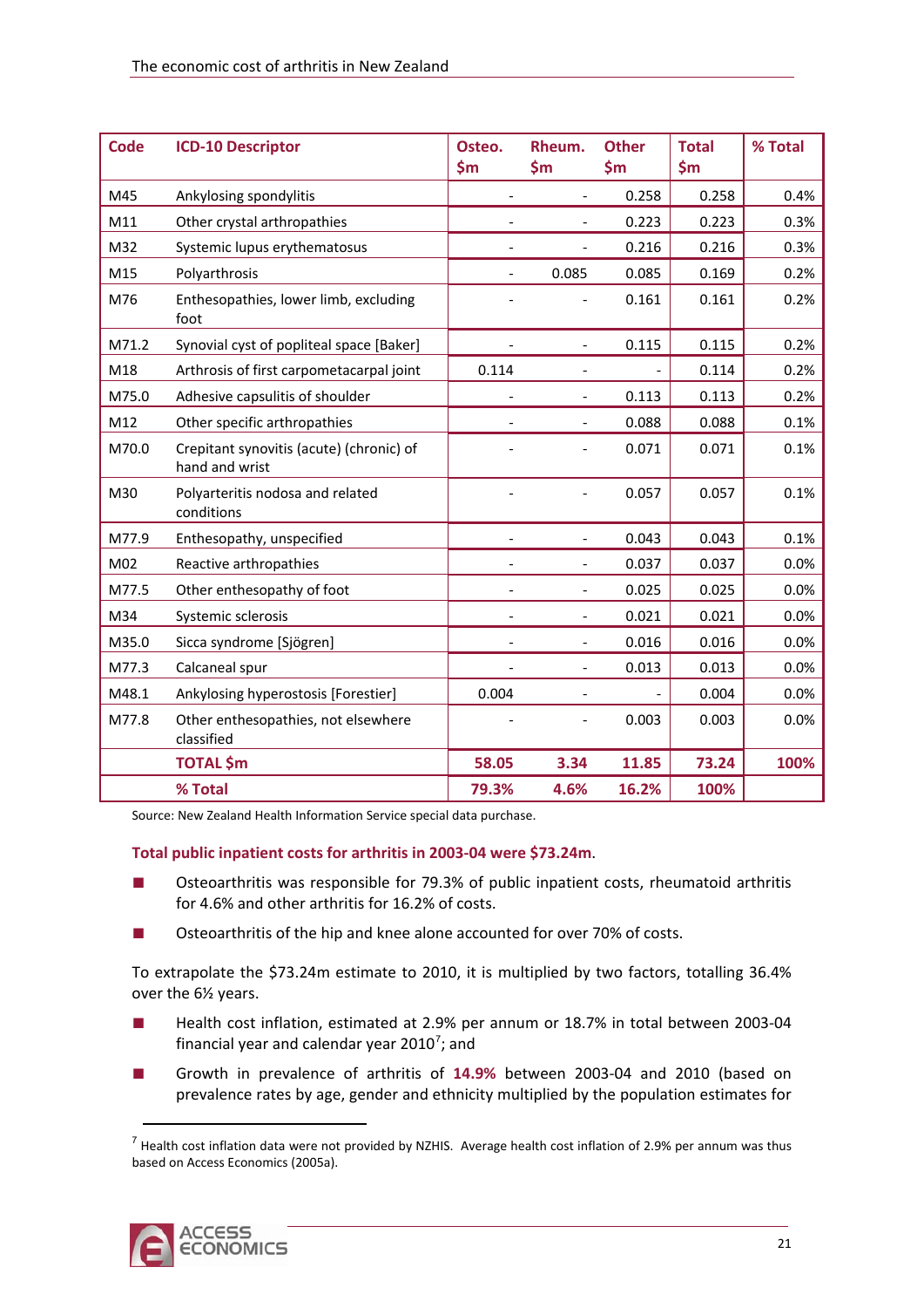| Code | ICD-10 Descriptor | Osteo. $m | Rheum. $m | Other $m | Total $m | % Total |
|---|---|---|---|---|---|---|
| M45 | Ankylosing spondylitis | - | - | 0.258 | 0.258 | 0.4% |
| M11 | Other crystal arthropathies | - | - | 0.223 | 0.223 | 0.3% |
| M32 | Systemic lupus erythematosus | - | - | 0.216 | 0.216 | 0.3% |
| M15 | Polyarthrosis | - | 0.085 | 0.085 | 0.169 | 0.2% |
| M76 | Enthesopathies, lower limb, excluding foot | - | - | 0.161 | 0.161 | 0.2% |
| M71.2 | Synovial cyst of popliteal space [Baker] | - | - | 0.115 | 0.115 | 0.2% |
| M18 | Arthrosis of first carpometacarpal joint | 0.114 | - | - | 0.114 | 0.2% |
| M75.0 | Adhesive capsulitis of shoulder | - | - | 0.113 | 0.113 | 0.2% |
| M12 | Other specific arthropathies | - | - | 0.088 | 0.088 | 0.1% |
| M70.0 | Crepitant synovitis (acute) (chronic) of hand and wrist | - | - | 0.071 | 0.071 | 0.1% |
| M30 | Polyarteritis nodosa and related conditions | - | - | 0.057 | 0.057 | 0.1% |
| M77.9 | Enthesopathy, unspecified | - | - | 0.043 | 0.043 | 0.1% |
| M02 | Reactive arthropathies | - | - | 0.037 | 0.037 | 0.0% |
| M77.5 | Other enthesopathy of foot | - | - | 0.025 | 0.025 | 0.0% |
| M34 | Systemic sclerosis | - | - | 0.021 | 0.021 | 0.0% |
| M35.0 | Sicca syndrome [Sjögren] | - | - | 0.016 | 0.016 | 0.0% |
| M77.3 | Calcaneal spur | - | - | 0.013 | 0.013 | 0.0% |
| M48.1 | Ankylosing hyperostosis [Forestier] | 0.004 | - | - | 0.004 | 0.0% |
| M77.8 | Other enthesopathies, not elsewhere classified | - | - | 0.003 | 0.003 | 0.0% |
| | **TOTAL $m** | **58.05** | **3.34** | **11.85** | **73.24** | **100%** |
| | **% Total** | **79.3%** | **4.6%** | **16.2%** | **100%** | |

Source: New Zealand Health Information Service special data purchase.

**Total public inpatient costs for arthritis in 2003-04 were $73.24m**.

- Osteoarthritis was responsible for 79.3% of public inpatient costs, rheumatoid arthritis for 4.6% and other arthritis for 16.2% of costs.
- Osteoarthritis of the hip and knee alone accounted for over 70% of costs.

To extrapolate the $73.24m estimate to 2010, it is multiplied by two factors, totalling 36.4% over the 6½ years.

- Health cost inflation, estimated at 2.9% per annum or 18.7% in total between 2003-04 financial year and calendar year 2010[7]; and
- Growth in prevalence of arthritis of **14.9%** between 2003-04 and 2010 (based on prevalence rates by age, gender and ethnicity multiplied by the population estimates for

[7] Health cost inflation data were not provided by NZHIS. Average health cost inflation of 2.9% per annum was thus based on Access Economics (2005a).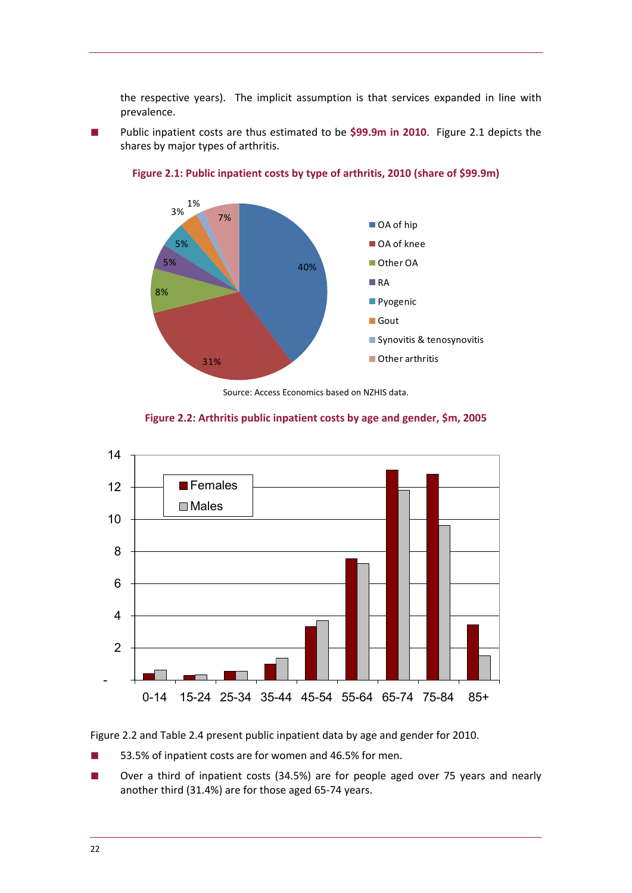the respective years). The implicit assumption is that services expanded in line with prevalence.

- Public inpatient costs are thus estimated to be **$99.9m in 2010**. Figure 2.1 depicts the shares by major types of arthritis.

**Figure 2.1: Public inpatient costs by type of arthritis, 2010 (share of $99.9m)**

| Type of arthritis | Share |
|---|---|
| OA of hip | 40% |
| OA of knee | 31% |
| Other OA | 8% |
| RA | 5% |
| Pyogenic | 5% |
| Gout | 3% |
| Synovitis & tenosynovitis | 1% |
| Other arthritis | 7% |

Source: Access Economics based on NZHIS data.

**Figure 2.2: Arthritis public inpatient costs by age and gender, $m, 2005**

Figure 2.2 and Table 2.4 present public inpatient data by age and gender for 2010.

- 53.5% of inpatient costs are for women and 46.5% for men.
- Over a third of inpatient costs (34.5%) are for people aged over 75 years and nearly another third (31.4%) are for those aged 65-74 years.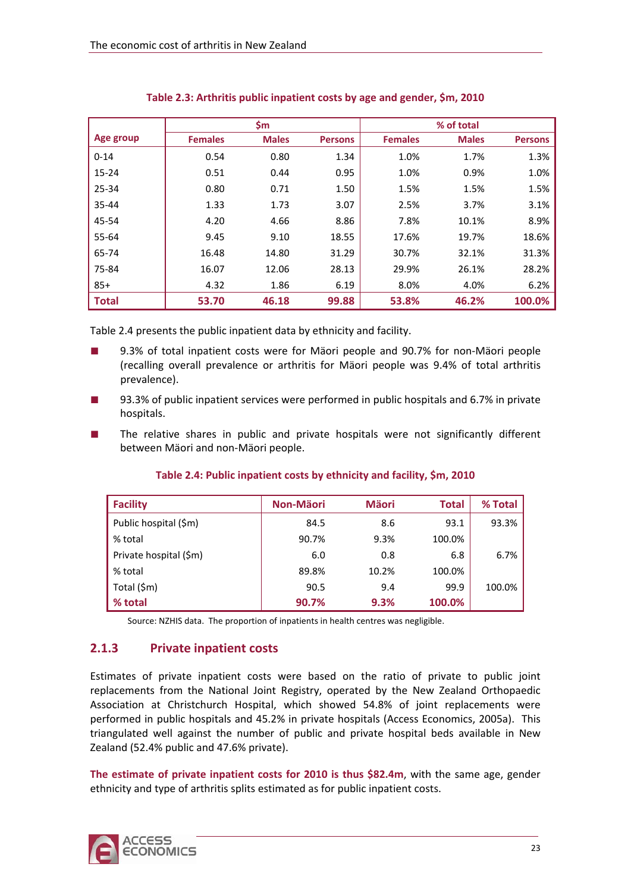**Table 2.3: Arthritis public inpatient costs by age and gender, $m, 2010**

| Age group | $m | | | % of total | | |
|---|---|---|---|---|---|---|
| | Females | Males | Persons | Females | Males | Persons |
| 0-14 | 0.54 | 0.80 | 1.34 | 1.0% | 1.7% | 1.3% |
| 15-24 | 0.51 | 0.44 | 0.95 | 1.0% | 0.9% | 1.0% |
| 25-34 | 0.80 | 0.71 | 1.50 | 1.5% | 1.5% | 1.5% |
| 35-44 | 1.33 | 1.73 | 3.07 | 2.5% | 3.7% | 3.1% |
| 45-54 | 4.20 | 4.66 | 8.86 | 7.8% | 10.1% | 8.9% |
| 55-64 | 9.45 | 9.10 | 18.55 | 17.6% | 19.7% | 18.6% |
| 65-74 | 16.48 | 14.80 | 31.29 | 30.7% | 32.1% | 31.3% |
| 75-84 | 16.07 | 12.06 | 28.13 | 29.9% | 26.1% | 28.2% |
| 85+ | 4.32 | 1.86 | 6.19 | 8.0% | 4.0% | 6.2% |
| **Total** | **53.70** | **46.18** | **99.88** | **53.8%** | **46.2%** | **100.0%** |

Table 2.4 presents the public inpatient data by ethnicity and facility.

- 9.3% of total inpatient costs were for Mäori people and 90.7% for non-Mäori people (recalling overall prevalence or arthritis for Mäori people was 9.4% of total arthritis prevalence).
- 93.3% of public inpatient services were performed in public hospitals and 6.7% in private hospitals.
- The relative shares in public and private hospitals were not significantly different between Mäori and non-Mäori people.

**Table 2.4: Public inpatient costs by ethnicity and facility, $m, 2010**

| Facility | Non-Mäori | Mäori | Total | % Total |
|---|---|---|---|---|
| Public hospital ($m) | 84.5 | 8.6 | 93.1 | 93.3% |
| % total | 90.7% | 9.3% | 100.0% | |
| Private hospital ($m) | 6.0 | 0.8 | 6.8 | 6.7% |
| % total | 89.8% | 10.2% | 100.0% | |
| Total ($m) | 90.5 | 9.4 | 99.9 | 100.0% |
| **% total** | **90.7%** | **9.3%** | **100.0%** | |

Source: NZHIS data. The proportion of inpatients in health centres was negligible.

### 2.1.3 Private inpatient costs

Estimates of private inpatient costs were based on the ratio of private to public joint replacements from the National Joint Registry, operated by the New Zealand Orthopaedic Association at Christchurch Hospital, which showed 54.8% of joint replacements were performed in public hospitals and 45.2% in private hospitals (Access Economics, 2005a). This triangulated well against the number of public and private hospital beds available in New Zealand (52.4% public and 47.6% private).

**The estimate of private inpatient costs for 2010 is thus $82.4m**, with the same age, gender ethnicity and type of arthritis splits estimated as for public inpatient costs.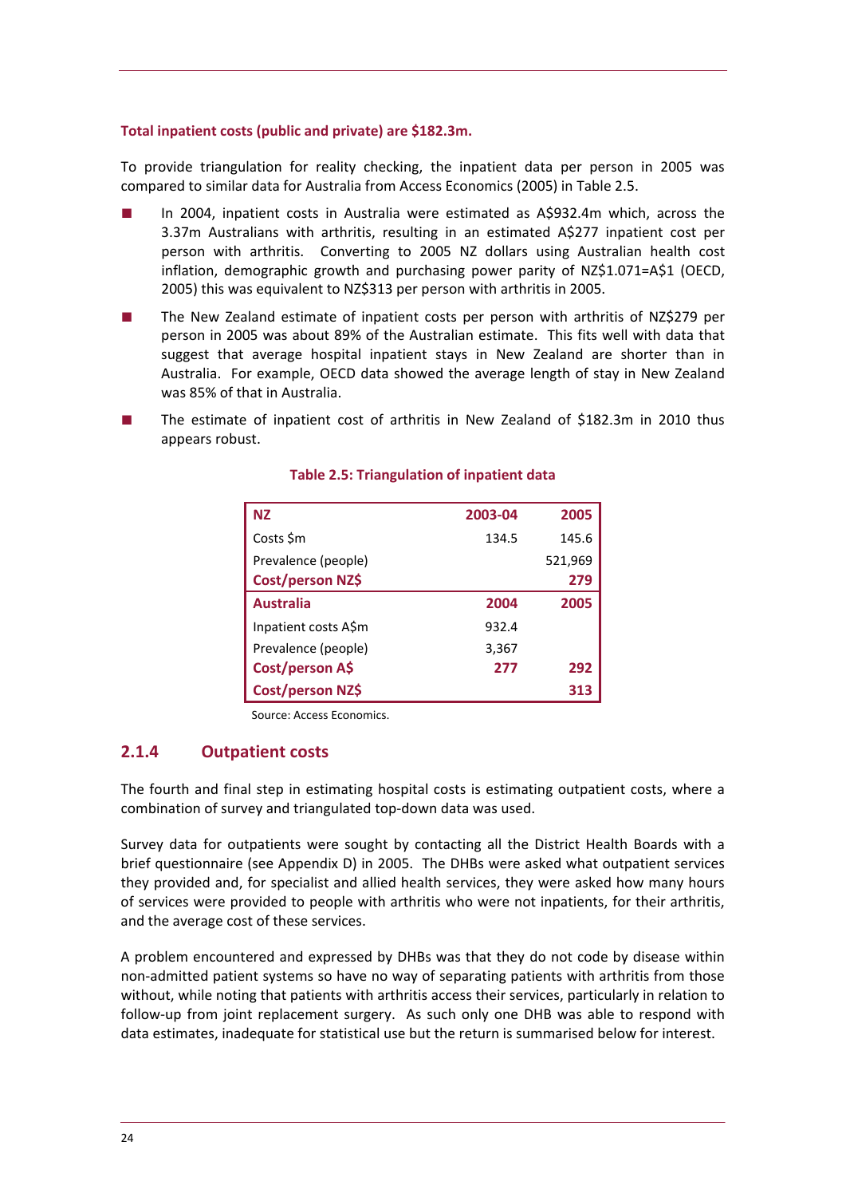**Total inpatient costs (public and private) are $182.3m.**

To provide triangulation for reality checking, the inpatient data per person in 2005 was compared to similar data for Australia from Access Economics (2005) in Table 2.5.

- In 2004, inpatient costs in Australia were estimated as A$932.4m which, across the 3.37m Australians with arthritis, resulting in an estimated A$277 inpatient cost per person with arthritis. Converting to 2005 NZ dollars using Australian health cost inflation, demographic growth and purchasing power parity of NZ$1.071=A$1 (OECD, 2005) this was equivalent to NZ$313 per person with arthritis in 2005.
- The New Zealand estimate of inpatient costs per person with arthritis of NZ$279 per person in 2005 was about 89% of the Australian estimate. This fits well with data that suggest that average hospital inpatient stays in New Zealand are shorter than in Australia. For example, OECD data showed the average length of stay in New Zealand was 85% of that in Australia.
- The estimate of inpatient cost of arthritis in New Zealand of $182.3m in 2010 thus appears robust.

**Table 2.5: Triangulation of inpatient data**

| **NZ** | **2003-04** | **2005** |
|---|---|---|
| Costs $m | 134.5 | 145.6 |
| Prevalence (people) | | 521,969 |
| **Cost/person NZ$** | | **279** |
| **Australia** | **2004** | **2005** |
| Inpatient costs A$m | 932.4 | |
| Prevalence (people) | 3,367 | |
| **Cost/person A$** | **277** | **292** |
| **Cost/person NZ$** | | **313** |

Source: Access Economics.

## 2.1.4 Outpatient costs

The fourth and final step in estimating hospital costs is estimating outpatient costs, where a combination of survey and triangulated top-down data was used.

Survey data for outpatients were sought by contacting all the District Health Boards with a brief questionnaire (see Appendix D) in 2005. The DHBs were asked what outpatient services they provided and, for specialist and allied health services, they were asked how many hours of services were provided to people with arthritis who were not inpatients, for their arthritis, and the average cost of these services.

A problem encountered and expressed by DHBs was that they do not code by disease within non-admitted patient systems so have no way of separating patients with arthritis from those without, while noting that patients with arthritis access their services, particularly in relation to follow-up from joint replacement surgery. As such only one DHB was able to respond with data estimates, inadequate for statistical use but the return is summarised below for interest.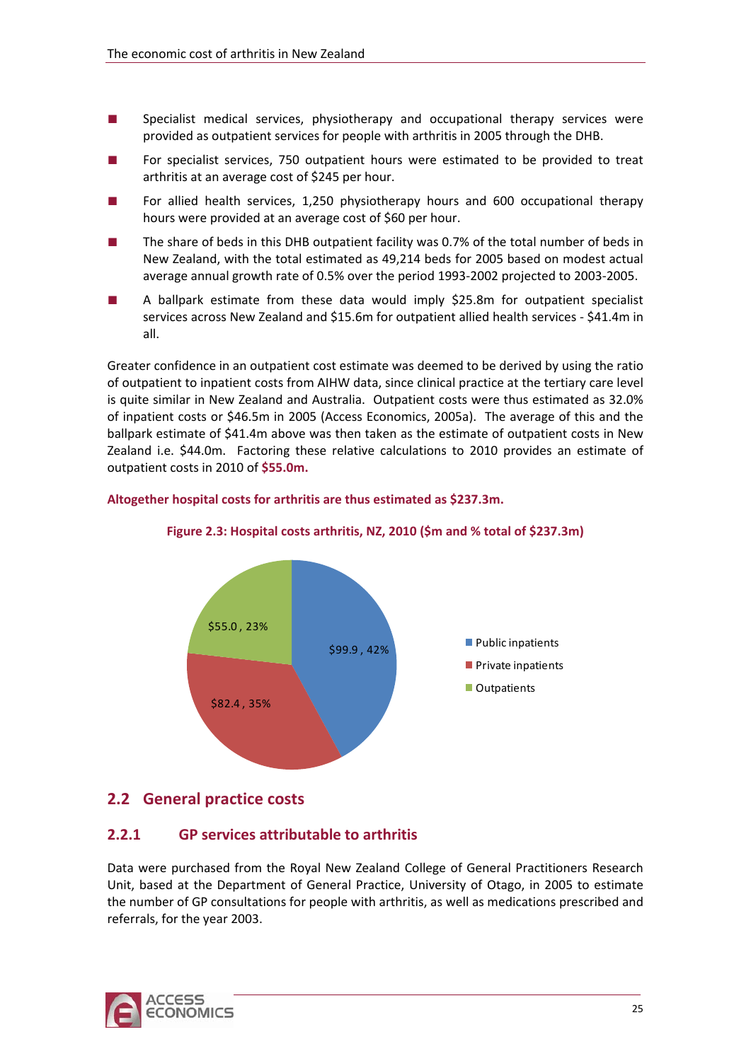- Specialist medical services, physiotherapy and occupational therapy services were provided as outpatient services for people with arthritis in 2005 through the DHB.
- For specialist services, 750 outpatient hours were estimated to be provided to treat arthritis at an average cost of $245 per hour.
- For allied health services, 1,250 physiotherapy hours and 600 occupational therapy hours were provided at an average cost of $60 per hour.
- The share of beds in this DHB outpatient facility was 0.7% of the total number of beds in New Zealand, with the total estimated as 49,214 beds for 2005 based on modest actual average annual growth rate of 0.5% over the period 1993-2002 projected to 2003-2005.
- A ballpark estimate from these data would imply $25.8m for outpatient specialist services across New Zealand and $15.6m for outpatient allied health services - $41.4m in all.

Greater confidence in an outpatient cost estimate was deemed to be derived by using the ratio of outpatient to inpatient costs from AIHW data, since clinical practice at the tertiary care level is quite similar in New Zealand and Australia. Outpatient costs were thus estimated as 32.0% of inpatient costs or $46.5m in 2005 (Access Economics, 2005a). The average of this and the ballpark estimate of $41.4m above was then taken as the estimate of outpatient costs in New Zealand i.e. $44.0m. Factoring these relative calculations to 2010 provides an estimate of outpatient costs in 2010 of **$55.0m.**

**Altogether hospital costs for arthritis are thus estimated as $237.3m.**

**Figure 2.3: Hospital costs arthritis, NZ, 2010 ($m and % total of $237.3m)**

| Category | $m | % |
|---|---|---|
| Public inpatients | $99.9 | 42% |
| Private inpatients | $82.4 | 35% |
| Outpatients | $55.0 | 23% |

## 2.2 General practice costs

### 2.2.1 GP services attributable to arthritis

Data were purchased from the Royal New Zealand College of General Practitioners Research Unit, based at the Department of General Practice, University of Otago, in 2005 to estimate the number of GP consultations for people with arthritis, as well as medications prescribed and referrals, for the year 2003.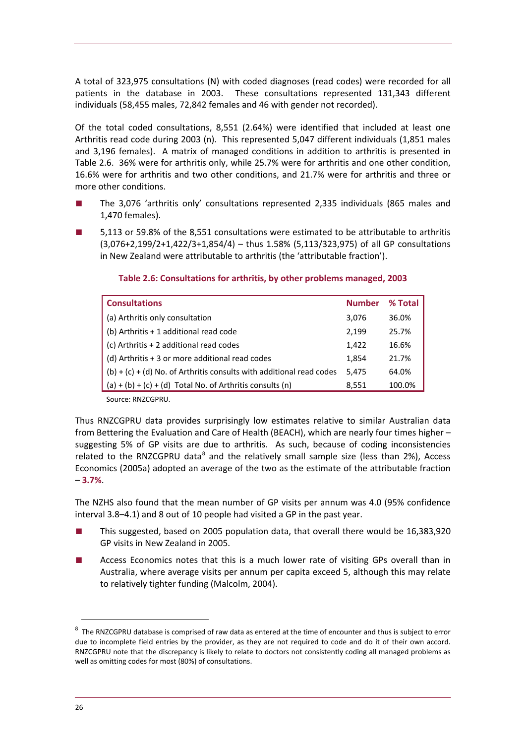A total of 323,975 consultations (N) with coded diagnoses (read codes) were recorded for all patients in the database in 2003. These consultations represented 131,343 different individuals (58,455 males, 72,842 females and 46 with gender not recorded).

Of the total coded consultations, 8,551 (2.64%) were identified that included at least one Arthritis read code during 2003 (n). This represented 5,047 different individuals (1,851 males and 3,196 females). A matrix of managed conditions in addition to arthritis is presented in Table 2.6. 36% were for arthritis only, while 25.7% were for arthritis and one other condition, 16.6% were for arthritis and two other conditions, and 21.7% were for arthritis and three or more other conditions.

- The 3,076 'arthritis only' consultations represented 2,335 individuals (865 males and 1,470 females).
- 5,113 or 59.8% of the 8,551 consultations were estimated to be attributable to arthritis (3,076+2,199/2+1,422/3+1,854/4) – thus 1.58% (5,113/323,975) of all GP consultations in New Zealand were attributable to arthritis (the 'attributable fraction').

**Table 2.6: Consultations for arthritis, by other problems managed, 2003**

| Consultations | Number | % Total |
|---|---|---|
| (a) Arthritis only consultation | 3,076 | 36.0% |
| (b) Arthritis + 1 additional read code | 2,199 | 25.7% |
| (c) Arthritis + 2 additional read codes | 1,422 | 16.6% |
| (d) Arthritis + 3 or more additional read codes | 1,854 | 21.7% |
| (b) + (c) + (d) No. of Arthritis consults with additional read codes | 5,475 | 64.0% |
| (a) + (b) + (c) + (d) Total No. of Arthritis consults (n) | 8,551 | 100.0% |

Source: RNZCGPRU.

Thus RNZCGPRU data provides surprisingly low estimates relative to similar Australian data from Bettering the Evaluation and Care of Health (BEACH), which are nearly four times higher – suggesting 5% of GP visits are due to arthritis. As such, because of coding inconsistencies related to the RNZCGPRU data[8] and the relatively small sample size (less than 2%), Access Economics (2005a) adopted an average of the two as the estimate of the attributable fraction – **3.7%**.

The NZHS also found that the mean number of GP visits per annum was 4.0 (95% confidence interval 3.8–4.1) and 8 out of 10 people had visited a GP in the past year.

- This suggested, based on 2005 population data, that overall there would be 16,383,920 GP visits in New Zealand in 2005.
- Access Economics notes that this is a much lower rate of visiting GPs overall than in Australia, where average visits per annum per capita exceed 5, although this may relate to relatively tighter funding (Malcolm, 2004).

[8] The RNZCGPRU database is comprised of raw data as entered at the time of encounter and thus is subject to error due to incomplete field entries by the provider, as they are not required to code and do it of their own accord. RNZCGPRU note that the discrepancy is likely to relate to doctors not consistently coding all managed problems as well as omitting codes for most (80%) of consultations.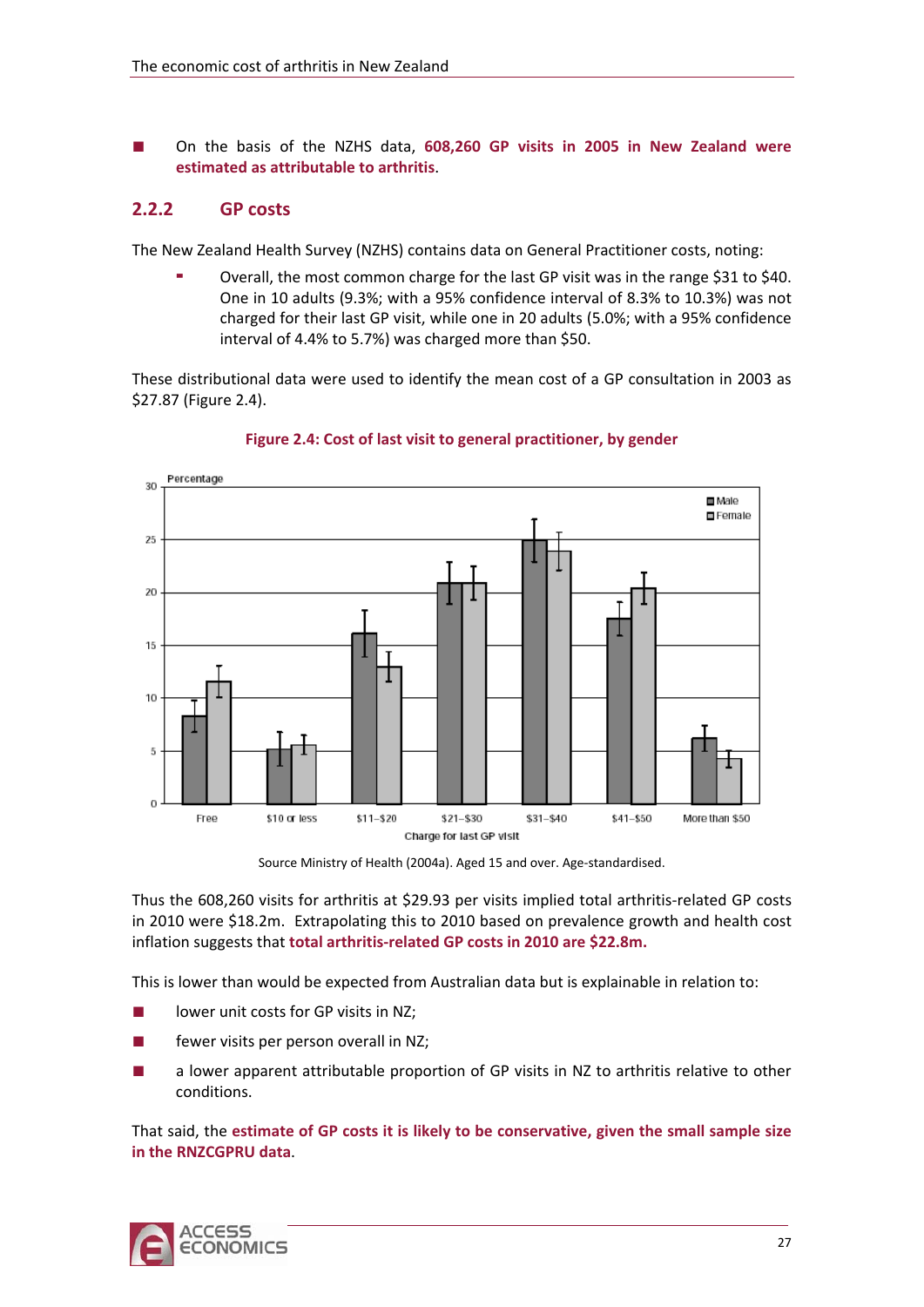- On the basis of the NZHS data, **608,260 GP visits in 2005 in New Zealand were estimated as attributable to arthritis**.

### 2.2.2 GP costs

The New Zealand Health Survey (NZHS) contains data on General Practitioner costs, noting:

- Overall, the most common charge for the last GP visit was in the range $31 to $40. One in 10 adults (9.3%; with a 95% confidence interval of 8.3% to 10.3%) was not charged for their last GP visit, while one in 20 adults (5.0%; with a 95% confidence interval of 4.4% to 5.7%) was charged more than $50.

These distributional data were used to identify the mean cost of a GP consultation in 2003 as $27.87 (Figure 2.4).

**Figure 2.4: Cost of last visit to general practitioner, by gender**

Source Ministry of Health (2004a). Aged 15 and over. Age-standardised.

Thus the 608,260 visits for arthritis at $29.93 per visits implied total arthritis-related GP costs in 2010 were $18.2m. Extrapolating this to 2010 based on prevalence growth and health cost inflation suggests that **total arthritis-related GP costs in 2010 are $22.8m.**

This is lower than would be expected from Australian data but is explainable in relation to:

- lower unit costs for GP visits in NZ;
- fewer visits per person overall in NZ;
- a lower apparent attributable proportion of GP visits in NZ to arthritis relative to other conditions.

That said, the **estimate of GP costs it is likely to be conservative, given the small sample size in the RNZCGPRU data**.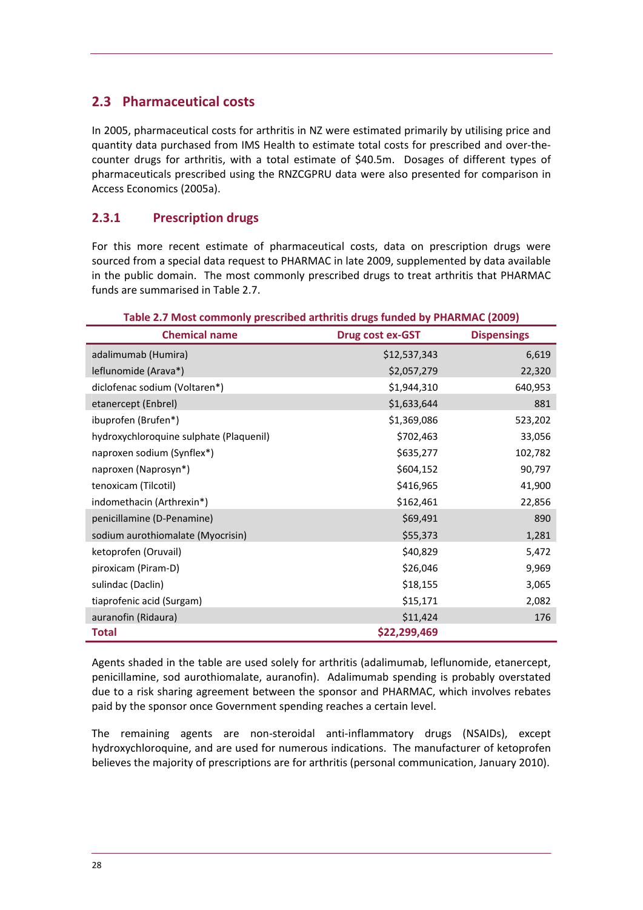## 2.3 Pharmaceutical costs

In 2005, pharmaceutical costs for arthritis in NZ were estimated primarily by utilising price and quantity data purchased from IMS Health to estimate total costs for prescribed and over-the-counter drugs for arthritis, with a total estimate of $40.5m. Dosages of different types of pharmaceuticals prescribed using the RNZCGPRU data were also presented for comparison in Access Economics (2005a).

### 2.3.1 Prescription drugs

For this more recent estimate of pharmaceutical costs, data on prescription drugs were sourced from a special data request to PHARMAC in late 2009, supplemented by data available in the public domain. The most commonly prescribed drugs to treat arthritis that PHARMAC funds are summarised in Table 2.7.

**Table 2.7 Most commonly prescribed arthritis drugs funded by PHARMAC (2009)**

| Chemical name | Drug cost ex-GST | Dispensings |
|---|---:|---:|
| adalimumab (Humira) | $12,537,343 | 6,619 |
| leflunomide (Arava*) | $2,057,279 | 22,320 |
| diclofenac sodium (Voltaren*) | $1,944,310 | 640,953 |
| etanercept (Enbrel) | $1,633,644 | 881 |
| ibuprofen (Brufen*) | $1,369,086 | 523,202 |
| hydroxychloroquine sulphate (Plaquenil) | $702,463 | 33,056 |
| naproxen sodium (Synflex*) | $635,277 | 102,782 |
| naproxen (Naprosyn*) | $604,152 | 90,797 |
| tenoxicam (Tilcotil) | $416,965 | 41,900 |
| indomethacin (Arthrexin*) | $162,461 | 22,856 |
| penicillamine (D-Penamine) | $69,491 | 890 |
| sodium aurothiomalate (Myocrisin) | $55,373 | 1,281 |
| ketoprofen (Oruvail) | $40,829 | 5,472 |
| piroxicam (Piram-D) | $26,046 | 9,969 |
| sulindac (Daclin) | $18,155 | 3,065 |
| tiaprofenic acid (Surgam) | $15,171 | 2,082 |
| auranofin (Ridaura) | $11,424 | 176 |
| **Total** | **$22,299,469** | |

Agents shaded in the table are used solely for arthritis (adalimumab, leflunomide, etanercept, penicillamine, sod aurothiomalate, auranofin). Adalimumab spending is probably overstated due to a risk sharing agreement between the sponsor and PHARMAC, which involves rebates paid by the sponsor once Government spending reaches a certain level.

The remaining agents are non-steroidal anti-inflammatory drugs (NSAIDs), except hydroxychloroquine, and are used for numerous indications. The manufacturer of ketoprofen believes the majority of prescriptions are for arthritis (personal communication, January 2010).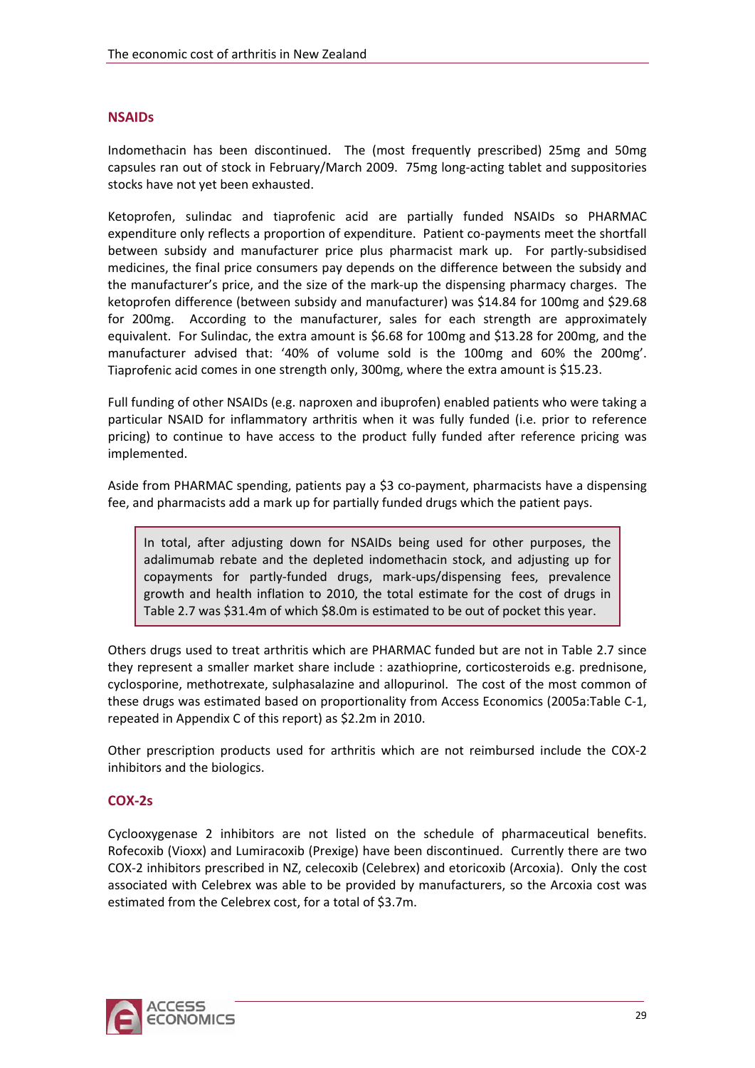### NSAIDs

Indomethacin has been discontinued. The (most frequently prescribed) 25mg and 50mg capsules ran out of stock in February/March 2009. 75mg long-acting tablet and suppositories stocks have not yet been exhausted.

Ketoprofen, sulindac and tiaprofenic acid are partially funded NSAIDs so PHARMAC expenditure only reflects a proportion of expenditure. Patient co-payments meet the shortfall between subsidy and manufacturer price plus pharmacist mark up. For partly-subsidised medicines, the final price consumers pay depends on the difference between the subsidy and the manufacturer's price, and the size of the mark-up the dispensing pharmacy charges. The ketoprofen difference (between subsidy and manufacturer) was $14.84 for 100mg and $29.68 for 200mg. According to the manufacturer, sales for each strength are approximately equivalent. For Sulindac, the extra amount is $6.68 for 100mg and $13.28 for 200mg, and the manufacturer advised that: '40% of volume sold is the 100mg and 60% the 200mg'. Tiaprofenic acid comes in one strength only, 300mg, where the extra amount is $15.23.

Full funding of other NSAIDs (e.g. naproxen and ibuprofen) enabled patients who were taking a particular NSAID for inflammatory arthritis when it was fully funded (i.e. prior to reference pricing) to continue to have access to the product fully funded after reference pricing was implemented.

Aside from PHARMAC spending, patients pay a $3 co-payment, pharmacists have a dispensing fee, and pharmacists add a mark up for partially funded drugs which the patient pays.

> In total, after adjusting down for NSAIDs being used for other purposes, the adalimumab rebate and the depleted indomethacin stock, and adjusting up for copayments for partly-funded drugs, mark-ups/dispensing fees, prevalence growth and health inflation to 2010, the total estimate for the cost of drugs in Table 2.7 was $31.4m of which $8.0m is estimated to be out of pocket this year.

Others drugs used to treat arthritis which are PHARMAC funded but are not in Table 2.7 since they represent a smaller market share include : azathioprine, corticosteroids e.g. prednisone, cyclosporine, methotrexate, sulphasalazine and allopurinol. The cost of the most common of these drugs was estimated based on proportionality from Access Economics (2005a:Table C-1, repeated in Appendix C of this report) as $2.2m in 2010.

Other prescription products used for arthritis which are not reimbursed include the COX-2 inhibitors and the biologics.

### COX-2s

Cyclooxygenase 2 inhibitors are not listed on the schedule of pharmaceutical benefits. Rofecoxib (Vioxx) and Lumiracoxib (Prexige) have been discontinued. Currently there are two COX-2 inhibitors prescribed in NZ, celecoxib (Celebrex) and etoricoxib (Arcoxia). Only the cost associated with Celebrex was able to be provided by manufacturers, so the Arcoxia cost was estimated from the Celebrex cost, for a total of $3.7m.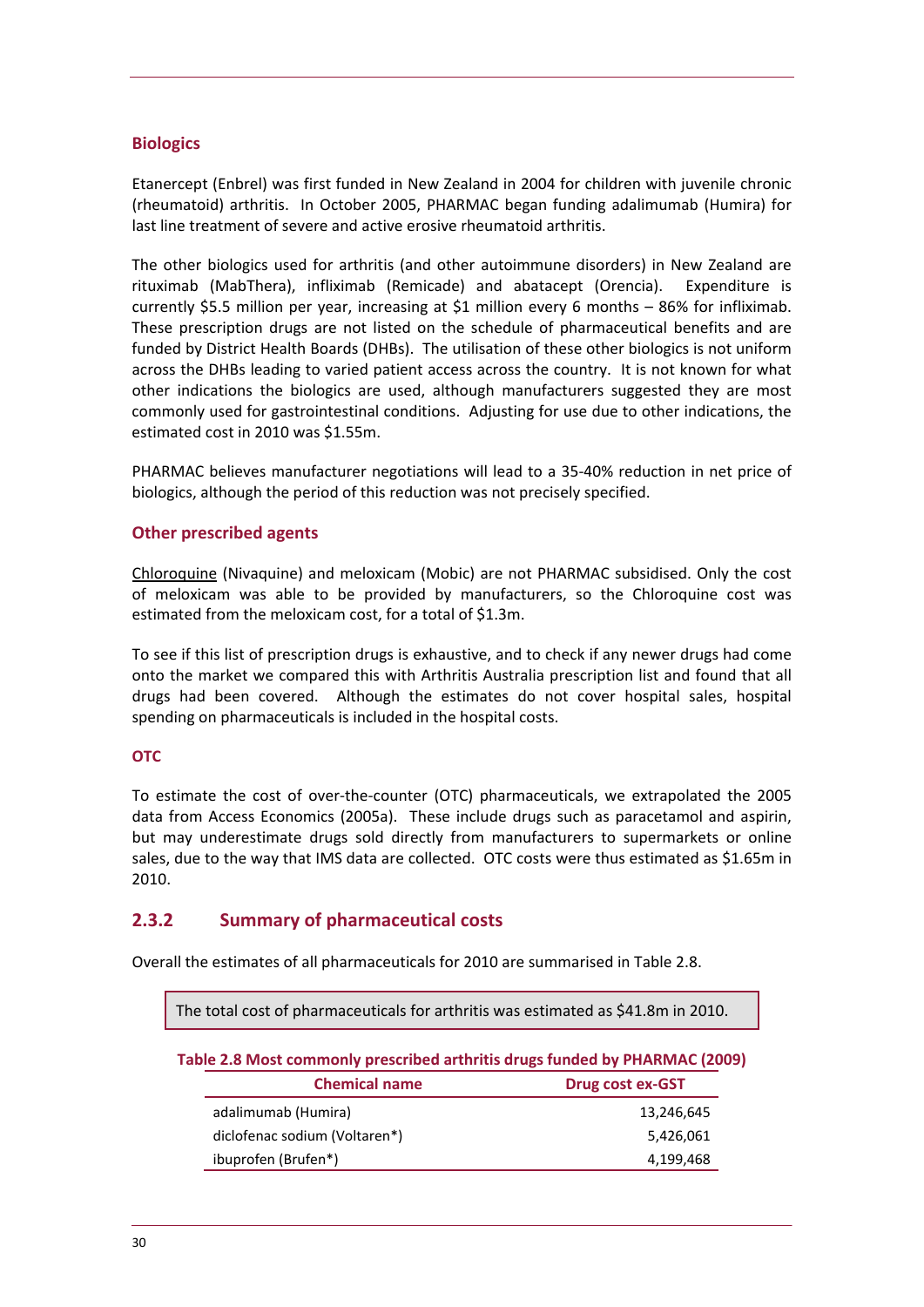### Biologics

Etanercept (Enbrel) was first funded in New Zealand in 2004 for children with juvenile chronic (rheumatoid) arthritis. In October 2005, PHARMAC began funding adalimumab (Humira) for last line treatment of severe and active erosive rheumatoid arthritis.

The other biologics used for arthritis (and other autoimmune disorders) in New Zealand are rituximab (MabThera), infliximab (Remicade) and abatacept (Orencia). Expenditure is currently $5.5 million per year, increasing at $1 million every 6 months – 86% for infliximab. These prescription drugs are not listed on the schedule of pharmaceutical benefits and are funded by District Health Boards (DHBs). The utilisation of these other biologics is not uniform across the DHBs leading to varied patient access across the country. It is not known for what other indications the biologics are used, although manufacturers suggested they are most commonly used for gastrointestinal conditions. Adjusting for use due to other indications, the estimated cost in 2010 was $1.55m.

PHARMAC believes manufacturer negotiations will lead to a 35-40% reduction in net price of biologics, although the period of this reduction was not precisely specified.

### Other prescribed agents

Chloroquine (Nivaquine) and meloxicam (Mobic) are not PHARMAC subsidised. Only the cost of meloxicam was able to be provided by manufacturers, so the Chloroquine cost was estimated from the meloxicam cost, for a total of $1.3m.

To see if this list of prescription drugs is exhaustive, and to check if any newer drugs had come onto the market we compared this with Arthritis Australia prescription list and found that all drugs had been covered. Although the estimates do not cover hospital sales, hospital spending on pharmaceuticals is included in the hospital costs.

### OTC

To estimate the cost of over-the-counter (OTC) pharmaceuticals, we extrapolated the 2005 data from Access Economics (2005a). These include drugs such as paracetamol and aspirin, but may underestimate drugs sold directly from manufacturers to supermarkets or online sales, due to the way that IMS data are collected. OTC costs were thus estimated as $1.65m in 2010.

## 2.3.2 Summary of pharmaceutical costs

Overall the estimates of all pharmaceuticals for 2010 are summarised in Table 2.8.

> The total cost of pharmaceuticals for arthritis was estimated as $41.8m in 2010.

**Table 2.8 Most commonly prescribed arthritis drugs funded by PHARMAC (2009)**

| Chemical name | Drug cost ex-GST |
|---|---:|
| adalimumab (Humira) | 13,246,645 |
| diclofenac sodium (Voltaren*) | 5,426,061 |
| ibuprofen (Brufen*) | 4,199,468 |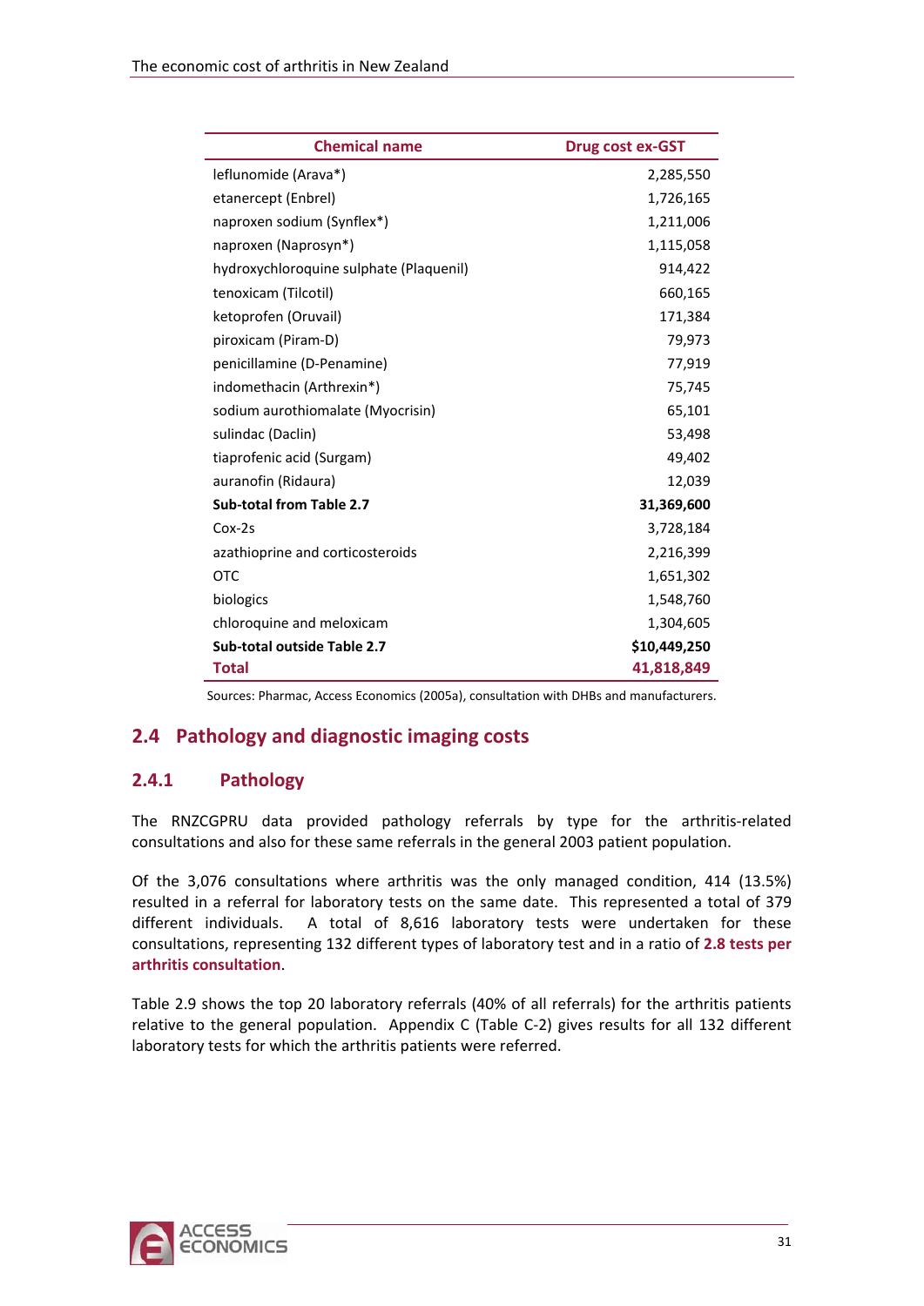| Chemical name | Drug cost ex-GST |
|---|---|
| leflunomide (Arava*) | 2,285,550 |
| etanercept (Enbrel) | 1,726,165 |
| naproxen sodium (Synflex*) | 1,211,006 |
| naproxen (Naprosyn*) | 1,115,058 |
| hydroxychloroquine sulphate (Plaquenil) | 914,422 |
| tenoxicam (Tilcotil) | 660,165 |
| ketoprofen (Oruvail) | 171,384 |
| piroxicam (Piram-D) | 79,973 |
| penicillamine (D-Penamine) | 77,919 |
| indomethacin (Arthrexin*) | 75,745 |
| sodium aurothiomalate (Myocrisin) | 65,101 |
| sulindac (Daclin) | 53,498 |
| tiaprofenic acid (Surgam) | 49,402 |
| auranofin (Ridaura) | 12,039 |
| **Sub-total from Table 2.7** | **31,369,600** |
| Cox-2s | 3,728,184 |
| azathioprine and corticosteroids | 2,216,399 |
| OTC | 1,651,302 |
| biologics | 1,548,760 |
| chloroquine and meloxicam | 1,304,605 |
| **Sub-total outside Table 2.7** | **$10,449,250** |
| **Total** | **41,818,849** |

Sources: Pharmac, Access Economics (2005a), consultation with DHBs and manufacturers.

## 2.4 Pathology and diagnostic imaging costs

### 2.4.1 Pathology

The RNZCGPRU data provided pathology referrals by type for the arthritis-related consultations and also for these same referrals in the general 2003 patient population.

Of the 3,076 consultations where arthritis was the only managed condition, 414 (13.5%) resulted in a referral for laboratory tests on the same date. This represented a total of 379 different individuals. A total of 8,616 laboratory tests were undertaken for these consultations, representing 132 different types of laboratory test and in a ratio of **2.8 tests per arthritis consultation**.

Table 2.9 shows the top 20 laboratory referrals (40% of all referrals) for the arthritis patients relative to the general population. Appendix C (Table C-2) gives results for all 132 different laboratory tests for which the arthritis patients were referred.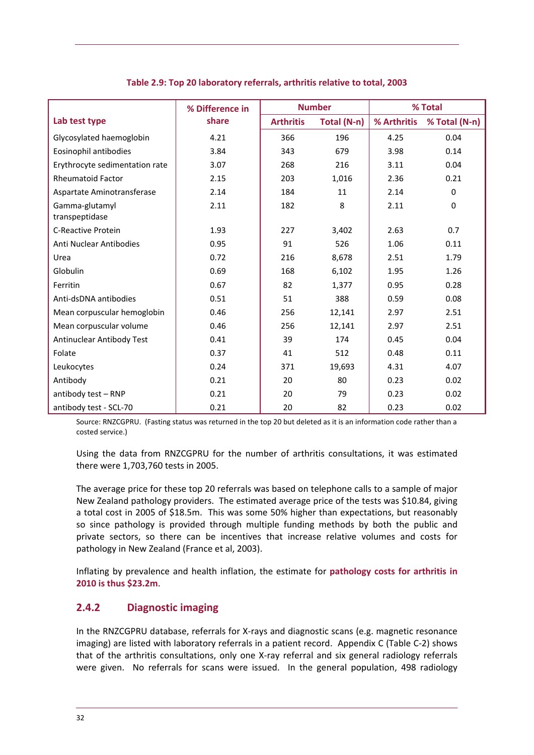**Table 2.9: Top 20 laboratory referrals, arthritis relative to total, 2003**

| Lab test type | % Difference in share | Number | | % Total | |
|---|---|---|---|---|---|
| | | Arthritis | Total (N-n) | % Arthritis | % Total (N-n) |
| Glycosylated haemoglobin | 4.21 | 366 | 196 | 4.25 | 0.04 |
| Eosinophil antibodies | 3.84 | 343 | 679 | 3.98 | 0.14 |
| Erythrocyte sedimentation rate | 3.07 | 268 | 216 | 3.11 | 0.04 |
| Rheumatoid Factor | 2.15 | 203 | 1,016 | 2.36 | 0.21 |
| Aspartate Aminotransferase | 2.14 | 184 | 11 | 2.14 | 0 |
| Gamma-glutamyl transpeptidase | 2.11 | 182 | 8 | 2.11 | 0 |
| C-Reactive Protein | 1.93 | 227 | 3,402 | 2.63 | 0.7 |
| Anti Nuclear Antibodies | 0.95 | 91 | 526 | 1.06 | 0.11 |
| Urea | 0.72 | 216 | 8,678 | 2.51 | 1.79 |
| Globulin | 0.69 | 168 | 6,102 | 1.95 | 1.26 |
| Ferritin | 0.67 | 82 | 1,377 | 0.95 | 0.28 |
| Anti-dsDNA antibodies | 0.51 | 51 | 388 | 0.59 | 0.08 |
| Mean corpuscular hemoglobin | 0.46 | 256 | 12,141 | 2.97 | 2.51 |
| Mean corpuscular volume | 0.46 | 256 | 12,141 | 2.97 | 2.51 |
| Antinuclear Antibody Test | 0.41 | 39 | 174 | 0.45 | 0.04 |
| Folate | 0.37 | 41 | 512 | 0.48 | 0.11 |
| Leukocytes | 0.24 | 371 | 19,693 | 4.31 | 4.07 |
| Antibody | 0.21 | 20 | 80 | 0.23 | 0.02 |
| antibody test – RNP | 0.21 | 20 | 79 | 0.23 | 0.02 |
| antibody test - SCL-70 | 0.21 | 20 | 82 | 0.23 | 0.02 |

Source: RNZCGPRU. (Fasting status was returned in the top 20 but deleted as it is an information code rather than a costed service.)

Using the data from RNZCGPRU for the number of arthritis consultations, it was estimated there were 1,703,760 tests in 2005.

The average price for these top 20 referrals was based on telephone calls to a sample of major New Zealand pathology providers. The estimated average price of the tests was $10.84, giving a total cost in 2005 of $18.5m. This was some 50% higher than expectations, but reasonably so since pathology is provided through multiple funding methods by both the public and private sectors, so there can be incentives that increase relative volumes and costs for pathology in New Zealand (France et al, 2003).

Inflating by prevalence and health inflation, the estimate for **pathology costs for arthritis in 2010 is thus $23.2m**.

### 2.4.2 Diagnostic imaging

In the RNZCGPRU database, referrals for X-rays and diagnostic scans (e.g. magnetic resonance imaging) are listed with laboratory referrals in a patient record. Appendix C (Table C-2) shows that of the arthritis consultations, only one X-ray referral and six general radiology referrals were given. No referrals for scans were issued. In the general population, 498 radiology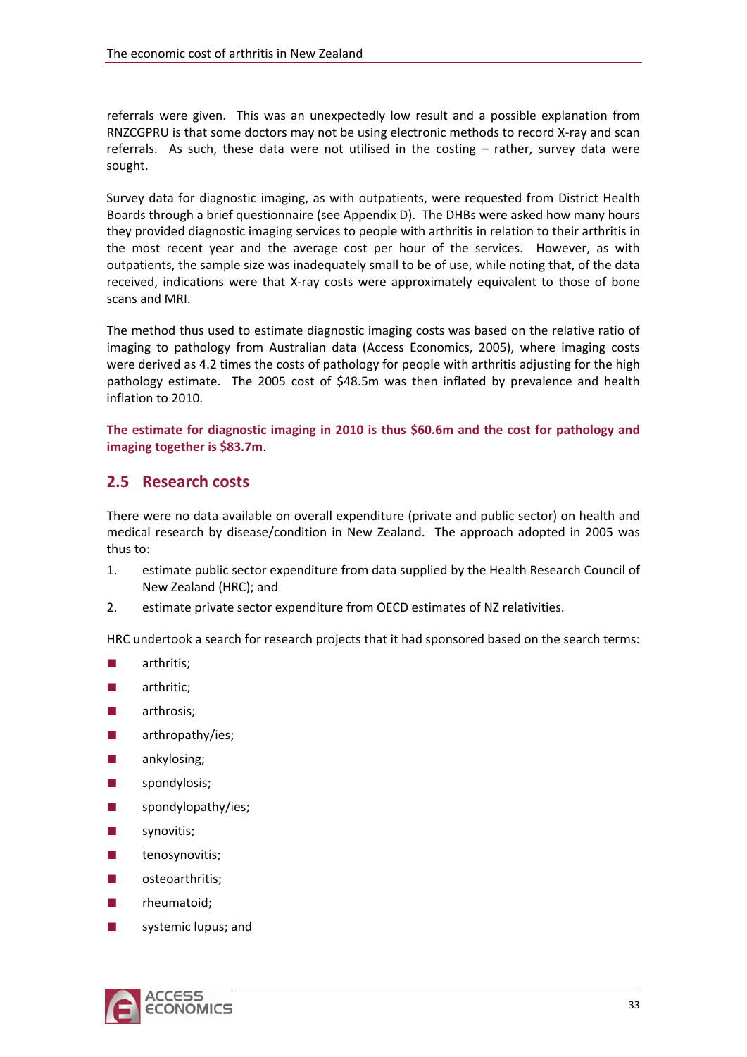referrals were given. This was an unexpectedly low result and a possible explanation from RNZCGPRU is that some doctors may not be using electronic methods to record X-ray and scan referrals. As such, these data were not utilised in the costing – rather, survey data were sought.

Survey data for diagnostic imaging, as with outpatients, were requested from District Health Boards through a brief questionnaire (see Appendix D). The DHBs were asked how many hours they provided diagnostic imaging services to people with arthritis in relation to their arthritis in the most recent year and the average cost per hour of the services. However, as with outpatients, the sample size was inadequately small to be of use, while noting that, of the data received, indications were that X-ray costs were approximately equivalent to those of bone scans and MRI.

The method thus used to estimate diagnostic imaging costs was based on the relative ratio of imaging to pathology from Australian data (Access Economics, 2005), where imaging costs were derived as 4.2 times the costs of pathology for people with arthritis adjusting for the high pathology estimate. The 2005 cost of $48.5m was then inflated by prevalence and health inflation to 2010.

**The estimate for diagnostic imaging in 2010 is thus $60.6m and the cost for pathology and imaging together is $83.7m**.

## 2.5 Research costs

There were no data available on overall expenditure (private and public sector) on health and medical research by disease/condition in New Zealand. The approach adopted in 2005 was thus to:

1. estimate public sector expenditure from data supplied by the Health Research Council of New Zealand (HRC); and
2. estimate private sector expenditure from OECD estimates of NZ relativities.

HRC undertook a search for research projects that it had sponsored based on the search terms:

- arthritis;
- arthritic;
- arthrosis;
- arthropathy/ies;
- ankylosing;
- spondylosis;
- spondylopathy/ies;
- synovitis;
- tenosynovitis;
- osteoarthritis;
- rheumatoid;
- systemic lupus; and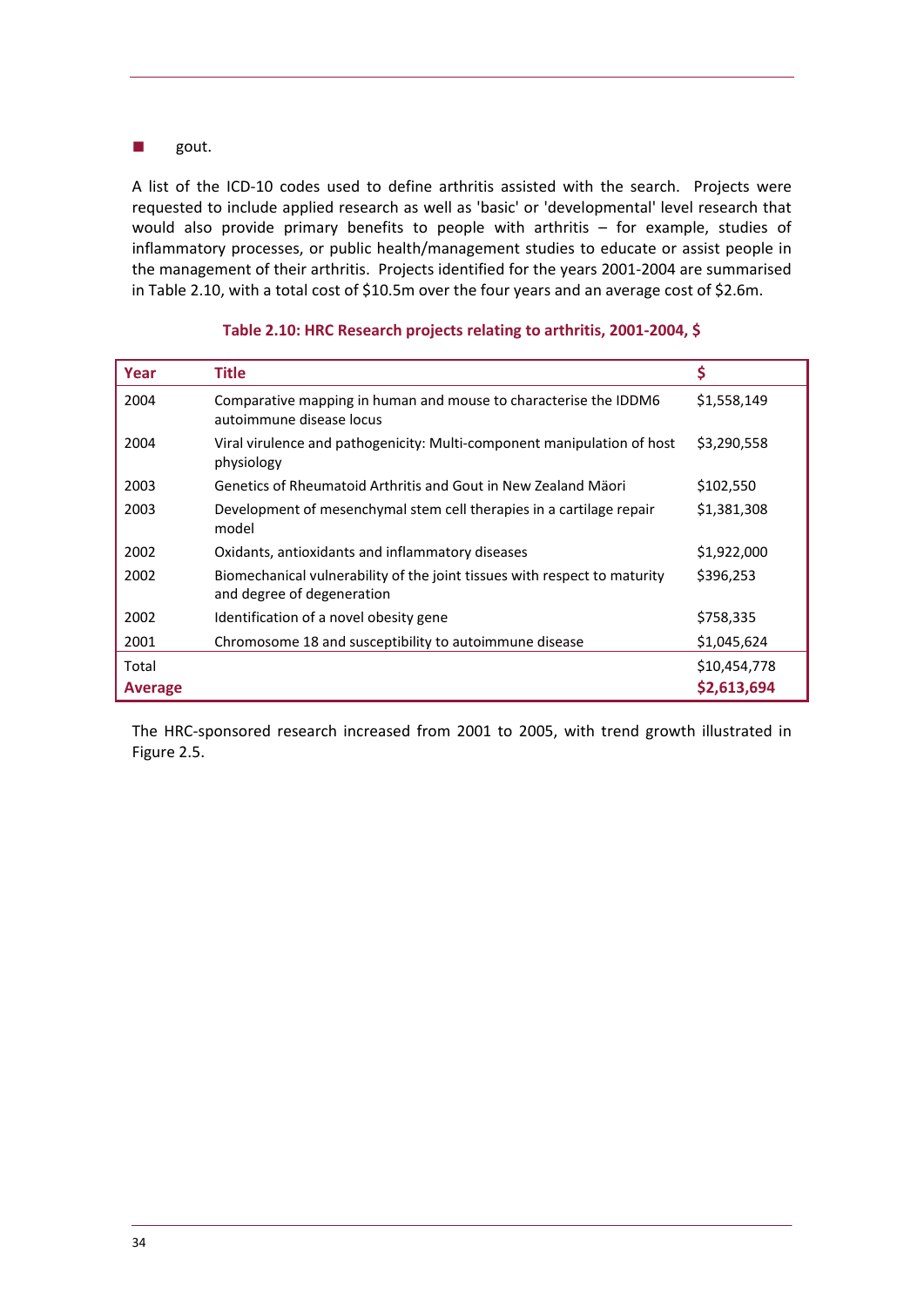- gout.

A list of the ICD-10 codes used to define arthritis assisted with the search. Projects were requested to include applied research as well as 'basic' or 'developmental' level research that would also provide primary benefits to people with arthritis – for example, studies of inflammatory processes, or public health/management studies to educate or assist people in the management of their arthritis. Projects identified for the years 2001-2004 are summarised in Table 2.10, with a total cost of $10.5m over the four years and an average cost of $2.6m.

**Table 2.10: HRC Research projects relating to arthritis, 2001-2004, $**

| Year | Title | $ |
|---|---|---|
| 2004 | Comparative mapping in human and mouse to characterise the IDDM6 autoimmune disease locus | $1,558,149 |
| 2004 | Viral virulence and pathogenicity: Multi-component manipulation of host physiology | $3,290,558 |
| 2003 | Genetics of Rheumatoid Arthritis and Gout in New Zealand Mäori | $102,550 |
| 2003 | Development of mesenchymal stem cell therapies in a cartilage repair model | $1,381,308 |
| 2002 | Oxidants, antioxidants and inflammatory diseases | $1,922,000 |
| 2002 | Biomechanical vulnerability of the joint tissues with respect to maturity and degree of degeneration | $396,253 |
| 2002 | Identification of a novel obesity gene | $758,335 |
| 2001 | Chromosome 18 and susceptibility to autoimmune disease | $1,045,624 |
| Total | | $10,454,778 |
| **Average** | | **$2,613,694** |

The HRC-sponsored research increased from 2001 to 2005, with trend growth illustrated in Figure 2.5.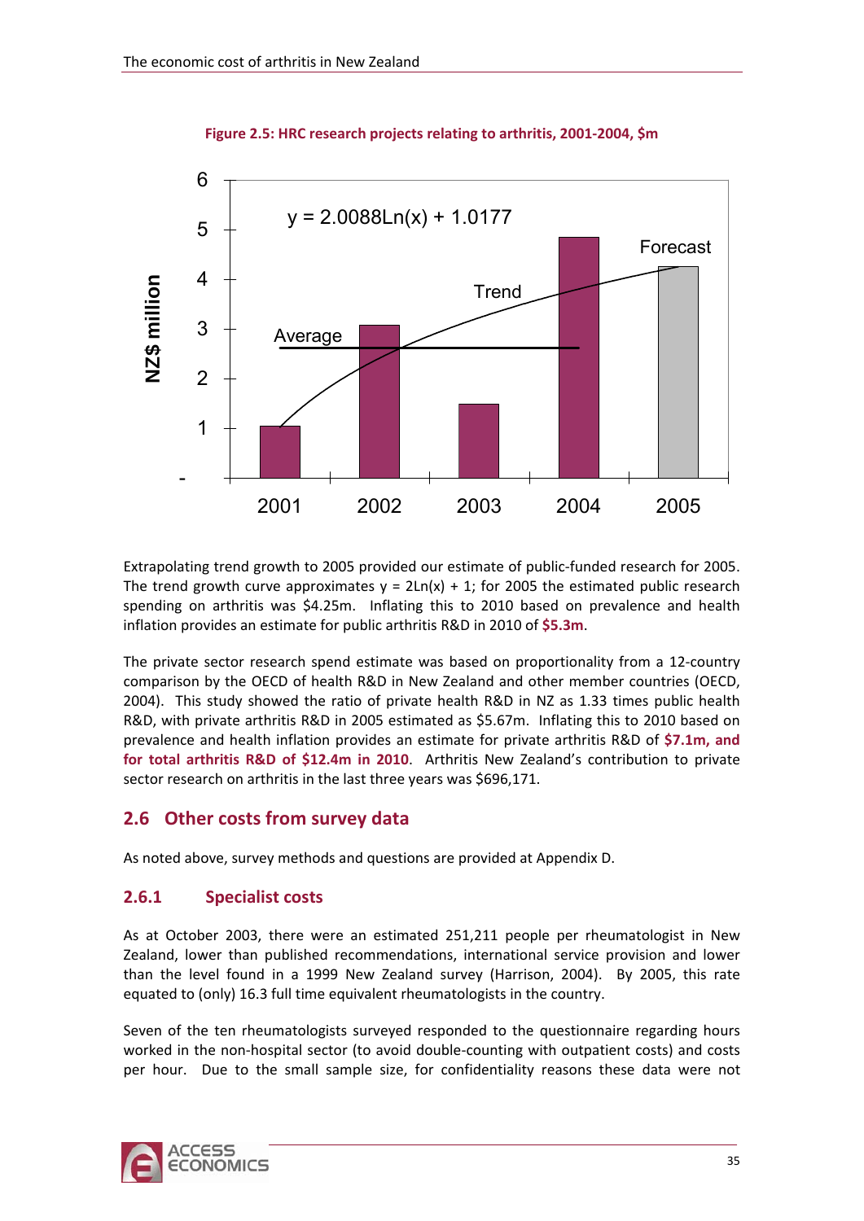**Figure 2.5: HRC research projects relating to arthritis, 2001-2004, $m**

Extrapolating trend growth to 2005 provided our estimate of public-funded research for 2005. The trend growth curve approximates $y = 2\text{Ln}(x) + 1$; for 2005 the estimated public research spending on arthritis was $4.25m. Inflating this to 2010 based on prevalence and health inflation provides an estimate for public arthritis R&D in 2010 of **$5.3m**.

The private sector research spend estimate was based on proportionality from a 12-country comparison by the OECD of health R&D in New Zealand and other member countries (OECD, 2004). This study showed the ratio of private health R&D in NZ as 1.33 times public health R&D, with private arthritis R&D in 2005 estimated as $5.67m. Inflating this to 2010 based on prevalence and health inflation provides an estimate for private arthritis R&D of **$7.1m, and for total arthritis R&D of $12.4m in 2010**. Arthritis New Zealand's contribution to private sector research on arthritis in the last three years was $696,171.

## 2.6 Other costs from survey data

As noted above, survey methods and questions are provided at Appendix D.

### 2.6.1 Specialist costs

As at October 2003, there were an estimated 251,211 people per rheumatologist in New Zealand, lower than published recommendations, international service provision and lower than the level found in a 1999 New Zealand survey (Harrison, 2004). By 2005, this rate equated to (only) 16.3 full time equivalent rheumatologists in the country.

Seven of the ten rheumatologists surveyed responded to the questionnaire regarding hours worked in the non-hospital sector (to avoid double-counting with outpatient costs) and costs per hour. Due to the small sample size, for confidentiality reasons these data were not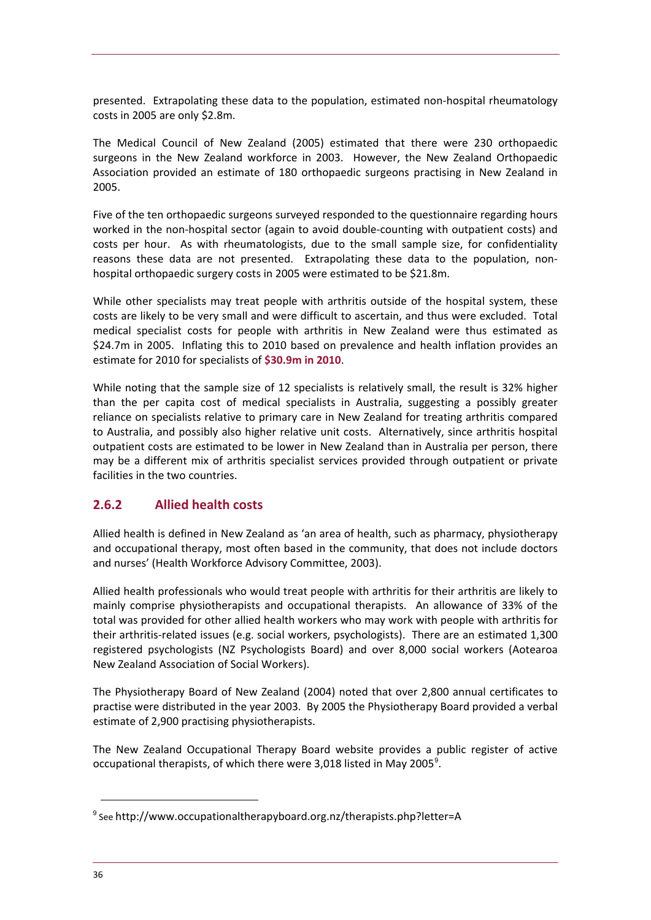presented. Extrapolating these data to the population, estimated non-hospital rheumatology costs in 2005 are only $2.8m.

The Medical Council of New Zealand (2005) estimated that there were 230 orthopaedic surgeons in the New Zealand workforce in 2003. However, the New Zealand Orthopaedic Association provided an estimate of 180 orthopaedic surgeons practising in New Zealand in 2005.

Five of the ten orthopaedic surgeons surveyed responded to the questionnaire regarding hours worked in the non-hospital sector (again to avoid double-counting with outpatient costs) and costs per hour. As with rheumatologists, due to the small sample size, for confidentiality reasons these data are not presented. Extrapolating these data to the population, non-hospital orthopaedic surgery costs in 2005 were estimated to be $21.8m.

While other specialists may treat people with arthritis outside of the hospital system, these costs are likely to be very small and were difficult to ascertain, and thus were excluded. Total medical specialist costs for people with arthritis in New Zealand were thus estimated as $24.7m in 2005. Inflating this to 2010 based on prevalence and health inflation provides an estimate for 2010 for specialists of **$30.9m in 2010**.

While noting that the sample size of 12 specialists is relatively small, the result is 32% higher than the per capita cost of medical specialists in Australia, suggesting a possibly greater reliance on specialists relative to primary care in New Zealand for treating arthritis compared to Australia, and possibly also higher relative unit costs. Alternatively, since arthritis hospital outpatient costs are estimated to be lower in New Zealand than in Australia per person, there may be a different mix of arthritis specialist services provided through outpatient or private facilities in the two countries.

### 2.6.2 Allied health costs

Allied health is defined in New Zealand as 'an area of health, such as pharmacy, physiotherapy and occupational therapy, most often based in the community, that does not include doctors and nurses' (Health Workforce Advisory Committee, 2003).

Allied health professionals who would treat people with arthritis for their arthritis are likely to mainly comprise physiotherapists and occupational therapists. An allowance of 33% of the total was provided for other allied health workers who may work with people with arthritis for their arthritis-related issues (e.g. social workers, psychologists). There are an estimated 1,300 registered psychologists (NZ Psychologists Board) and over 8,000 social workers (Aotearoa New Zealand Association of Social Workers).

The Physiotherapy Board of New Zealand (2004) noted that over 2,800 annual certificates to practise were distributed in the year 2003. By 2005 the Physiotherapy Board provided a verbal estimate of 2,900 practising physiotherapists.

The New Zealand Occupational Therapy Board website provides a public register of active occupational therapists, of which there were 3,018 listed in May 2005[9].

[9] See http://www.occupationaltherapyboard.org.nz/therapists.php?letter=A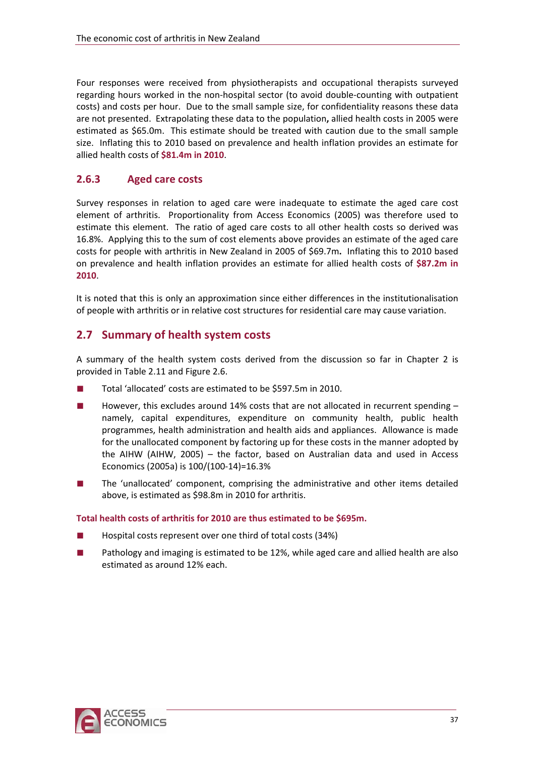Four responses were received from physiotherapists and occupational therapists surveyed regarding hours worked in the non-hospital sector (to avoid double-counting with outpatient costs) and costs per hour. Due to the small sample size, for confidentiality reasons these data are not presented. Extrapolating these data to the population**,** allied health costs in 2005 were estimated as $65.0m. This estimate should be treated with caution due to the small sample size. Inflating this to 2010 based on prevalence and health inflation provides an estimate for allied health costs of **$81.4m in 2010**.

### 2.6.3 Aged care costs

Survey responses in relation to aged care were inadequate to estimate the aged care cost element of arthritis. Proportionality from Access Economics (2005) was therefore used to estimate this element. The ratio of aged care costs to all other health costs so derived was 16.8%. Applying this to the sum of cost elements above provides an estimate of the aged care costs for people with arthritis in New Zealand in 2005 of $69.7m**.** Inflating this to 2010 based on prevalence and health inflation provides an estimate for allied health costs of **$87.2m in 2010**.

It is noted that this is only an approximation since either differences in the institutionalisation of people with arthritis or in relative cost structures for residential care may cause variation.

## 2.7 Summary of health system costs

A summary of the health system costs derived from the discussion so far in Chapter 2 is provided in Table 2.11 and Figure 2.6.

- Total 'allocated' costs are estimated to be $597.5m in 2010.
- However, this excludes around 14% costs that are not allocated in recurrent spending – namely, capital expenditures, expenditure on community health, public health programmes, health administration and health aids and appliances. Allowance is made for the unallocated component by factoring up for these costs in the manner adopted by the AIHW (AIHW, 2005) – the factor, based on Australian data and used in Access Economics (2005a) is 100/(100-14)=16.3%
- The 'unallocated' component, comprising the administrative and other items detailed above, is estimated as $98.8m in 2010 for arthritis.

**Total health costs of arthritis for 2010 are thus estimated to be $695m.**

- Hospital costs represent over one third of total costs (34%)
- Pathology and imaging is estimated to be 12%, while aged care and allied health are also estimated as around 12% each.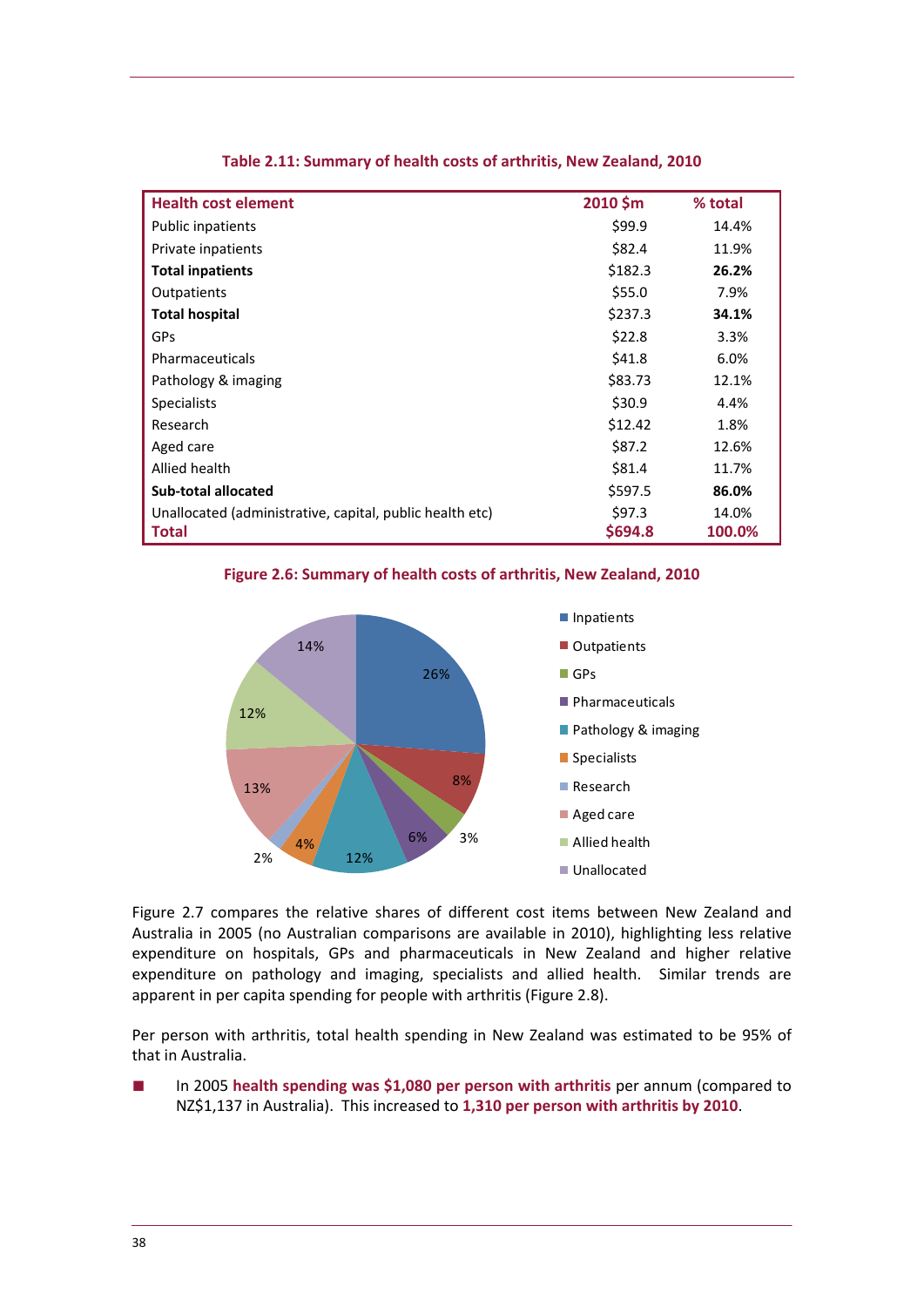**Table 2.11: Summary of health costs of arthritis, New Zealand, 2010**

| Health cost element | 2010 $m | % total |
|---|---|---|
| Public inpatients | $99.9 | 14.4% |
| Private inpatients | $82.4 | 11.9% |
| **Total inpatients** | $182.3 | **26.2%** |
| Outpatients | $55.0 | 7.9% |
| **Total hospital** | $237.3 | **34.1%** |
| GPs | $22.8 | 3.3% |
| Pharmaceuticals | $41.8 | 6.0% |
| Pathology & imaging | $83.73 | 12.1% |
| Specialists | $30.9 | 4.4% |
| Research | $12.42 | 1.8% |
| Aged care | $87.2 | 12.6% |
| Allied health | $81.4 | 11.7% |
| **Sub-total allocated** | $597.5 | **86.0%** |
| Unallocated (administrative, capital, public health etc) | $97.3 | 14.0% |
| **Total** | **$694.8** | **100.0%** |

**Figure 2.6: Summary of health costs of arthritis, New Zealand, 2010**

Figure 2.7 compares the relative shares of different cost items between New Zealand and Australia in 2005 (no Australian comparisons are available in 2010), highlighting less relative expenditure on hospitals, GPs and pharmaceuticals in New Zealand and higher relative expenditure on pathology and imaging, specialists and allied health. Similar trends are apparent in per capita spending for people with arthritis (Figure 2.8).

Per person with arthritis, total health spending in New Zealand was estimated to be 95% of that in Australia.

- In 2005 **health spending was $1,080 per person with arthritis** per annum (compared to NZ$1,137 in Australia). This increased to **1,310 per person with arthritis by 2010**.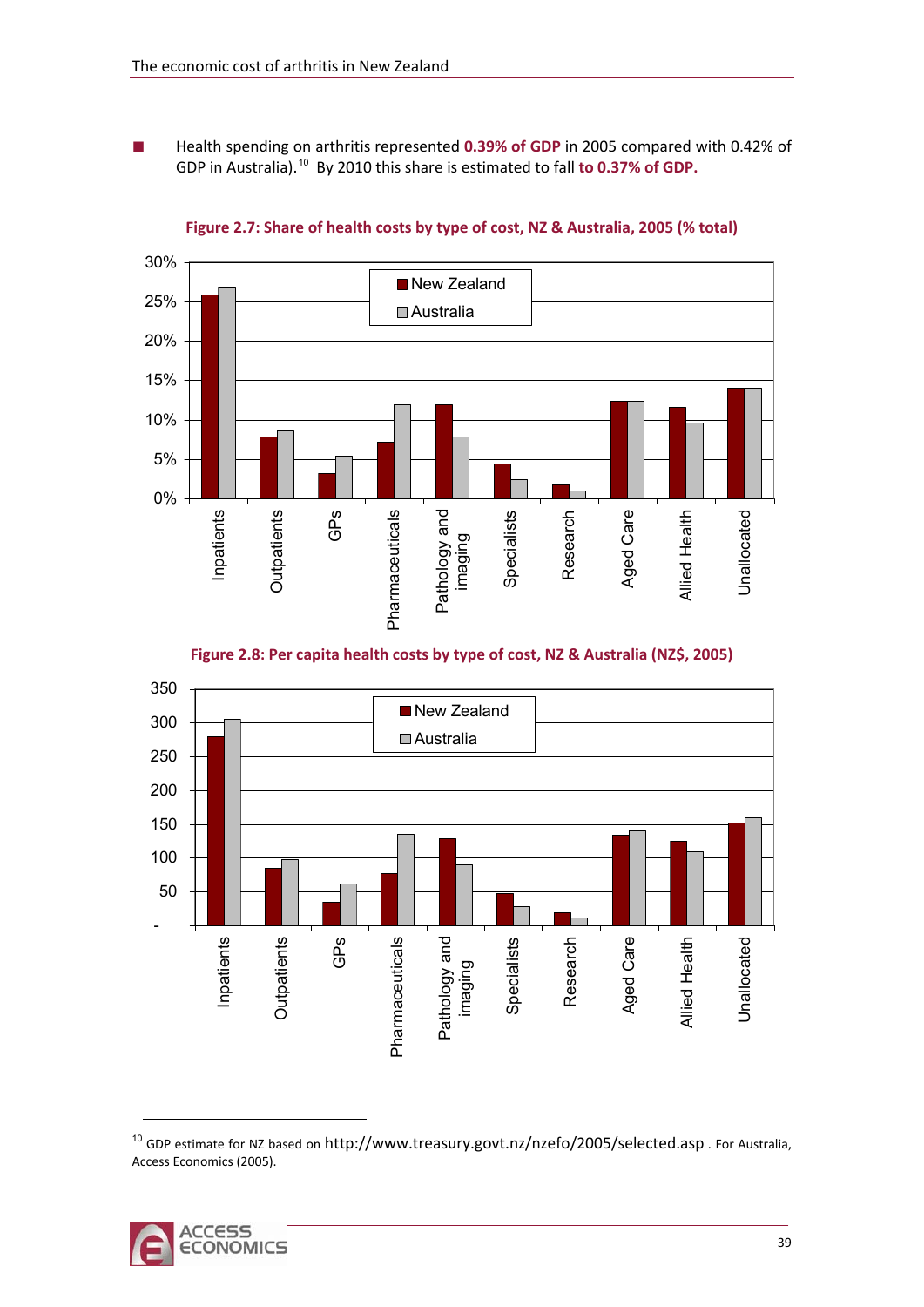- Health spending on arthritis represented **0.39% of GDP** in 2005 compared with 0.42% of GDP in Australia).[10] By 2010 this share is estimated to fall **to 0.37% of GDP.**

**Figure 2.7: Share of health costs by type of cost, NZ & Australia, 2005 (% total)**

**Figure 2.8: Per capita health costs by type of cost, NZ & Australia (NZ$, 2005)**

[10] GDP estimate for NZ based on http://www.treasury.govt.nz/nzefo/2005/selected.asp . For Australia, Access Economics (2005).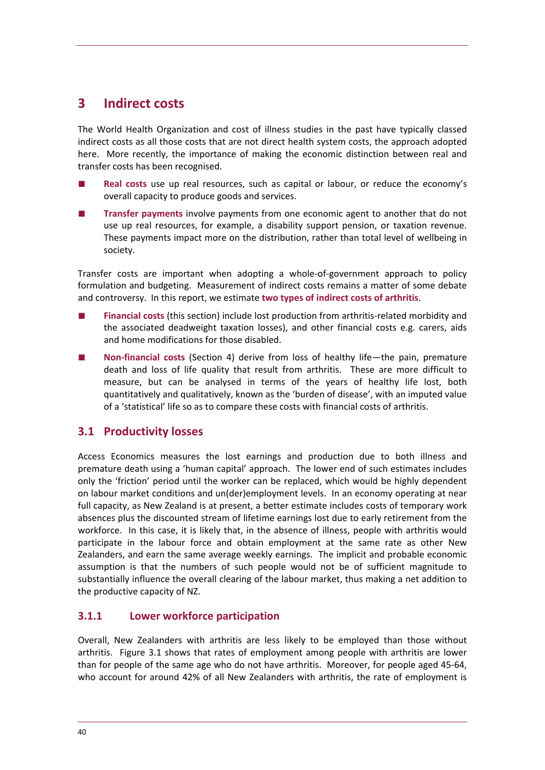# 3 Indirect costs

The World Health Organization and cost of illness studies in the past have typically classed indirect costs as all those costs that are not direct health system costs, the approach adopted here. More recently, the importance of making the economic distinction between real and transfer costs has been recognised.

- **Real costs** use up real resources, such as capital or labour, or reduce the economy's overall capacity to produce goods and services.
- **Transfer payments** involve payments from one economic agent to another that do not use up real resources, for example, a disability support pension, or taxation revenue. These payments impact more on the distribution, rather than total level of wellbeing in society.

Transfer costs are important when adopting a whole-of-government approach to policy formulation and budgeting. Measurement of indirect costs remains a matter of some debate and controversy. In this report, we estimate **two types of indirect costs of arthritis**.

- **Financial costs** (this section) include lost production from arthritis-related morbidity and the associated deadweight taxation losses), and other financial costs e.g. carers, aids and home modifications for those disabled.
- **Non-financial costs** (Section 4) derive from loss of healthy life—the pain, premature death and loss of life quality that result from arthritis. These are more difficult to measure, but can be analysed in terms of the years of healthy life lost, both quantitatively and qualitatively, known as the 'burden of disease', with an imputed value of a 'statistical' life so as to compare these costs with financial costs of arthritis.

## 3.1 Productivity losses

Access Economics measures the lost earnings and production due to both illness and premature death using a 'human capital' approach. The lower end of such estimates includes only the 'friction' period until the worker can be replaced, which would be highly dependent on labour market conditions and un(der)employment levels. In an economy operating at near full capacity, as New Zealand is at present, a better estimate includes costs of temporary work absences plus the discounted stream of lifetime earnings lost due to early retirement from the workforce. In this case, it is likely that, in the absence of illness, people with arthritis would participate in the labour force and obtain employment at the same rate as other New Zealanders, and earn the same average weekly earnings. The implicit and probable economic assumption is that the numbers of such people would not be of sufficient magnitude to substantially influence the overall clearing of the labour market, thus making a net addition to the productive capacity of NZ.

### 3.1.1 Lower workforce participation

Overall, New Zealanders with arthritis are less likely to be employed than those without arthritis. Figure 3.1 shows that rates of employment among people with arthritis are lower than for people of the same age who do not have arthritis. Moreover, for people aged 45-64, who account for around 42% of all New Zealanders with arthritis, the rate of employment is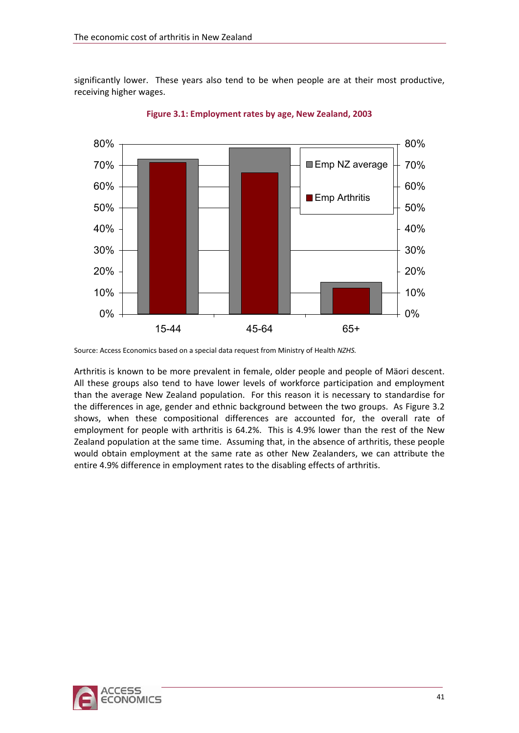significantly lower. These years also tend to be when people are at their most productive, receiving higher wages.

**Figure 3.1: Employment rates by age, New Zealand, 2003**

Source: Access Economics based on a special data request from Ministry of Health *NZHS.*

Arthritis is known to be more prevalent in female, older people and people of Mäori descent. All these groups also tend to have lower levels of workforce participation and employment than the average New Zealand population. For this reason it is necessary to standardise for the differences in age, gender and ethnic background between the two groups. As Figure 3.2 shows, when these compositional differences are accounted for, the overall rate of employment for people with arthritis is 64.2%. This is 4.9% lower than the rest of the New Zealand population at the same time. Assuming that, in the absence of arthritis, these people would obtain employment at the same rate as other New Zealanders, we can attribute the entire 4.9% difference in employment rates to the disabling effects of arthritis.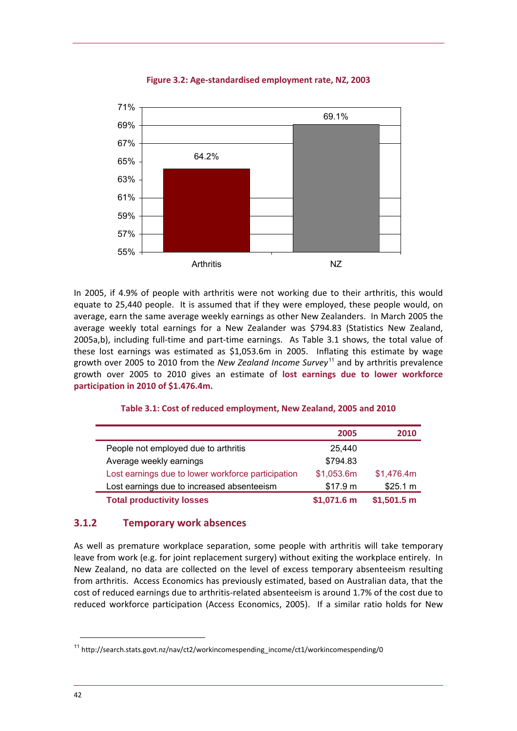**Figure 3.2: Age-standardised employment rate, NZ, 2003**

| | Employment rate |
|---|---|
| Arthritis | 64.2% |
| NZ | 69.1% |

In 2005, if 4.9% of people with arthritis were not working due to their arthritis, this would equate to 25,440 people. It is assumed that if they were employed, these people would, on average, earn the same average weekly earnings as other New Zealanders. In March 2005 the average weekly total earnings for a New Zealander was $794.83 (Statistics New Zealand, 2005a,b), including full-time and part-time earnings. As Table 3.1 shows, the total value of these lost earnings was estimated as $1,053.6m in 2005. Inflating this estimate by wage growth over 2005 to 2010 from the *New Zealand Income Survey*[11] and by arthritis prevalence growth over 2005 to 2010 gives an estimate of **lost earnings due to lower workforce participation in 2010 of $1.476.4m.**

**Table 3.1: Cost of reduced employment, New Zealand, 2005 and 2010**

| | 2005 | 2010 |
|---|---|---|
| People not employed due to arthritis | 25,440 | |
| Average weekly earnings | $794.83 | |
| Lost earnings due to lower workforce participation | $1,053.6m | $1,476.4m |
| Lost earnings due to increased absenteeism | $17.9 m | $25.1 m |
| **Total productivity losses** | **$1,071.6 m** | **$1,501.5 m** |

### 3.1.2 Temporary work absences

As well as premature workplace separation, some people with arthritis will take temporary leave from work (e.g. for joint replacement surgery) without exiting the workplace entirely. In New Zealand, no data are collected on the level of excess temporary absenteeism resulting from arthritis. Access Economics has previously estimated, based on Australian data, that the cost of reduced earnings due to arthritis-related absenteeism is around 1.7% of the cost due to reduced workforce participation (Access Economics, 2005). If a similar ratio holds for New

[11] http://search.stats.govt.nz/nav/ct2/workincomespending_income/ct1/workincomespending/0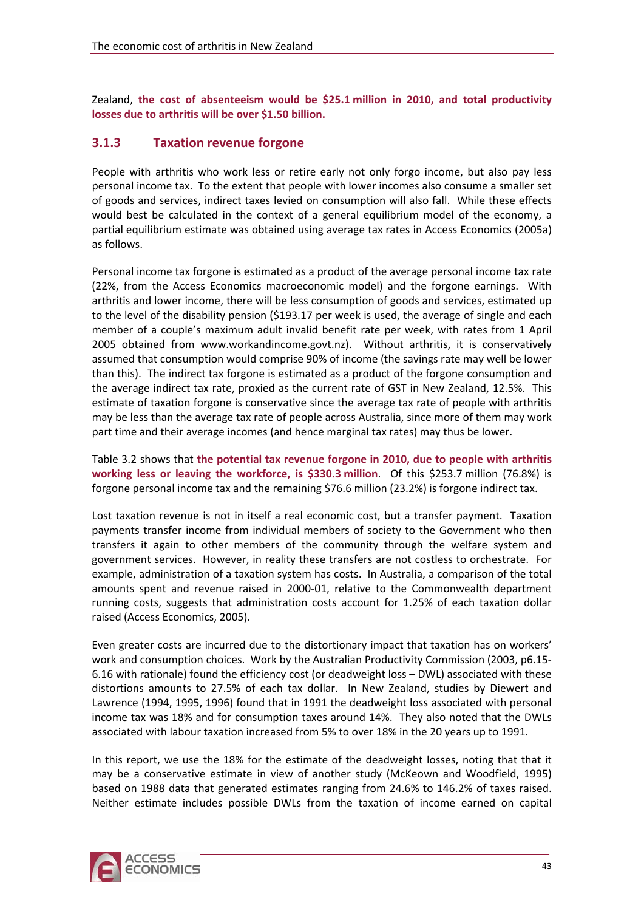Zealand, **the cost of absenteeism would be $25.1 million in 2010, and total productivity losses due to arthritis will be over $1.50 billion.**

### 3.1.3 Taxation revenue forgone

People with arthritis who work less or retire early not only forgo income, but also pay less personal income tax. To the extent that people with lower incomes also consume a smaller set of goods and services, indirect taxes levied on consumption will also fall. While these effects would best be calculated in the context of a general equilibrium model of the economy, a partial equilibrium estimate was obtained using average tax rates in Access Economics (2005a) as follows.

Personal income tax forgone is estimated as a product of the average personal income tax rate (22%, from the Access Economics macroeconomic model) and the forgone earnings. With arthritis and lower income, there will be less consumption of goods and services, estimated up to the level of the disability pension ($193.17 per week is used, the average of single and each member of a couple's maximum adult invalid benefit rate per week, with rates from 1 April 2005 obtained from www.workandincome.govt.nz). Without arthritis, it is conservatively assumed that consumption would comprise 90% of income (the savings rate may well be lower than this). The indirect tax forgone is estimated as a product of the forgone consumption and the average indirect tax rate, proxied as the current rate of GST in New Zealand, 12.5%. This estimate of taxation forgone is conservative since the average tax rate of people with arthritis may be less than the average tax rate of people across Australia, since more of them may work part time and their average incomes (and hence marginal tax rates) may thus be lower.

Table 3.2 shows that **the potential tax revenue forgone in 2010, due to people with arthritis working less or leaving the workforce, is $330.3 million**. Of this $253.7 million (76.8%) is forgone personal income tax and the remaining $76.6 million (23.2%) is forgone indirect tax.

Lost taxation revenue is not in itself a real economic cost, but a transfer payment. Taxation payments transfer income from individual members of society to the Government who then transfers it again to other members of the community through the welfare system and government services. However, in reality these transfers are not costless to orchestrate. For example, administration of a taxation system has costs. In Australia, a comparison of the total amounts spent and revenue raised in 2000-01, relative to the Commonwealth department running costs, suggests that administration costs account for 1.25% of each taxation dollar raised (Access Economics, 2005).

Even greater costs are incurred due to the distortionary impact that taxation has on workers' work and consumption choices. Work by the Australian Productivity Commission (2003, p6.15-6.16 with rationale) found the efficiency cost (or deadweight loss – DWL) associated with these distortions amounts to 27.5% of each tax dollar. In New Zealand, studies by Diewert and Lawrence (1994, 1995, 1996) found that in 1991 the deadweight loss associated with personal income tax was 18% and for consumption taxes around 14%. They also noted that the DWLs associated with labour taxation increased from 5% to over 18% in the 20 years up to 1991.

In this report, we use the 18% for the estimate of the deadweight losses, noting that that it may be a conservative estimate in view of another study (McKeown and Woodfield, 1995) based on 1988 data that generated estimates ranging from 24.6% to 146.2% of taxes raised. Neither estimate includes possible DWLs from the taxation of income earned on capital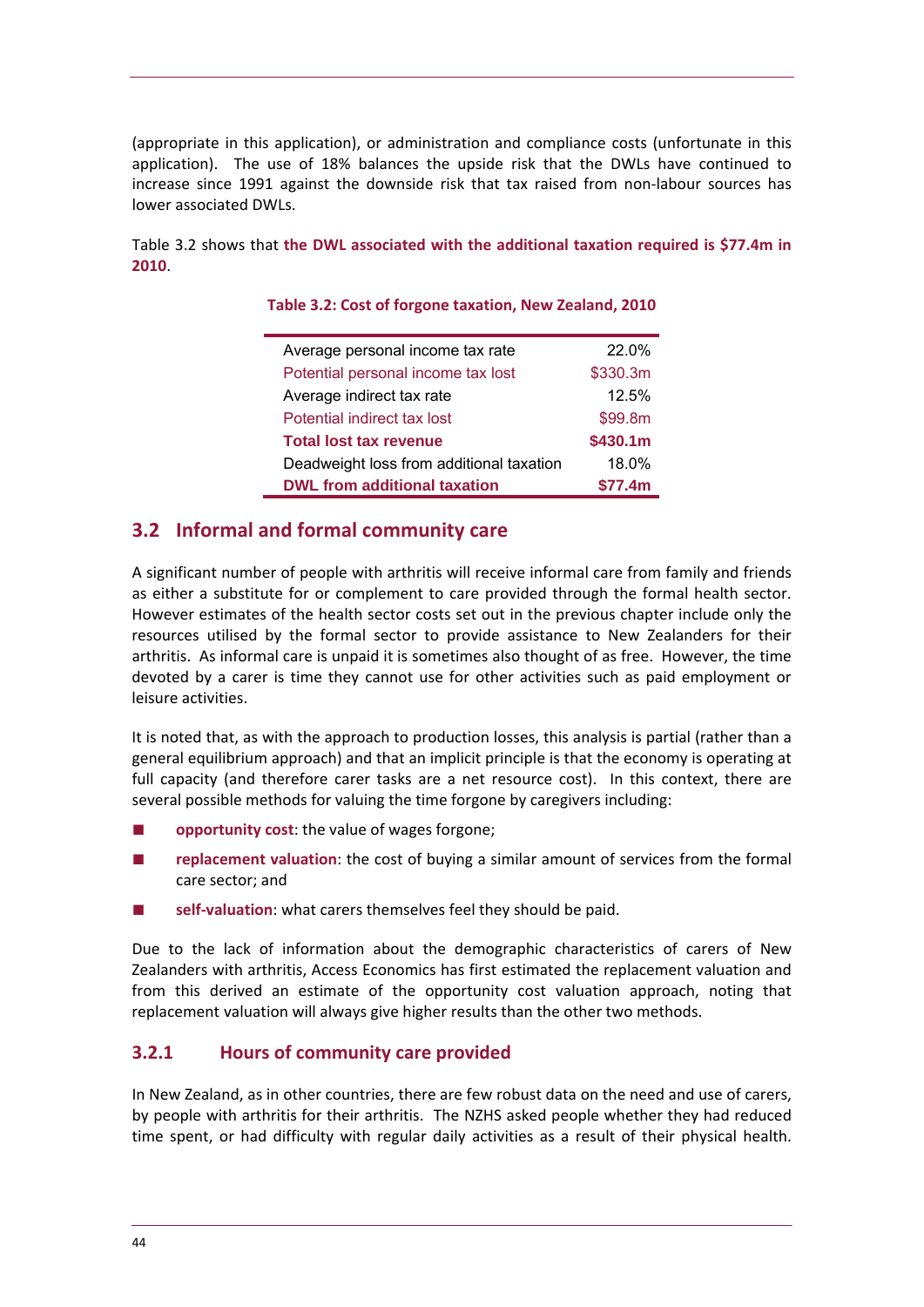(appropriate in this application), or administration and compliance costs (unfortunate in this application). The use of 18% balances the upside risk that the DWLs have continued to increase since 1991 against the downside risk that tax raised from non-labour sources has lower associated DWLs.

Table 3.2 shows that **the DWL associated with the additional taxation required is $77.4m in 2010**.

**Table 3.2: Cost of forgone taxation, New Zealand, 2010**

| | |
|---|---|
| Average personal income tax rate | 22.0% |
| Potential personal income tax lost | $330.3m |
| Average indirect tax rate | 12.5% |
| Potential indirect tax lost | $99.8m |
| **Total lost tax revenue** | **$430.1m** |
| Deadweight loss from additional taxation | 18.0% |
| **DWL from additional taxation** | **$77.4m** |

## 3.2 Informal and formal community care

A significant number of people with arthritis will receive informal care from family and friends as either a substitute for or complement to care provided through the formal health sector. However estimates of the health sector costs set out in the previous chapter include only the resources utilised by the formal sector to provide assistance to New Zealanders for their arthritis. As informal care is unpaid it is sometimes also thought of as free. However, the time devoted by a carer is time they cannot use for other activities such as paid employment or leisure activities.

It is noted that, as with the approach to production losses, this analysis is partial (rather than a general equilibrium approach) and that an implicit principle is that the economy is operating at full capacity (and therefore carer tasks are a net resource cost). In this context, there are several possible methods for valuing the time forgone by caregivers including:

- **opportunity cost**: the value of wages forgone;
- **replacement valuation**: the cost of buying a similar amount of services from the formal care sector; and
- **self-valuation**: what carers themselves feel they should be paid.

Due to the lack of information about the demographic characteristics of carers of New Zealanders with arthritis, Access Economics has first estimated the replacement valuation and from this derived an estimate of the opportunity cost valuation approach, noting that replacement valuation will always give higher results than the other two methods.

### 3.2.1 Hours of community care provided

In New Zealand, as in other countries, there are few robust data on the need and use of carers, by people with arthritis for their arthritis. The NZHS asked people whether they had reduced time spent, or had difficulty with regular daily activities as a result of their physical health.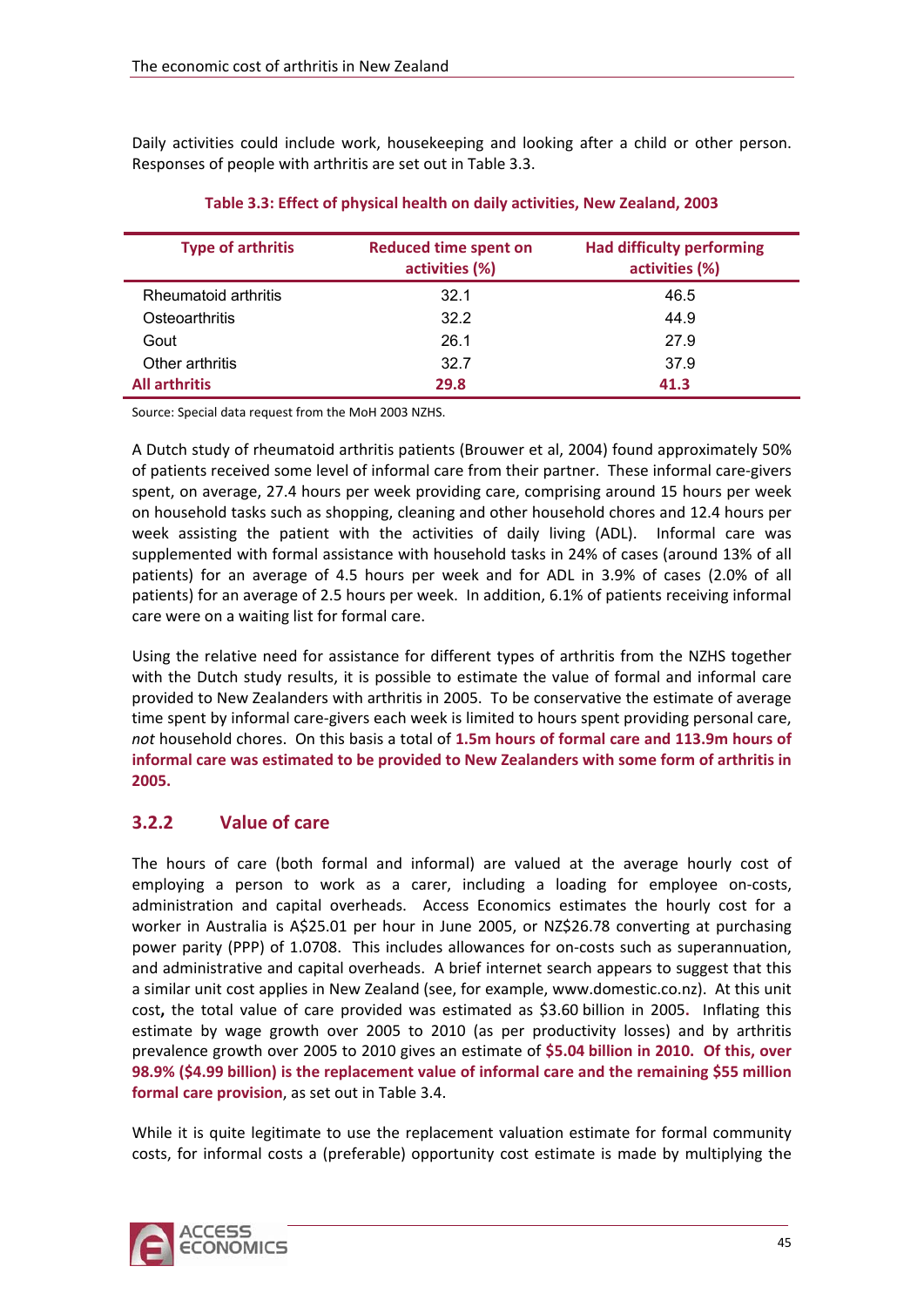Daily activities could include work, housekeeping and looking after a child or other person. Responses of people with arthritis are set out in Table 3.3.

**Table 3.3: Effect of physical health on daily activities, New Zealand, 2003**

| Type of arthritis | Reduced time spent on activities (%) | Had difficulty performing activities (%) |
|---|---|---|
| Rheumatoid arthritis | 32.1 | 46.5 |
| Osteoarthritis | 32.2 | 44.9 |
| Gout | 26.1 | 27.9 |
| Other arthritis | 32.7 | 37.9 |
| **All arthritis** | **29.8** | **41.3** |

Source: Special data request from the MoH 2003 NZHS.

A Dutch study of rheumatoid arthritis patients (Brouwer et al, 2004) found approximately 50% of patients received some level of informal care from their partner. These informal care-givers spent, on average, 27.4 hours per week providing care, comprising around 15 hours per week on household tasks such as shopping, cleaning and other household chores and 12.4 hours per week assisting the patient with the activities of daily living (ADL). Informal care was supplemented with formal assistance with household tasks in 24% of cases (around 13% of all patients) for an average of 4.5 hours per week and for ADL in 3.9% of cases (2.0% of all patients) for an average of 2.5 hours per week. In addition, 6.1% of patients receiving informal care were on a waiting list for formal care.

Using the relative need for assistance for different types of arthritis from the NZHS together with the Dutch study results, it is possible to estimate the value of formal and informal care provided to New Zealanders with arthritis in 2005. To be conservative the estimate of average time spent by informal care-givers each week is limited to hours spent providing personal care, *not* household chores. On this basis a total of **1.5m hours of formal care and 113.9m hours of informal care was estimated to be provided to New Zealanders with some form of arthritis in 2005.**

### 3.2.2 Value of care

The hours of care (both formal and informal) are valued at the average hourly cost of employing a person to work as a carer, including a loading for employee on-costs, administration and capital overheads. Access Economics estimates the hourly cost for a worker in Australia is A$25.01 per hour in June 2005, or NZ$26.78 converting at purchasing power parity (PPP) of 1.0708. This includes allowances for on-costs such as superannuation, and administrative and capital overheads. A brief internet search appears to suggest that this a similar unit cost applies in New Zealand (see, for example, www.domestic.co.nz). At this unit cost, the total value of care provided was estimated as $3.60 billion in 2005. Inflating this estimate by wage growth over 2005 to 2010 (as per productivity losses) and by arthritis prevalence growth over 2005 to 2010 gives an estimate of **$5.04 billion in 2010. Of this, over 98.9% ($4.99 billion) is the replacement value of informal care and the remaining $55 million formal care provision**, as set out in Table 3.4.

While it is quite legitimate to use the replacement valuation estimate for formal community costs, for informal costs a (preferable) opportunity cost estimate is made by multiplying the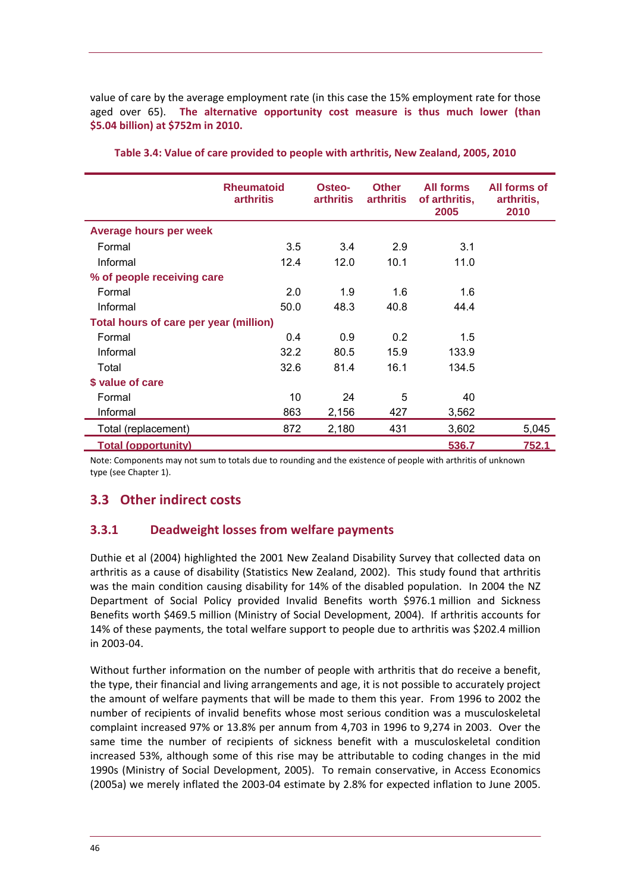value of care by the average employment rate (in this case the 15% employment rate for those aged over 65). **The alternative opportunity cost measure is thus much lower (than $5.04 billion) at $752m in 2010.**

**Table 3.4: Value of care provided to people with arthritis, New Zealand, 2005, 2010**

| | Rheumatoid arthritis | Osteo-arthritis | Other arthritis | All forms of arthritis, 2005 | All forms of arthritis, 2010 |
|---|---|---|---|---|---|
| **Average hours per week** | | | | | |
| Formal | 3.5 | 3.4 | 2.9 | 3.1 | |
| Informal | 12.4 | 12.0 | 10.1 | 11.0 | |
| **% of people receiving care** | | | | | |
| Formal | 2.0 | 1.9 | 1.6 | 1.6 | |
| Informal | 50.0 | 48.3 | 40.8 | 44.4 | |
| **Total hours of care per year (million)** | | | | | |
| Formal | 0.4 | 0.9 | 0.2 | 1.5 | |
| Informal | 32.2 | 80.5 | 15.9 | 133.9 | |
| Total | 32.6 | 81.4 | 16.1 | 134.5 | |
| **$ value of care** | | | | | |
| Formal | 10 | 24 | 5 | 40 | |
| Informal | 863 | 2,156 | 427 | 3,562 | |
| Total (replacement) | 872 | 2,180 | 431 | 3,602 | 5,045 |
| **Total (opportunity)** | | | | **536.7** | **752.1** |

Note: Components may not sum to totals due to rounding and the existence of people with arthritis of unknown type (see Chapter 1).

## 3.3 Other indirect costs

### 3.3.1 Deadweight losses from welfare payments

Duthie et al (2004) highlighted the 2001 New Zealand Disability Survey that collected data on arthritis as a cause of disability (Statistics New Zealand, 2002). This study found that arthritis was the main condition causing disability for 14% of the disabled population. In 2004 the NZ Department of Social Policy provided Invalid Benefits worth $976.1 million and Sickness Benefits worth $469.5 million (Ministry of Social Development, 2004). If arthritis accounts for 14% of these payments, the total welfare support to people due to arthritis was $202.4 million in 2003-04.

Without further information on the number of people with arthritis that do receive a benefit, the type, their financial and living arrangements and age, it is not possible to accurately project the amount of welfare payments that will be made to them this year. From 1996 to 2002 the number of recipients of invalid benefits whose most serious condition was a musculoskeletal complaint increased 97% or 13.8% per annum from 4,703 in 1996 to 9,274 in 2003. Over the same time the number of recipients of sickness benefit with a musculoskeletal condition increased 53%, although some of this rise may be attributable to coding changes in the mid 1990s (Ministry of Social Development, 2005). To remain conservative, in Access Economics (2005a) we merely inflated the 2003-04 estimate by 2.8% for expected inflation to June 2005.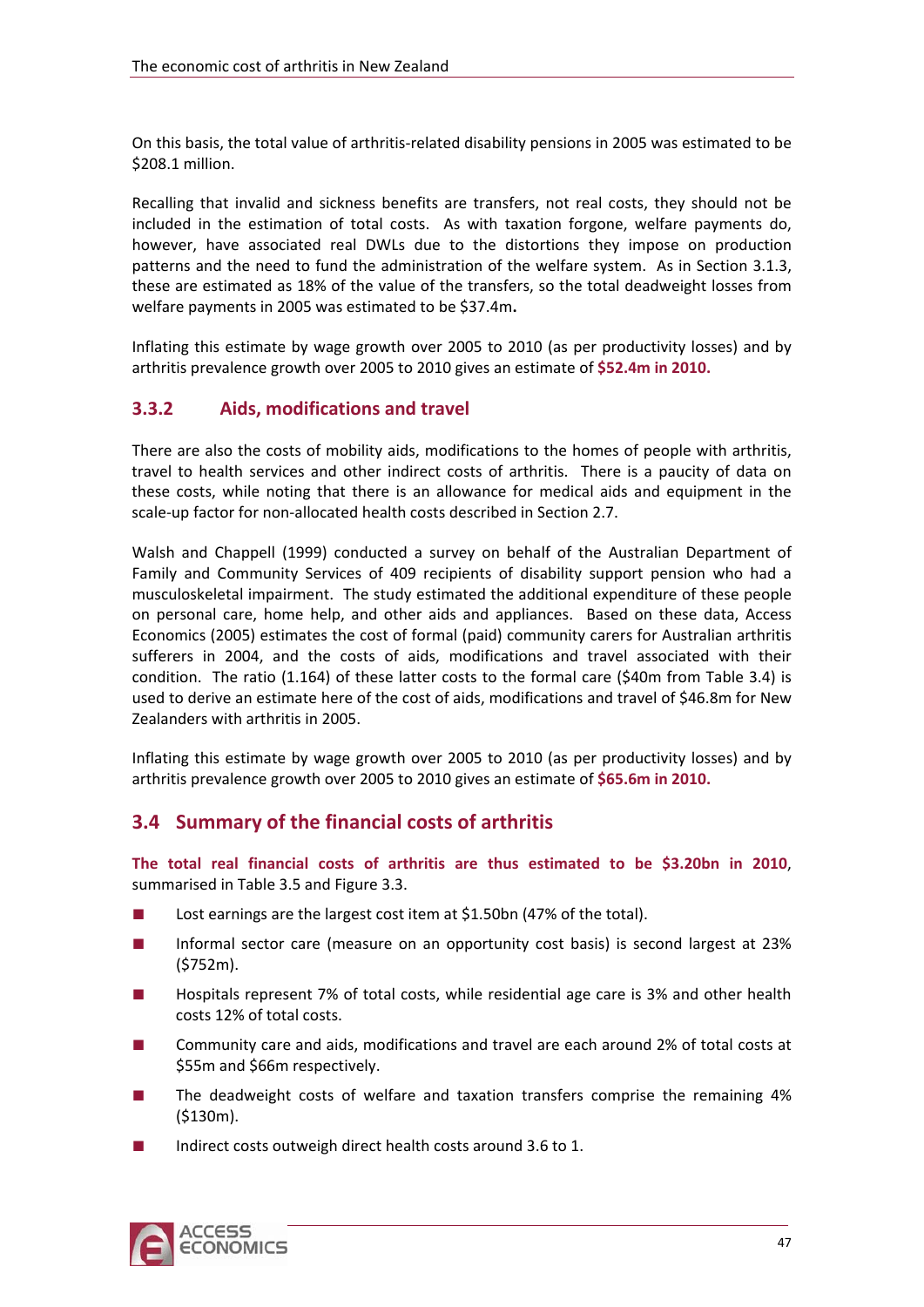On this basis, the total value of arthritis-related disability pensions in 2005 was estimated to be $208.1 million.

Recalling that invalid and sickness benefits are transfers, not real costs, they should not be included in the estimation of total costs. As with taxation forgone, welfare payments do, however, have associated real DWLs due to the distortions they impose on production patterns and the need to fund the administration of the welfare system. As in Section 3.1.3, these are estimated as 18% of the value of the transfers, so the total deadweight losses from welfare payments in 2005 was estimated to be $37.4m**.**

Inflating this estimate by wage growth over 2005 to 2010 (as per productivity losses) and by arthritis prevalence growth over 2005 to 2010 gives an estimate of **$52.4m in 2010.**

### 3.3.2 Aids, modifications and travel

There are also the costs of mobility aids, modifications to the homes of people with arthritis, travel to health services and other indirect costs of arthritis. There is a paucity of data on these costs, while noting that there is an allowance for medical aids and equipment in the scale-up factor for non-allocated health costs described in Section 2.7.

Walsh and Chappell (1999) conducted a survey on behalf of the Australian Department of Family and Community Services of 409 recipients of disability support pension who had a musculoskeletal impairment. The study estimated the additional expenditure of these people on personal care, home help, and other aids and appliances. Based on these data, Access Economics (2005) estimates the cost of formal (paid) community carers for Australian arthritis sufferers in 2004, and the costs of aids, modifications and travel associated with their condition. The ratio (1.164) of these latter costs to the formal care ($40m from Table 3.4) is used to derive an estimate here of the cost of aids, modifications and travel of $46.8m for New Zealanders with arthritis in 2005.

Inflating this estimate by wage growth over 2005 to 2010 (as per productivity losses) and by arthritis prevalence growth over 2005 to 2010 gives an estimate of **$65.6m in 2010.**

## 3.4 Summary of the financial costs of arthritis

**The total real financial costs of arthritis are thus estimated to be $3.20bn in 2010**, summarised in Table 3.5 and Figure 3.3.

- Lost earnings are the largest cost item at $1.50bn (47% of the total).
- Informal sector care (measure on an opportunity cost basis) is second largest at 23% ($752m).
- Hospitals represent 7% of total costs, while residential age care is 3% and other health costs 12% of total costs.
- Community care and aids, modifications and travel are each around 2% of total costs at $55m and $66m respectively.
- The deadweight costs of welfare and taxation transfers comprise the remaining 4% ($130m).
- Indirect costs outweigh direct health costs around 3.6 to 1.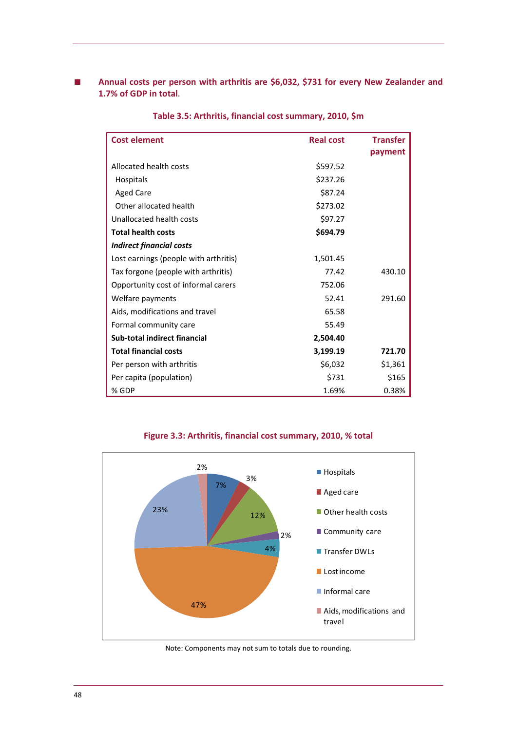- **Annual costs per person with arthritis are $6,032, $731 for every New Zealander and 1.7% of GDP in total.**

**Table 3.5: Arthritis, financial cost summary, 2010, $m**

| Cost element | Real cost | Transfer payment |
|---|---|---|
| Allocated health costs | $597.52 | |
| Hospitals | $237.26 | |
| Aged Care | $87.24 | |
| Other allocated health | $273.02 | |
| Unallocated health costs | $97.27 | |
| **Total health costs** | **$694.79** | |
| ***Indirect financial costs*** | | |
| Lost earnings (people with arthritis) | 1,501.45 | |
| Tax forgone (people with arthritis) | 77.42 | 430.10 |
| Opportunity cost of informal carers | 752.06 | |
| Welfare payments | 52.41 | 291.60 |
| Aids, modifications and travel | 65.58 | |
| Formal community care | 55.49 | |
| **Sub-total indirect financial** | **2,504.40** | |
| **Total financial costs** | **3,199.19** | **721.70** |
| Per person with arthritis | $6,032 | $1,361 |
| Per capita (population) | $731 | $165 |
| % GDP | 1.69% | 0.38% |

**Figure 3.3: Arthritis, financial cost summary, 2010, % total**

| Component | % total |
|---|---|
| Hospitals | 7% |
| Aged care | 3% |
| Other health costs | 12% |
| Community care | 2% |
| Transfer DWLs | 4% |
| Lost income | 47% |
| Informal care | 23% |
| Aids, modifications and travel | 2% |

Note: Components may not sum to totals due to rounding.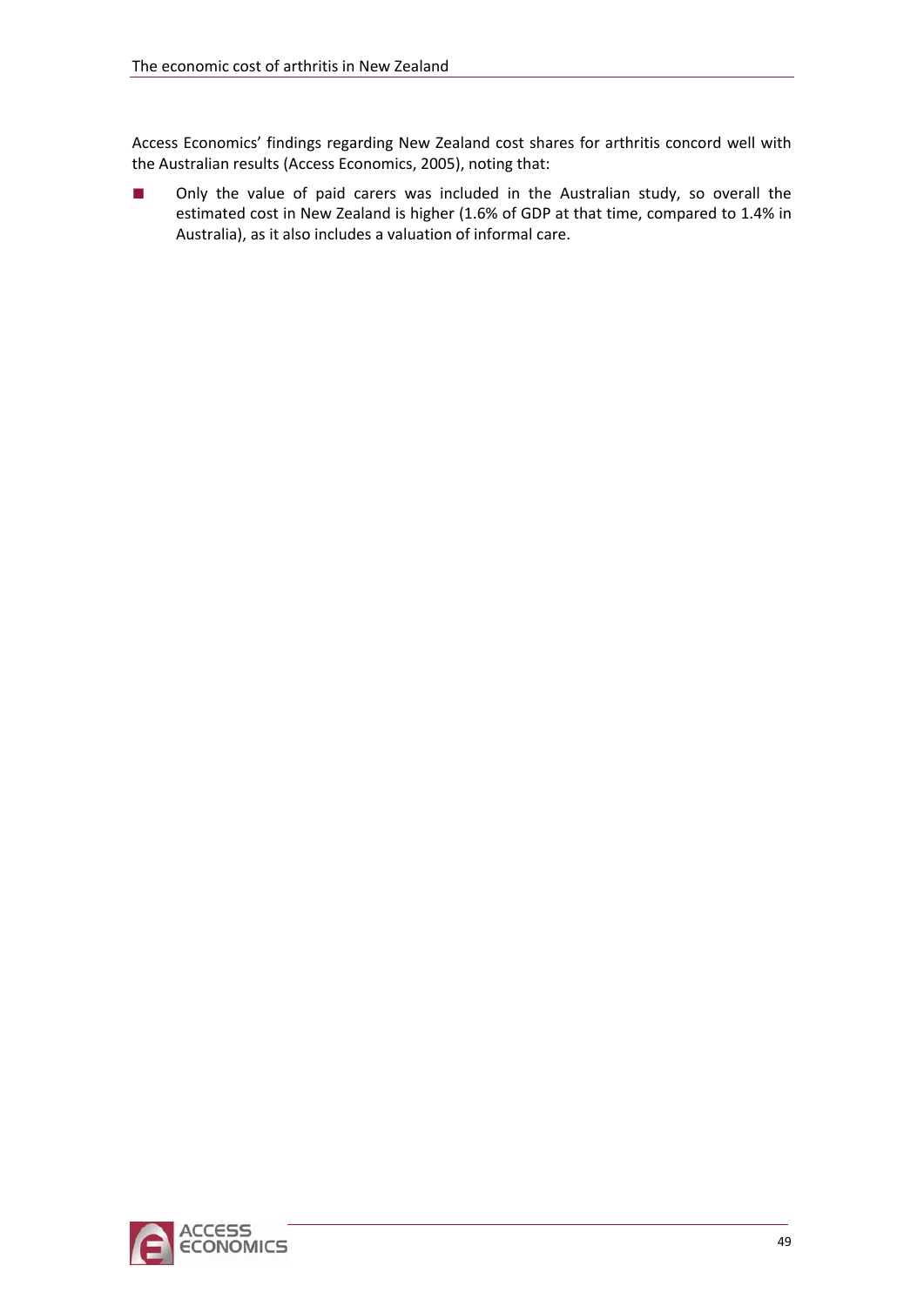Access Economics' findings regarding New Zealand cost shares for arthritis concord well with the Australian results (Access Economics, 2005), noting that:

- Only the value of paid carers was included in the Australian study, so overall the estimated cost in New Zealand is higher (1.6% of GDP at that time, compared to 1.4% in Australia), as it also includes a valuation of informal care.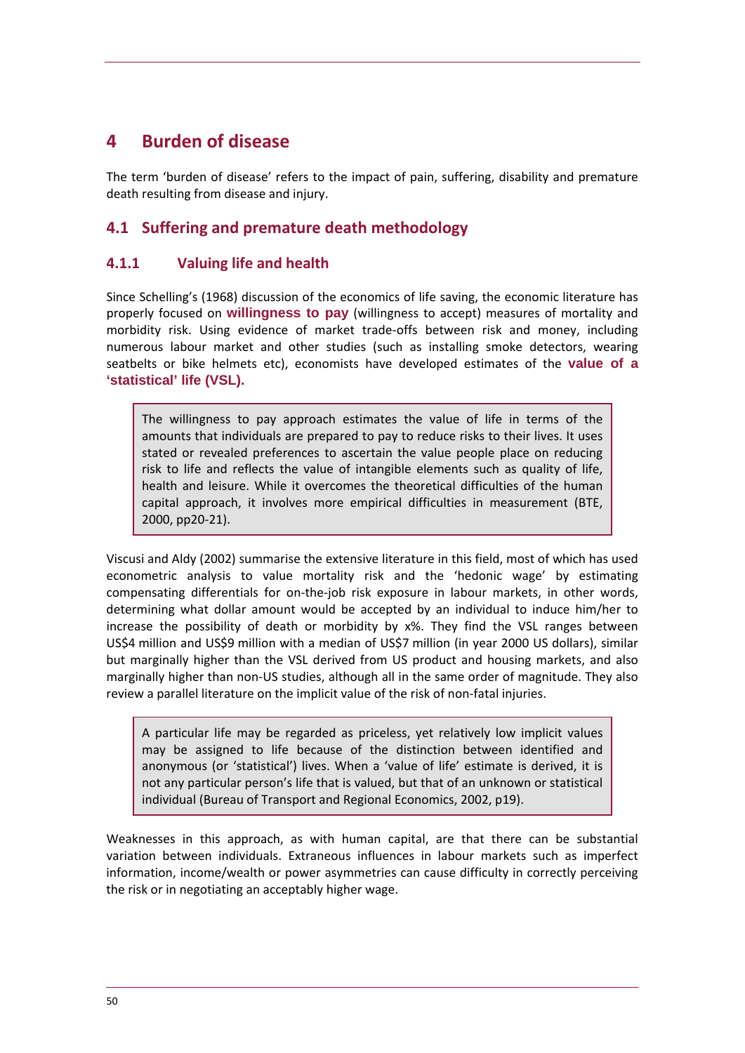# 4 Burden of disease

The term 'burden of disease' refers to the impact of pain, suffering, disability and premature death resulting from disease and injury.

## 4.1 Suffering and premature death methodology

### 4.1.1 Valuing life and health

Since Schelling's (1968) discussion of the economics of life saving, the economic literature has properly focused on **willingness to pay** (willingness to accept) measures of mortality and morbidity risk. Using evidence of market trade-offs between risk and money, including numerous labour market and other studies (such as installing smoke detectors, wearing seatbelts or bike helmets etc), economists have developed estimates of the **value of a 'statistical' life (VSL).**

> The willingness to pay approach estimates the value of life in terms of the amounts that individuals are prepared to pay to reduce risks to their lives. It uses stated or revealed preferences to ascertain the value people place on reducing risk to life and reflects the value of intangible elements such as quality of life, health and leisure. While it overcomes the theoretical difficulties of the human capital approach, it involves more empirical difficulties in measurement (BTE, 2000, pp20-21).

Viscusi and Aldy (2002) summarise the extensive literature in this field, most of which has used econometric analysis to value mortality risk and the 'hedonic wage' by estimating compensating differentials for on-the-job risk exposure in labour markets, in other words, determining what dollar amount would be accepted by an individual to induce him/her to increase the possibility of death or morbidity by x%. They find the VSL ranges between US$4 million and US$9 million with a median of US$7 million (in year 2000 US dollars), similar but marginally higher than the VSL derived from US product and housing markets, and also marginally higher than non-US studies, although all in the same order of magnitude. They also review a parallel literature on the implicit value of the risk of non-fatal injuries.

> A particular life may be regarded as priceless, yet relatively low implicit values may be assigned to life because of the distinction between identified and anonymous (or 'statistical') lives. When a 'value of life' estimate is derived, it is not any particular person's life that is valued, but that of an unknown or statistical individual (Bureau of Transport and Regional Economics, 2002, p19).

Weaknesses in this approach, as with human capital, are that there can be substantial variation between individuals. Extraneous influences in labour markets such as imperfect information, income/wealth or power asymmetries can cause difficulty in correctly perceiving the risk or in negotiating an acceptably higher wage.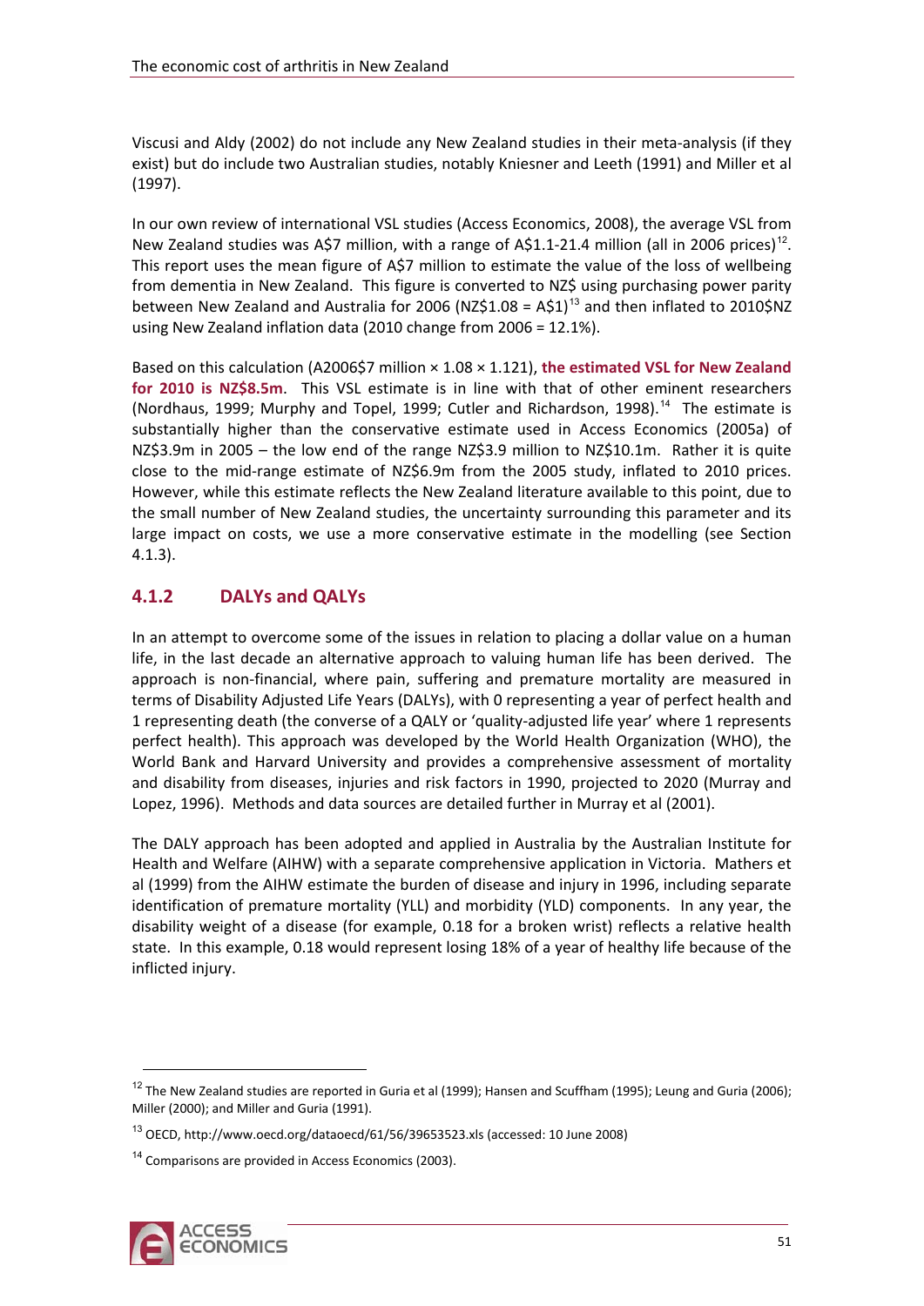Viscusi and Aldy (2002) do not include any New Zealand studies in their meta-analysis (if they exist) but do include two Australian studies, notably Kniesner and Leeth (1991) and Miller et al (1997).

In our own review of international VSL studies (Access Economics, 2008), the average VSL from New Zealand studies was A$7 million, with a range of A$1.1-21.4 million (all in 2006 prices)[12]. This report uses the mean figure of A$7 million to estimate the value of the loss of wellbeing from dementia in New Zealand. This figure is converted to NZ$ using purchasing power parity between New Zealand and Australia for 2006 (NZ$1.08 = A$1)[13] and then inflated to 2010$NZ using New Zealand inflation data (2010 change from 2006 = 12.1%).

Based on this calculation (A2006$7 million × 1.08 × 1.121), **the estimated VSL for New Zealand for 2010 is NZ$8.5m**. This VSL estimate is in line with that of other eminent researchers (Nordhaus, 1999; Murphy and Topel, 1999; Cutler and Richardson, 1998).[14] The estimate is substantially higher than the conservative estimate used in Access Economics (2005a) of NZ$3.9m in 2005 – the low end of the range NZ$3.9 million to NZ$10.1m. Rather it is quite close to the mid-range estimate of NZ$6.9m from the 2005 study, inflated to 2010 prices. However, while this estimate reflects the New Zealand literature available to this point, due to the small number of New Zealand studies, the uncertainty surrounding this parameter and its large impact on costs, we use a more conservative estimate in the modelling (see Section 4.1.3).

### 4.1.2 DALYs and QALYs

In an attempt to overcome some of the issues in relation to placing a dollar value on a human life, in the last decade an alternative approach to valuing human life has been derived. The approach is non-financial, where pain, suffering and premature mortality are measured in terms of Disability Adjusted Life Years (DALYs), with 0 representing a year of perfect health and 1 representing death (the converse of a QALY or 'quality-adjusted life year' where 1 represents perfect health). This approach was developed by the World Health Organization (WHO), the World Bank and Harvard University and provides a comprehensive assessment of mortality and disability from diseases, injuries and risk factors in 1990, projected to 2020 (Murray and Lopez, 1996). Methods and data sources are detailed further in Murray et al (2001).

The DALY approach has been adopted and applied in Australia by the Australian Institute for Health and Welfare (AIHW) with a separate comprehensive application in Victoria. Mathers et al (1999) from the AIHW estimate the burden of disease and injury in 1996, including separate identification of premature mortality (YLL) and morbidity (YLD) components. In any year, the disability weight of a disease (for example, 0.18 for a broken wrist) reflects a relative health state. In this example, 0.18 would represent losing 18% of a year of healthy life because of the inflicted injury.

---

[12] The New Zealand studies are reported in Guria et al (1999); Hansen and Scuffham (1995); Leung and Guria (2006); Miller (2000); and Miller and Guria (1991).

[13] OECD, http://www.oecd.org/dataoecd/61/56/39653523.xls (accessed: 10 June 2008)

[14] Comparisons are provided in Access Economics (2003).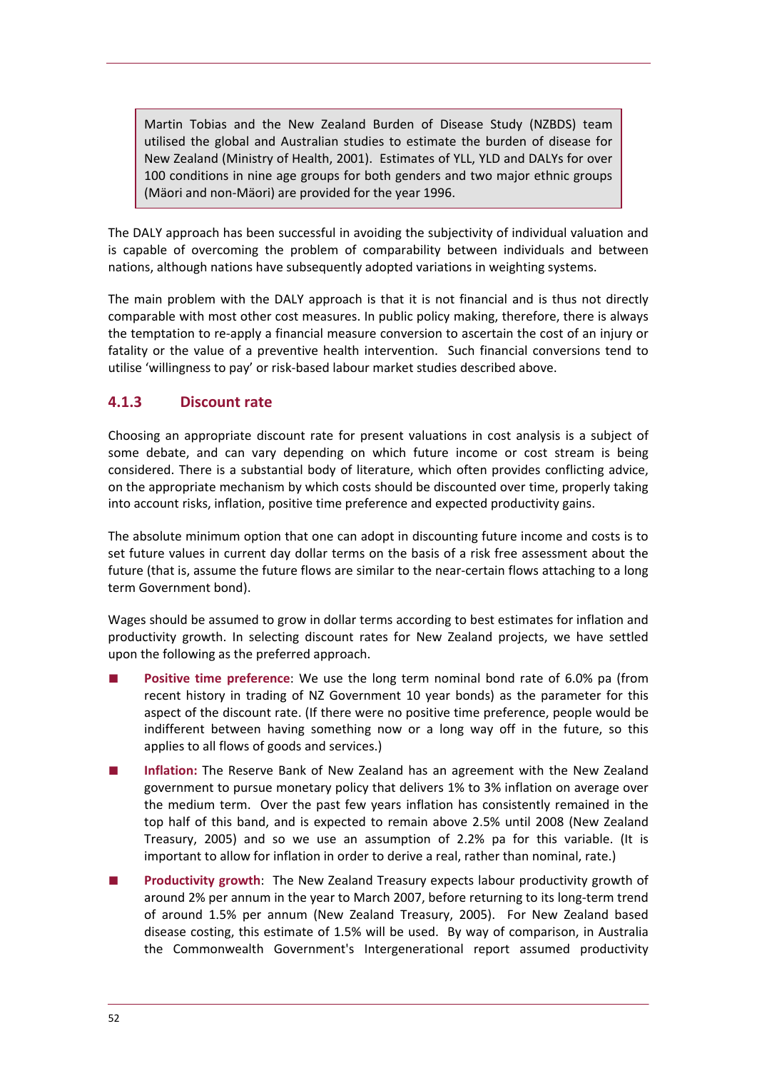> Martin Tobias and the New Zealand Burden of Disease Study (NZBDS) team utilised the global and Australian studies to estimate the burden of disease for New Zealand (Ministry of Health, 2001). Estimates of YLL, YLD and DALYs for over 100 conditions in nine age groups for both genders and two major ethnic groups (Mäori and non-Mäori) are provided for the year 1996.

The DALY approach has been successful in avoiding the subjectivity of individual valuation and is capable of overcoming the problem of comparability between individuals and between nations, although nations have subsequently adopted variations in weighting systems.

The main problem with the DALY approach is that it is not financial and is thus not directly comparable with most other cost measures. In public policy making, therefore, there is always the temptation to re-apply a financial measure conversion to ascertain the cost of an injury or fatality or the value of a preventive health intervention. Such financial conversions tend to utilise 'willingness to pay' or risk-based labour market studies described above.

### 4.1.3 Discount rate

Choosing an appropriate discount rate for present valuations in cost analysis is a subject of some debate, and can vary depending on which future income or cost stream is being considered. There is a substantial body of literature, which often provides conflicting advice, on the appropriate mechanism by which costs should be discounted over time, properly taking into account risks, inflation, positive time preference and expected productivity gains.

The absolute minimum option that one can adopt in discounting future income and costs is to set future values in current day dollar terms on the basis of a risk free assessment about the future (that is, assume the future flows are similar to the near-certain flows attaching to a long term Government bond).

Wages should be assumed to grow in dollar terms according to best estimates for inflation and productivity growth. In selecting discount rates for New Zealand projects, we have settled upon the following as the preferred approach.

- **Positive time preference**: We use the long term nominal bond rate of 6.0% pa (from recent history in trading of NZ Government 10 year bonds) as the parameter for this aspect of the discount rate. (If there were no positive time preference, people would be indifferent between having something now or a long way off in the future, so this applies to all flows of goods and services.)
- **Inflation:** The Reserve Bank of New Zealand has an agreement with the New Zealand government to pursue monetary policy that delivers 1% to 3% inflation on average over the medium term. Over the past few years inflation has consistently remained in the top half of this band, and is expected to remain above 2.5% until 2008 (New Zealand Treasury, 2005) and so we use an assumption of 2.2% pa for this variable. (It is important to allow for inflation in order to derive a real, rather than nominal, rate.)
- **Productivity growth**: The New Zealand Treasury expects labour productivity growth of around 2% per annum in the year to March 2007, before returning to its long-term trend of around 1.5% per annum (New Zealand Treasury, 2005). For New Zealand based disease costing, this estimate of 1.5% will be used. By way of comparison, in Australia the Commonwealth Government's Intergenerational report assumed productivity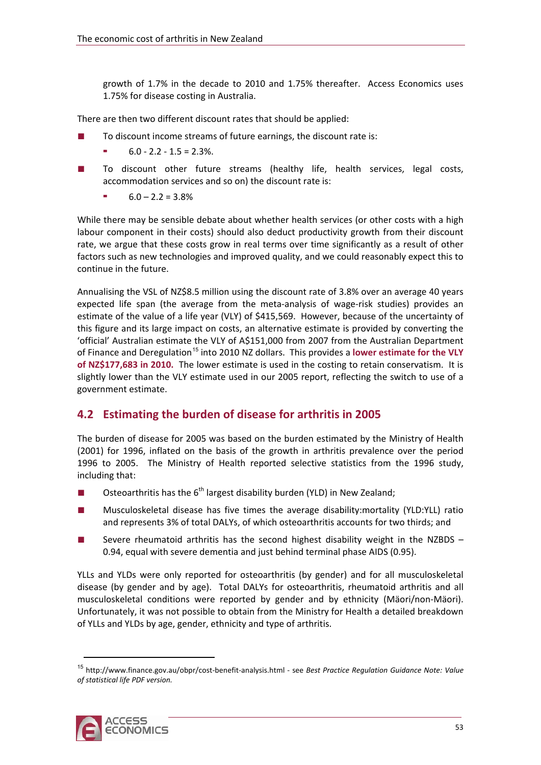growth of 1.7% in the decade to 2010 and 1.75% thereafter. Access Economics uses 1.75% for disease costing in Australia.

There are then two different discount rates that should be applied:

- To discount income streams of future earnings, the discount rate is:
  - 6.0 - 2.2 - 1.5 = 2.3%.
- To discount other future streams (healthy life, health services, legal costs, accommodation services and so on) the discount rate is:
  - 6.0 – 2.2 = 3.8%

While there may be sensible debate about whether health services (or other costs with a high labour component in their costs) should also deduct productivity growth from their discount rate, we argue that these costs grow in real terms over time significantly as a result of other factors such as new technologies and improved quality, and we could reasonably expect this to continue in the future.

Annualising the VSL of NZ$8.5 million using the discount rate of 3.8% over an average 40 years expected life span (the average from the meta-analysis of wage-risk studies) provides an estimate of the value of a life year (VLY) of $415,569. However, because of the uncertainty of this figure and its large impact on costs, an alternative estimate is provided by converting the 'official' Australian estimate the VLY of A$151,000 from 2007 from the Australian Department of Finance and Deregulation[15] into 2010 NZ dollars. This provides a **lower estimate for the VLY of NZ$177,683 in 2010.** The lower estimate is used in the costing to retain conservatism. It is slightly lower than the VLY estimate used in our 2005 report, reflecting the switch to use of a government estimate.

## 4.2 Estimating the burden of disease for arthritis in 2005

The burden of disease for 2005 was based on the burden estimated by the Ministry of Health (2001) for 1996, inflated on the basis of the growth in arthritis prevalence over the period 1996 to 2005. The Ministry of Health reported selective statistics from the 1996 study, including that:

- Osteoarthritis has the 6th largest disability burden (YLD) in New Zealand;
- Musculoskeletal disease has five times the average disability:mortality (YLD:YLL) ratio and represents 3% of total DALYs, of which osteoarthritis accounts for two thirds; and
- Severe rheumatoid arthritis has the second highest disability weight in the NZBDS – 0.94, equal with severe dementia and just behind terminal phase AIDS (0.95).

YLLs and YLDs were only reported for osteoarthritis (by gender) and for all musculoskeletal disease (by gender and by age). Total DALYs for osteoarthritis, rheumatoid arthritis and all musculoskeletal conditions were reported by gender and by ethnicity (Mäori/non-Mäori). Unfortunately, it was not possible to obtain from the Ministry for Health a detailed breakdown of YLLs and YLDs by age, gender, ethnicity and type of arthritis.

[15] http://www.finance.gov.au/obpr/cost-benefit-analysis.html - see *Best Practice Regulation Guidance Note: Value of statistical life PDF version.*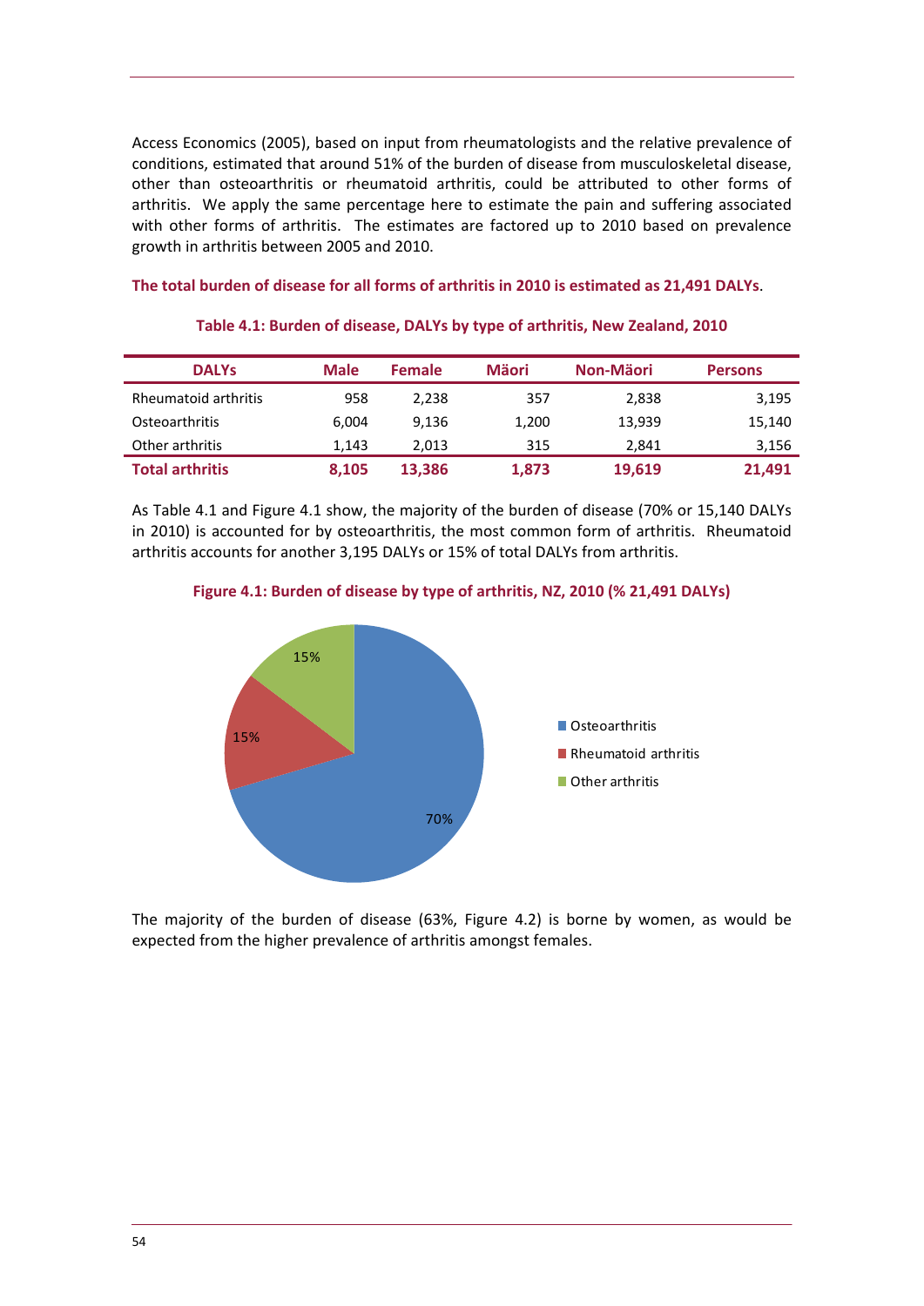Access Economics (2005), based on input from rheumatologists and the relative prevalence of conditions, estimated that around 51% of the burden of disease from musculoskeletal disease, other than osteoarthritis or rheumatoid arthritis, could be attributed to other forms of arthritis. We apply the same percentage here to estimate the pain and suffering associated with other forms of arthritis. The estimates are factored up to 2010 based on prevalence growth in arthritis between 2005 and 2010.

**The total burden of disease for all forms of arthritis in 2010 is estimated as 21,491 DALYs.**

**Table 4.1: Burden of disease, DALYs by type of arthritis, New Zealand, 2010**

| DALYs | Male | Female | Mäori | Non-Mäori | Persons |
|---|---|---|---|---|---|
| Rheumatoid arthritis | 958 | 2,238 | 357 | 2,838 | 3,195 |
| Osteoarthritis | 6,004 | 9,136 | 1,200 | 13,939 | 15,140 |
| Other arthritis | 1,143 | 2,013 | 315 | 2,841 | 3,156 |
| **Total arthritis** | **8,105** | **13,386** | **1,873** | **19,619** | **21,491** |

As Table 4.1 and Figure 4.1 show, the majority of the burden of disease (70% or 15,140 DALYs in 2010) is accounted for by osteoarthritis, the most common form of arthritis. Rheumatoid arthritis accounts for another 3,195 DALYs or 15% of total DALYs from arthritis.

**Figure 4.1: Burden of disease by type of arthritis, NZ, 2010 (% 21,491 DALYs)**

| Type | % |
|---|---|
| Osteoarthritis | 70% |
| Rheumatoid arthritis | 15% |
| Other arthritis | 15% |

The majority of the burden of disease (63%, Figure 4.2) is borne by women, as would be expected from the higher prevalence of arthritis amongst females.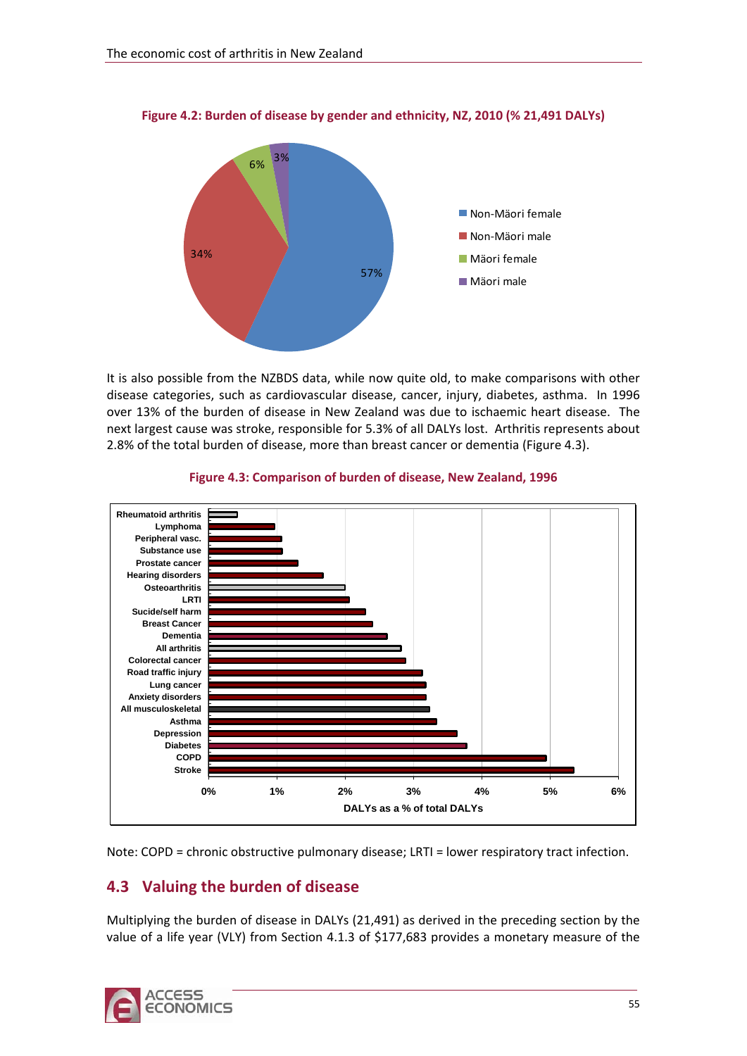**Figure 4.2: Burden of disease by gender and ethnicity, NZ, 2010 (% 21,491 DALYs)**

It is also possible from the NZBDS data, while now quite old, to make comparisons with other disease categories, such as cardiovascular disease, cancer, injury, diabetes, asthma. In 1996 over 13% of the burden of disease in New Zealand was due to ischaemic heart disease. The next largest cause was stroke, responsible for 5.3% of all DALYs lost. Arthritis represents about 2.8% of the total burden of disease, more than breast cancer or dementia (Figure 4.3).

**Figure 4.3: Comparison of burden of disease, New Zealand, 1996**

Note: COPD = chronic obstructive pulmonary disease; LRTI = lower respiratory tract infection.

## 4.3 Valuing the burden of disease

Multiplying the burden of disease in DALYs (21,491) as derived in the preceding section by the value of a life year (VLY) from Section 4.1.3 of $177,683 provides a monetary measure of the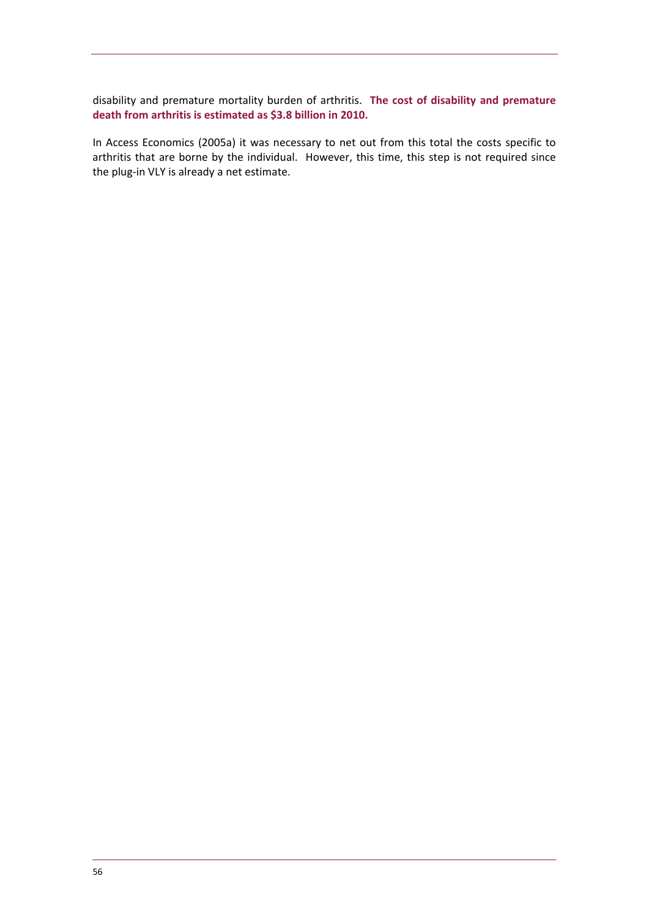disability and premature mortality burden of arthritis. **The cost of disability and premature death from arthritis is estimated as $3.8 billion in 2010.**

In Access Economics (2005a) it was necessary to net out from this total the costs specific to arthritis that are borne by the individual. However, this time, this step is not required since the plug-in VLY is already a net estimate.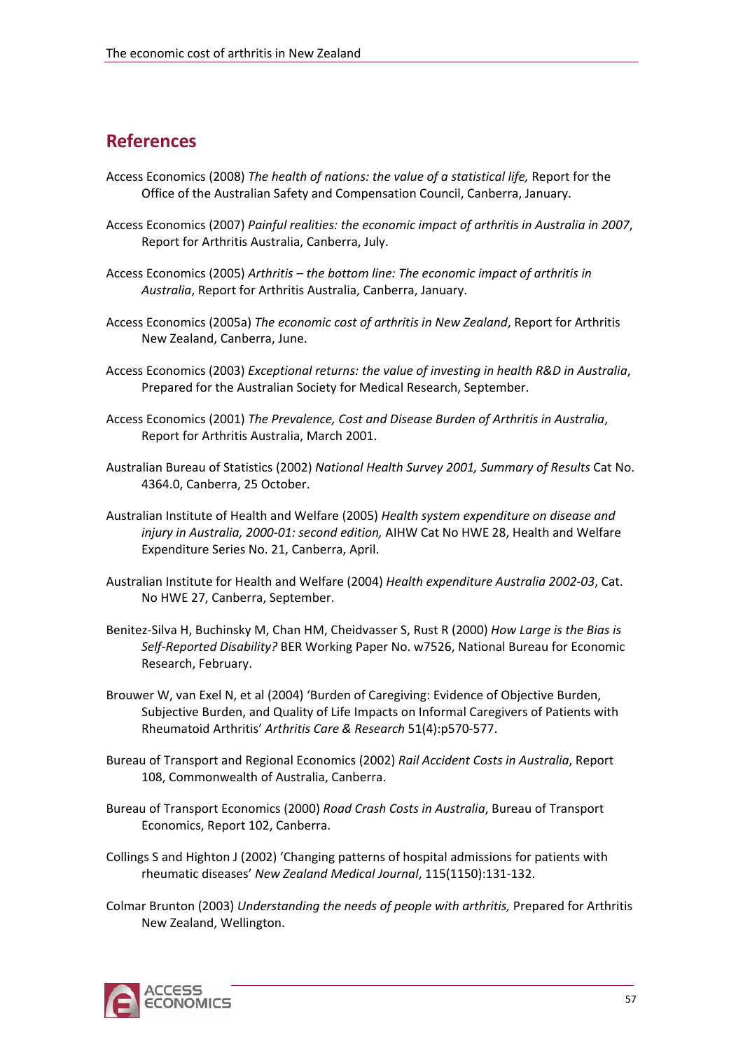## References

Access Economics (2008) *The health of nations: the value of a statistical life,* Report for the Office of the Australian Safety and Compensation Council, Canberra, January.

Access Economics (2007) *Painful realities: the economic impact of arthritis in Australia in 2007*, Report for Arthritis Australia, Canberra, July.

Access Economics (2005) *Arthritis – the bottom line: The economic impact of arthritis in Australia*, Report for Arthritis Australia, Canberra, January.

Access Economics (2005a) *The economic cost of arthritis in New Zealand*, Report for Arthritis New Zealand, Canberra, June.

Access Economics (2003) *Exceptional returns: the value of investing in health R&D in Australia*, Prepared for the Australian Society for Medical Research, September.

Access Economics (2001) *The Prevalence, Cost and Disease Burden of Arthritis in Australia*, Report for Arthritis Australia, March 2001.

Australian Bureau of Statistics (2002) *National Health Survey 2001, Summary of Results* Cat No. 4364.0, Canberra, 25 October.

Australian Institute of Health and Welfare (2005) *Health system expenditure on disease and injury in Australia, 2000-01: second edition,* AIHW Cat No HWE 28, Health and Welfare Expenditure Series No. 21, Canberra, April.

Australian Institute for Health and Welfare (2004) *Health expenditure Australia 2002-03*, Cat. No HWE 27, Canberra, September.

Benitez-Silva H, Buchinsky M, Chan HM, Cheidvasser S, Rust R (2000) *How Large is the Bias is Self-Reported Disability?* BER Working Paper No. w7526, National Bureau for Economic Research, February.

Brouwer W, van Exel N, et al (2004) 'Burden of Caregiving: Evidence of Objective Burden, Subjective Burden, and Quality of Life Impacts on Informal Caregivers of Patients with Rheumatoid Arthritis' *Arthritis Care & Research* 51(4):p570-577.

Bureau of Transport and Regional Economics (2002) *Rail Accident Costs in Australia*, Report 108, Commonwealth of Australia, Canberra.

Bureau of Transport Economics (2000) *Road Crash Costs in Australia*, Bureau of Transport Economics, Report 102, Canberra.

Collings S and Highton J (2002) 'Changing patterns of hospital admissions for patients with rheumatic diseases' *New Zealand Medical Journal*, 115(1150):131-132.

Colmar Brunton (2003) *Understanding the needs of people with arthritis,* Prepared for Arthritis New Zealand, Wellington.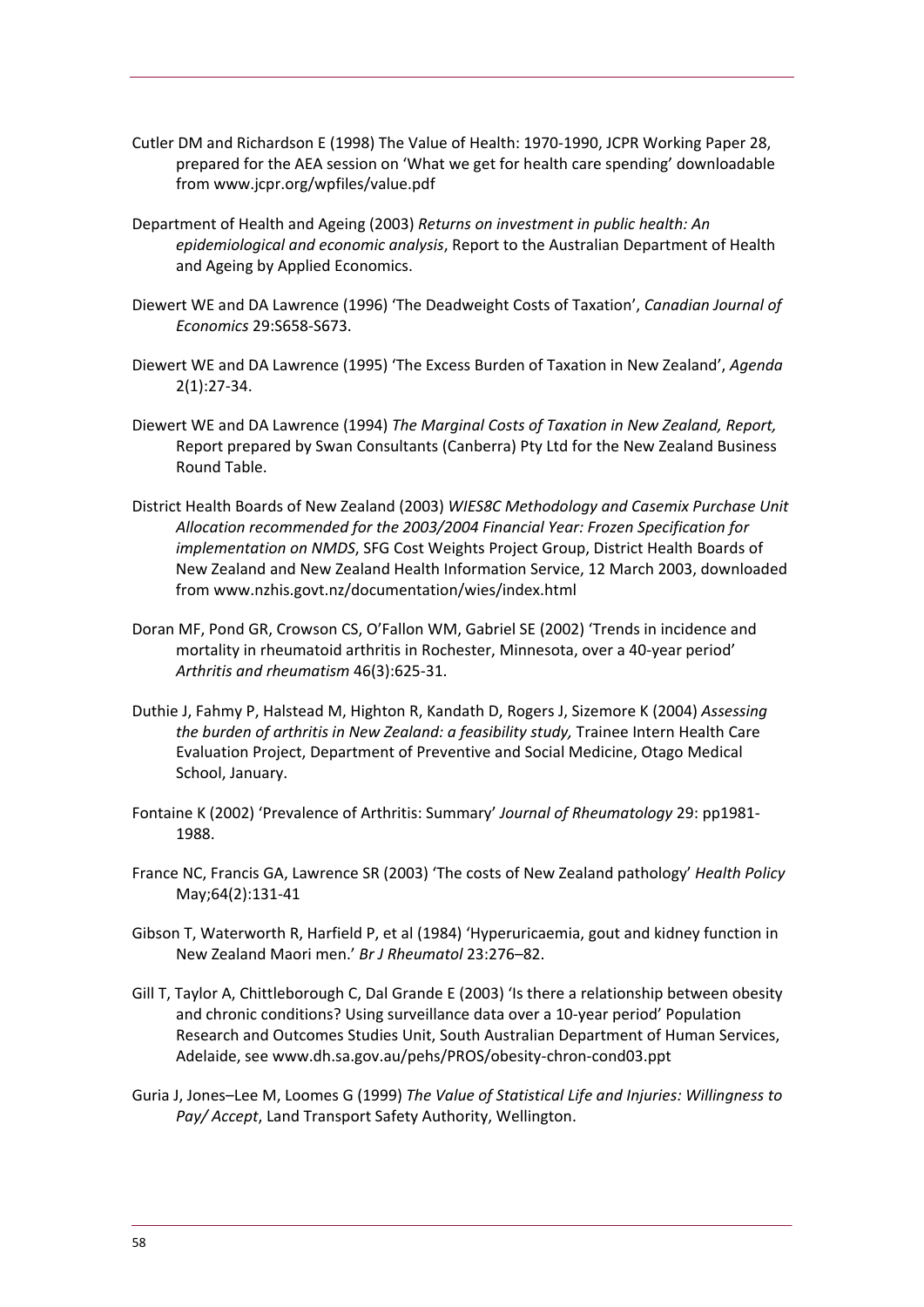Cutler DM and Richardson E (1998) The Value of Health: 1970-1990, JCPR Working Paper 28, prepared for the AEA session on 'What we get for health care spending' downloadable from www.jcpr.org/wpfiles/value.pdf

Department of Health and Ageing (2003) *Returns on investment in public health: An epidemiological and economic analysis*, Report to the Australian Department of Health and Ageing by Applied Economics.

Diewert WE and DA Lawrence (1996) 'The Deadweight Costs of Taxation', *Canadian Journal of Economics* 29:S658-S673.

Diewert WE and DA Lawrence (1995) 'The Excess Burden of Taxation in New Zealand', *Agenda* 2(1):27-34.

Diewert WE and DA Lawrence (1994) *The Marginal Costs of Taxation in New Zealand, Report,* Report prepared by Swan Consultants (Canberra) Pty Ltd for the New Zealand Business Round Table.

District Health Boards of New Zealand (2003) *WIES8C Methodology and Casemix Purchase Unit Allocation recommended for the 2003/2004 Financial Year: Frozen Specification for implementation on NMDS*, SFG Cost Weights Project Group, District Health Boards of New Zealand and New Zealand Health Information Service, 12 March 2003, downloaded from www.nzhis.govt.nz/documentation/wies/index.html

Doran MF, Pond GR, Crowson CS, O'Fallon WM, Gabriel SE (2002) 'Trends in incidence and mortality in rheumatoid arthritis in Rochester, Minnesota, over a 40-year period' *Arthritis and rheumatism* 46(3):625-31.

Duthie J, Fahmy P, Halstead M, Highton R, Kandath D, Rogers J, Sizemore K (2004) *Assessing the burden of arthritis in New Zealand: a feasibility study,* Trainee Intern Health Care Evaluation Project, Department of Preventive and Social Medicine, Otago Medical School, January.

Fontaine K (2002) 'Prevalence of Arthritis: Summary' *Journal of Rheumatology* 29: pp1981-1988.

France NC, Francis GA, Lawrence SR (2003) 'The costs of New Zealand pathology' *Health Policy* May;64(2):131-41

Gibson T, Waterworth R, Harfield P, et al (1984) 'Hyperuricaemia, gout and kidney function in New Zealand Maori men.' *Br J Rheumatol* 23:276–82.

Gill T, Taylor A, Chittleborough C, Dal Grande E (2003) 'Is there a relationship between obesity and chronic conditions? Using surveillance data over a 10-year period' Population Research and Outcomes Studies Unit, South Australian Department of Human Services, Adelaide, see www.dh.sa.gov.au/pehs/PROS/obesity-chron-cond03.ppt

Guria J, Jones–Lee M, Loomes G (1999) *The Value of Statistical Life and Injuries: Willingness to Pay/ Accept*, Land Transport Safety Authority, Wellington.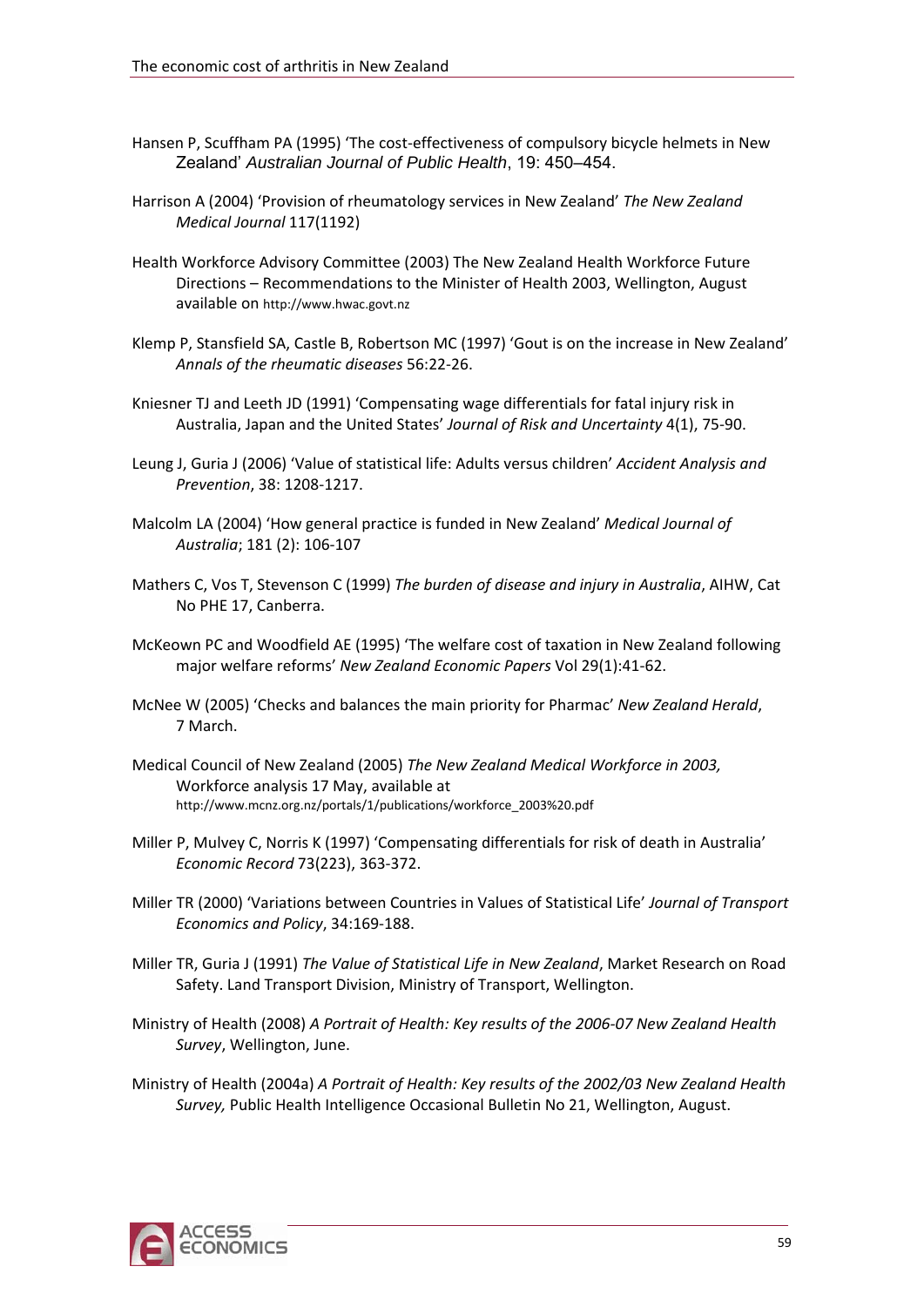Hansen P, Scuffham PA (1995) 'The cost-effectiveness of compulsory bicycle helmets in New Zealand' *Australian Journal of Public Health*, 19: 450–454.

Harrison A (2004) 'Provision of rheumatology services in New Zealand' *The New Zealand Medical Journal* 117(1192)

Health Workforce Advisory Committee (2003) The New Zealand Health Workforce Future Directions – Recommendations to the Minister of Health 2003, Wellington, August available on http://www.hwac.govt.nz

Klemp P, Stansfield SA, Castle B, Robertson MC (1997) 'Gout is on the increase in New Zealand' *Annals of the rheumatic diseases* 56:22-26.

Kniesner TJ and Leeth JD (1991) 'Compensating wage differentials for fatal injury risk in Australia, Japan and the United States' *Journal of Risk and Uncertainty* 4(1), 75-90.

Leung J, Guria J (2006) 'Value of statistical life: Adults versus children' *Accident Analysis and Prevention*, 38: 1208-1217.

Malcolm LA (2004) 'How general practice is funded in New Zealand' *Medical Journal of Australia*; 181 (2): 106-107

Mathers C, Vos T, Stevenson C (1999) *The burden of disease and injury in Australia*, AIHW, Cat No PHE 17, Canberra.

McKeown PC and Woodfield AE (1995) 'The welfare cost of taxation in New Zealand following major welfare reforms' *New Zealand Economic Papers* Vol 29(1):41-62.

McNee W (2005) 'Checks and balances the main priority for Pharmac' *New Zealand Herald*, 7 March.

Medical Council of New Zealand (2005) *The New Zealand Medical Workforce in 2003,* Workforce analysis 17 May, available at http://www.mcnz.org.nz/portals/1/publications/workforce_2003%20.pdf

Miller P, Mulvey C, Norris K (1997) 'Compensating differentials for risk of death in Australia' *Economic Record* 73(223), 363-372.

Miller TR (2000) 'Variations between Countries in Values of Statistical Life' *Journal of Transport Economics and Policy*, 34:169-188.

Miller TR, Guria J (1991) *The Value of Statistical Life in New Zealand*, Market Research on Road Safety. Land Transport Division, Ministry of Transport, Wellington.

Ministry of Health (2008) *A Portrait of Health: Key results of the 2006-07 New Zealand Health Survey*, Wellington, June.

Ministry of Health (2004a) *A Portrait of Health: Key results of the 2002/03 New Zealand Health Survey,* Public Health Intelligence Occasional Bulletin No 21, Wellington, August.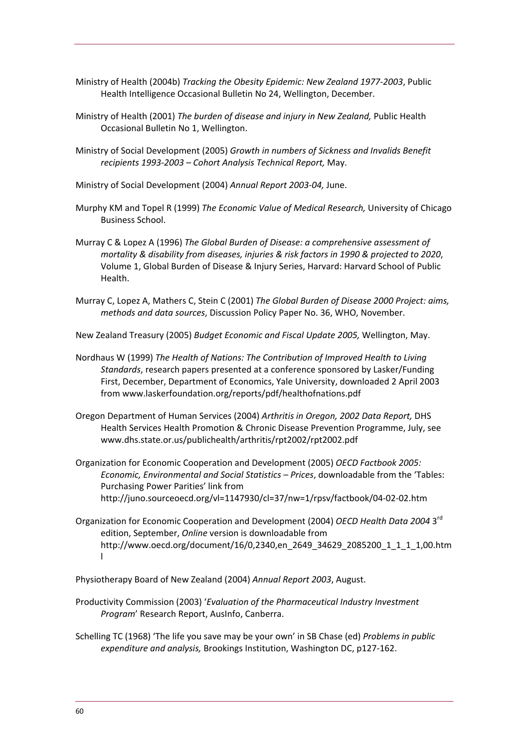Ministry of Health (2004b) *Tracking the Obesity Epidemic: New Zealand 1977-2003*, Public Health Intelligence Occasional Bulletin No 24, Wellington, December.

Ministry of Health (2001) *The burden of disease and injury in New Zealand,* Public Health Occasional Bulletin No 1, Wellington.

Ministry of Social Development (2005) *Growth in numbers of Sickness and Invalids Benefit recipients 1993-2003 – Cohort Analysis Technical Report,* May.

Ministry of Social Development (2004) *Annual Report 2003-04,* June.

Murphy KM and Topel R (1999) *The Economic Value of Medical Research,* University of Chicago Business School.

Murray C & Lopez A (1996) *The Global Burden of Disease: a comprehensive assessment of mortality & disability from diseases, injuries & risk factors in 1990 & projected to 2020*, Volume 1, Global Burden of Disease & Injury Series, Harvard: Harvard School of Public Health.

Murray C, Lopez A, Mathers C, Stein C (2001) *The Global Burden of Disease 2000 Project: aims, methods and data sources*, Discussion Policy Paper No. 36, WHO, November.

New Zealand Treasury (2005) *Budget Economic and Fiscal Update 2005,* Wellington, May.

Nordhaus W (1999) *The Health of Nations: The Contribution of Improved Health to Living Standards*, research papers presented at a conference sponsored by Lasker/Funding First, December, Department of Economics, Yale University, downloaded 2 April 2003 from www.laskerfoundation.org/reports/pdf/healthofnations.pdf

Oregon Department of Human Services (2004) *Arthritis in Oregon, 2002 Data Report,* DHS Health Services Health Promotion & Chronic Disease Prevention Programme, July, see www.dhs.state.or.us/publichealth/arthritis/rpt2002/rpt2002.pdf

Organization for Economic Cooperation and Development (2005) *OECD Factbook 2005: Economic, Environmental and Social Statistics – Prices*, downloadable from the 'Tables: Purchasing Power Parities' link from http://juno.sourceoecd.org/vl=1147930/cl=37/nw=1/rpsv/factbook/04-02-02.htm

Organization for Economic Cooperation and Development (2004) *OECD Health Data 2004* 3rd edition, September, *Online* version is downloadable from http://www.oecd.org/document/16/0,2340,en_2649_34629_2085200_1_1_1_1,00.html

Physiotherapy Board of New Zealand (2004) *Annual Report 2003*, August.

Productivity Commission (2003) '*Evaluation of the Pharmaceutical Industry Investment Program*' Research Report, AusInfo, Canberra.

Schelling TC (1968) 'The life you save may be your own' in SB Chase (ed) *Problems in public expenditure and analysis,* Brookings Institution, Washington DC, p127-162.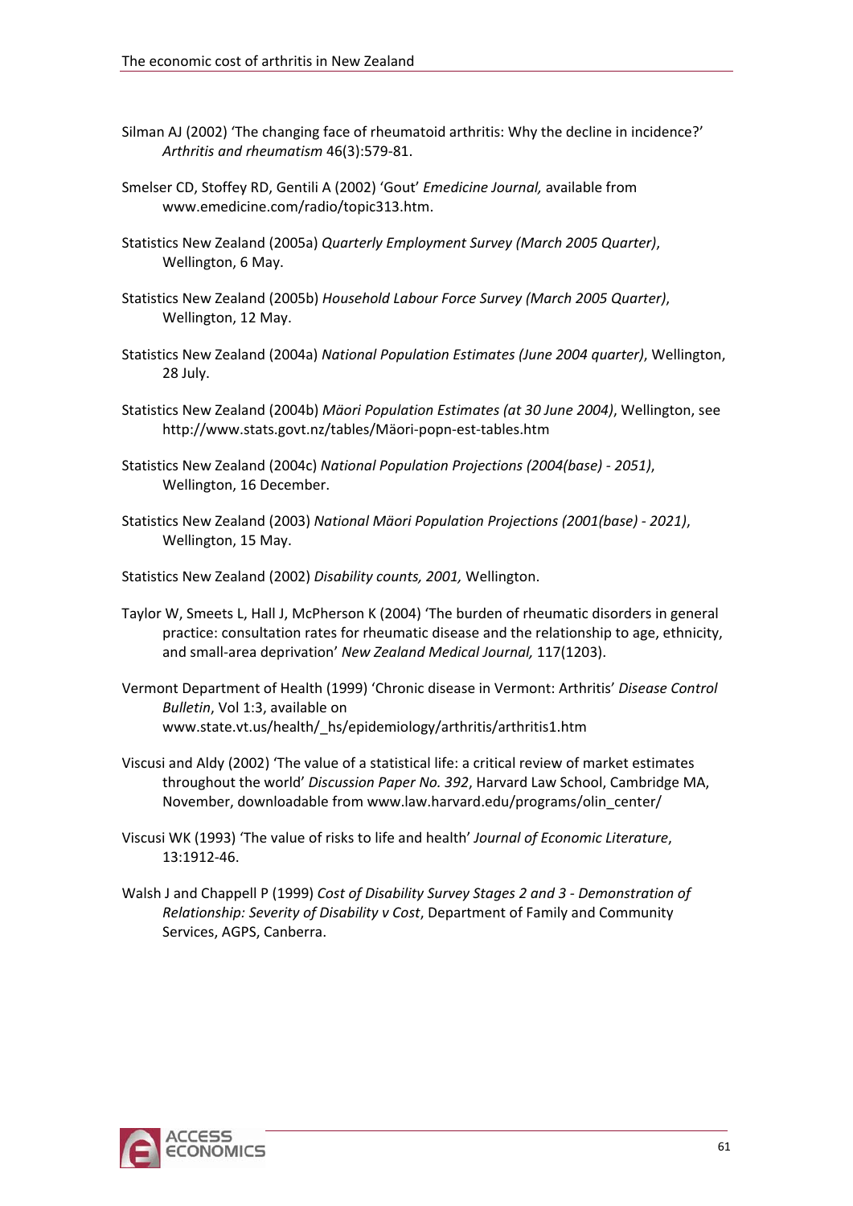Silman AJ (2002) 'The changing face of rheumatoid arthritis: Why the decline in incidence?' *Arthritis and rheumatism* 46(3):579-81.

Smelser CD, Stoffey RD, Gentili A (2002) 'Gout' *Emedicine Journal,* available from www.emedicine.com/radio/topic313.htm.

Statistics New Zealand (2005a) *Quarterly Employment Survey (March 2005 Quarter)*, Wellington, 6 May.

Statistics New Zealand (2005b) *Household Labour Force Survey (March 2005 Quarter)*, Wellington, 12 May.

Statistics New Zealand (2004a) *National Population Estimates (June 2004 quarter)*, Wellington, 28 July.

Statistics New Zealand (2004b) *Mäori Population Estimates (at 30 June 2004)*, Wellington, see http://www.stats.govt.nz/tables/Mäori-popn-est-tables.htm

Statistics New Zealand (2004c) *National Population Projections (2004(base) - 2051)*, Wellington, 16 December.

Statistics New Zealand (2003) *National Mäori Population Projections (2001(base) - 2021)*, Wellington, 15 May.

Statistics New Zealand (2002) *Disability counts, 2001,* Wellington.

Taylor W, Smeets L, Hall J, McPherson K (2004) 'The burden of rheumatic disorders in general practice: consultation rates for rheumatic disease and the relationship to age, ethnicity, and small-area deprivation' *New Zealand Medical Journal,* 117(1203).

Vermont Department of Health (1999) 'Chronic disease in Vermont: Arthritis' *Disease Control Bulletin*, Vol 1:3, available on www.state.vt.us/health/_hs/epidemiology/arthritis/arthritis1.htm

Viscusi and Aldy (2002) 'The value of a statistical life: a critical review of market estimates throughout the world' *Discussion Paper No. 392*, Harvard Law School, Cambridge MA, November, downloadable from www.law.harvard.edu/programs/olin_center/

Viscusi WK (1993) 'The value of risks to life and health' *Journal of Economic Literature*, 13:1912-46.

Walsh J and Chappell P (1999) *Cost of Disability Survey Stages 2 and 3 - Demonstration of Relationship: Severity of Disability v Cost*, Department of Family and Community Services, AGPS, Canberra.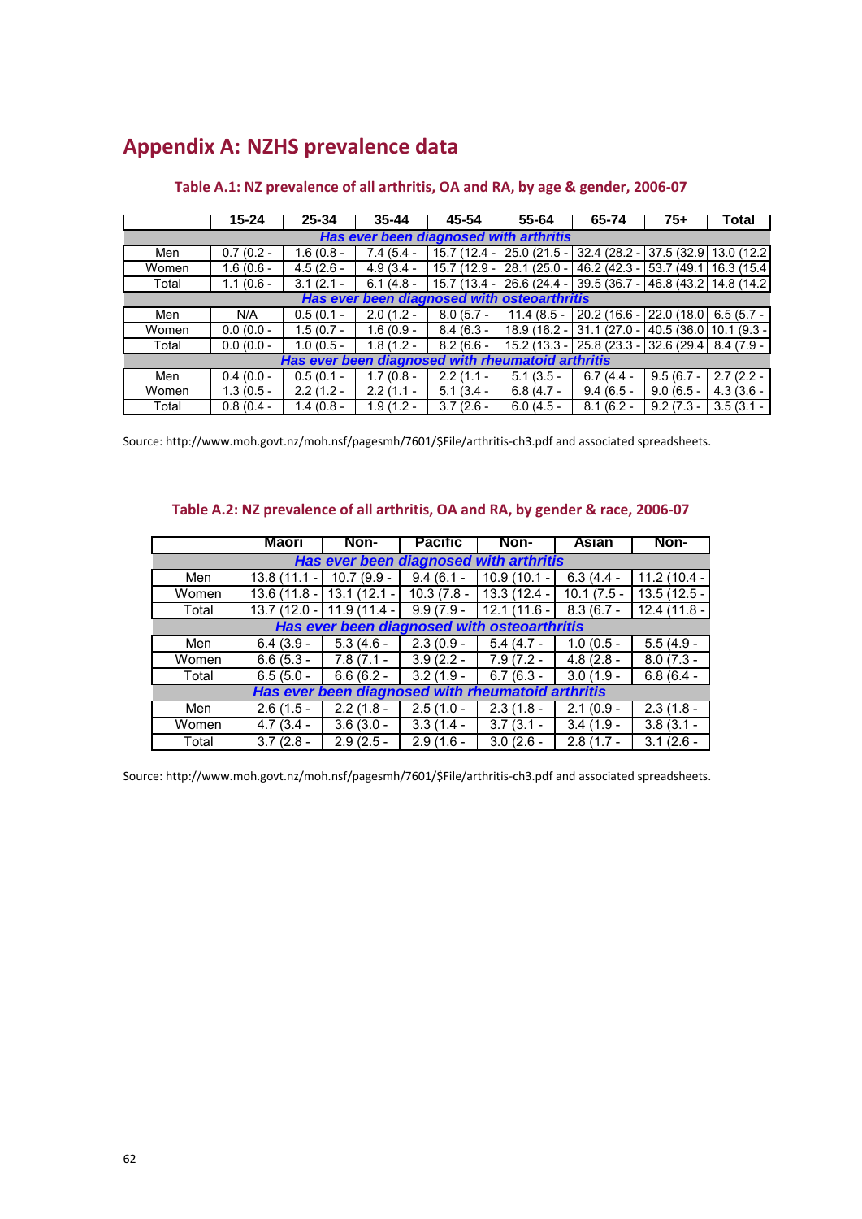## Appendix A: NZHS prevalence data

### Table A.1: NZ prevalence of all arthritis, OA and RA, by age & gender, 2006-07

| | 15-24 | 25-34 | 35-44 | 45-54 | 55-64 | 65-74 | 75+ | Total |
|---|---|---|---|---|---|---|---|---|
| ***Has ever been diagnosed with arthritis*** | | | | | | | | |
| Men | 0.7 (0.2 - | 1.6 (0.8 - | 7.4 (5.4 - | 15.7 (12.4 - | 25.0 (21.5 - | 32.4 (28.2 - | 37.5 (32.9 | 13.0 (12.2 |
| Women | 1.6 (0.6 - | 4.5 (2.6 - | 4.9 (3.4 - | 15.7 (12.9 - | 28.1 (25.0 - | 46.2 (42.3 - | 53.7 (49.1 | 16.3 (15.4 |
| Total | 1.1 (0.6 - | 3.1 (2.1 - | 6.1 (4.8 - | 15.7 (13.4 - | 26.6 (24.4 - | 39.5 (36.7 - | 46.8 (43.2 | 14.8 (14.2 |
| ***Has ever been diagnosed with osteoarthritis*** | | | | | | | | |
| Men | N/A | 0.5 (0.1 - | 2.0 (1.2 - | 8.0 (5.7 - | 11.4 (8.5 - | 20.2 (16.6 - | 22.0 (18.0 | 6.5 (5.7 - |
| Women | 0.0 (0.0 - | 1.5 (0.7 - | 1.6 (0.9 - | 8.4 (6.3 - | 18.9 (16.2 - | 31.1 (27.0 - | 40.5 (36.0 | 10.1 (9.3 - |
| Total | 0.0 (0.0 - | 1.0 (0.5 - | 1.8 (1.2 - | 8.2 (6.6 - | 15.2 (13.3 - | 25.8 (23.3 - | 32.6 (29.4 | 8.4 (7.9 - |
| ***Has ever been diagnosed with rheumatoid arthritis*** | | | | | | | | |
| Men | 0.4 (0.0 - | 0.5 (0.1 - | 1.7 (0.8 - | 2.2 (1.1 - | 5.1 (3.5 - | 6.7 (4.4 - | 9.5 (6.7 - | 2.7 (2.2 - |
| Women | 1.3 (0.5 - | 2.2 (1.2 - | 2.2 (1.1 - | 5.1 (3.4 - | 6.8 (4.7 - | 9.4 (6.5 - | 9.0 (6.5 - | 4.3 (3.6 - |
| Total | 0.8 (0.4 - | 1.4 (0.8 - | 1.9 (1.2 - | 3.7 (2.6 - | 6.0 (4.5 - | 8.1 (6.2 - | 9.2 (7.3 - | 3.5 (3.1 - |

Source: http://www.moh.govt.nz/moh.nsf/pagesmh/7601/$File/arthritis-ch3.pdf and associated spreadsheets.

### Table A.2: NZ prevalence of all arthritis, OA and RA, by gender & race, 2006-07

| | Maori | Non- | Pacific | Non- | Asian | Non- |
|---|---|---|---|---|---|---|
| ***Has ever been diagnosed with arthritis*** | | | | | | |
| Men | 13.8 (11.1 - | 10.7 (9.9 - | 9.4 (6.1 - | 10.9 (10.1 - | 6.3 (4.4 - | 11.2 (10.4 - |
| Women | 13.6 (11.8 - | 13.1 (12.1 - | 10.3 (7.8 - | 13.3 (12.4 - | 10.1 (7.5 - | 13.5 (12.5 - |
| Total | 13.7 (12.0 - | 11.9 (11.4 - | 9.9 (7.9 - | 12.1 (11.6 - | 8.3 (6.7 - | 12.4 (11.8 - |
| ***Has ever been diagnosed with osteoarthritis*** | | | | | | |
| Men | 6.4 (3.9 - | 5.3 (4.6 - | 2.3 (0.9 - | 5.4 (4.7 - | 1.0 (0.5 - | 5.5 (4.9 - |
| Women | 6.6 (5.3 - | 7.8 (7.1 - | 3.9 (2.2 - | 7.9 (7.2 - | 4.8 (2.8 - | 8.0 (7.3 - |
| Total | 6.5 (5.0 - | 6.6 (6.2 - | 3.2 (1.9 - | 6.7 (6.3 - | 3.0 (1.9 - | 6.8 (6.4 - |
| ***Has ever been diagnosed with rheumatoid arthritis*** | | | | | | |
| Men | 2.6 (1.5 - | 2.2 (1.8 - | 2.5 (1.0 - | 2.3 (1.8 - | 2.1 (0.9 - | 2.3 (1.8 - |
| Women | 4.7 (3.4 - | 3.6 (3.0 - | 3.3 (1.4 - | 3.7 (3.1 - | 3.4 (1.9 - | 3.8 (3.1 - |
| Total | 3.7 (2.8 - | 2.9 (2.5 - | 2.9 (1.6 - | 3.0 (2.6 - | 2.8 (1.7 - | 3.1 (2.6 - |

Source: http://www.moh.govt.nz/moh.nsf/pagesmh/7601/$File/arthritis-ch3.pdf and associated spreadsheets.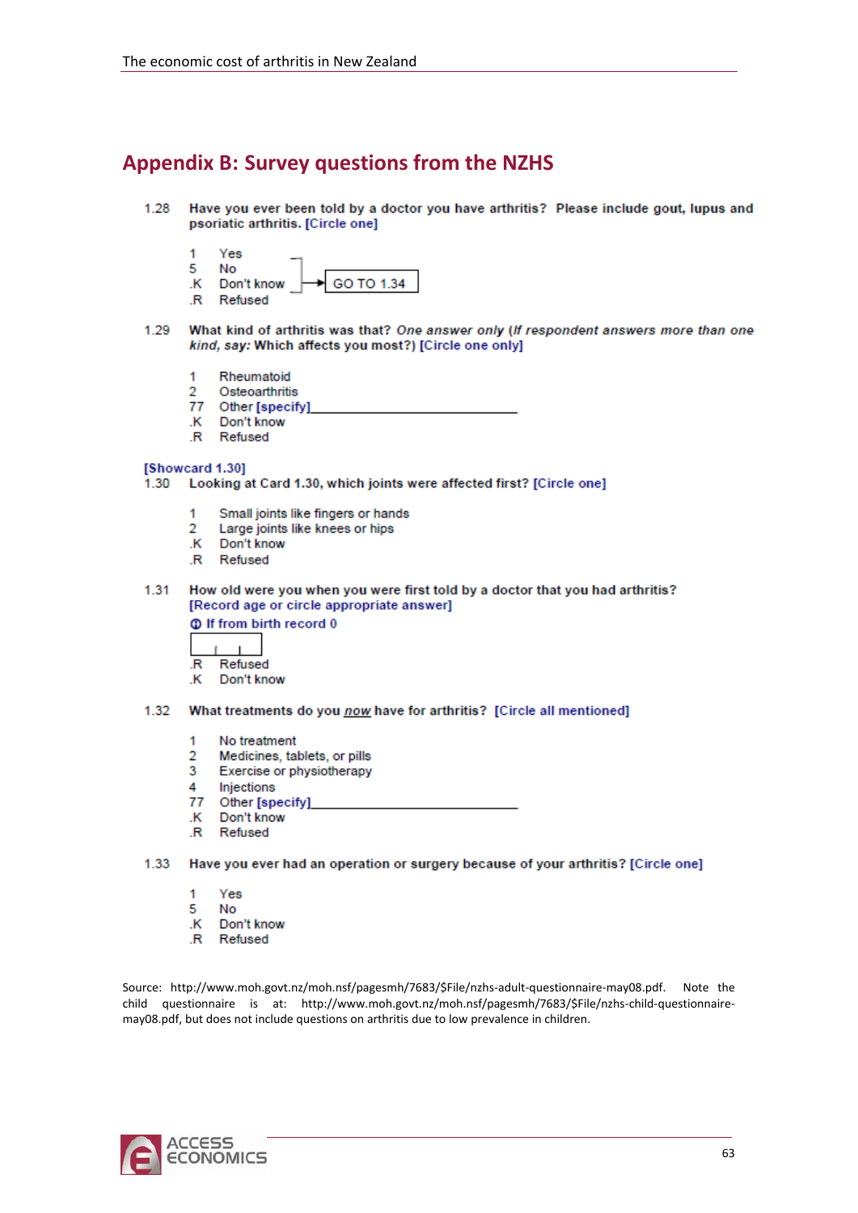## Appendix B: Survey questions from the NZHS

**1.28 Have you ever been told by a doctor you have arthritis? Please include gout, lupus and psoriatic arthritis. [Circle one]**

1 Yes
5 No
.K Don't know
.R Refused

(No / Don't know / Refused → GO TO 1.34)

**1.29 What kind of arthritis was that?** ***One answer only (If respondent answers more than one kind, say:*** **Which affects you most?) [Circle one only]**

1 Rheumatoid
2 Osteoarthritis
77 Other [specify]\_\_\_\_\_\_\_\_\_\_\_\_\_\_\_\_\_\_\_\_\_\_\_\_\_\_\_\_
.K Don't know
.R Refused

**[Showcard 1.30]**
**1.30 Looking at Card 1.30, which joints were affected first? [Circle one]**

1 Small joints like fingers or hands
2 Large joints like knees or hips
.K Don't know
.R Refused

**1.31 How old were you when you were first told by a doctor that you had arthritis? [Record age or circle appropriate answer]**

**ⓘ If from birth record 0**

[ | | ]

.R Refused
.K Don't know

**1.32 What treatments do you *now* have for arthritis? [Circle all mentioned]**

1 No treatment
2 Medicines, tablets, or pills
3 Exercise or physiotherapy
4 Injections
77 Other [specify]\_\_\_\_\_\_\_\_\_\_\_\_\_\_\_\_\_\_\_\_\_\_\_\_\_\_\_\_
.K Don't know
.R Refused

**1.33 Have you ever had an operation or surgery because of your arthritis? [Circle one]**

1 Yes
5 No
.K Don't know
.R Refused

Source: http://www.moh.govt.nz/moh.nsf/pagesmh/7683/$File/nzhs-adult-questionnaire-may08.pdf. Note the child questionnaire is at: http://www.moh.govt.nz/moh.nsf/pagesmh/7683/$File/nzhs-child-questionnaire-may08.pdf, but does not include questions on arthritis due to low prevalence in children.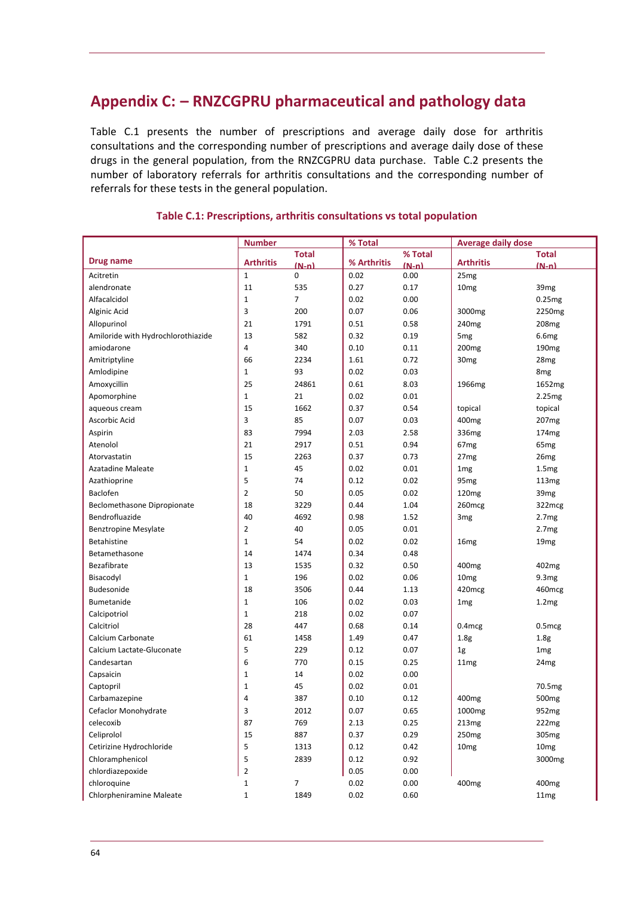# Appendix C: – RNZCGPRU pharmaceutical and pathology data

Table C.1 presents the number of prescriptions and average daily dose for arthritis consultations and the corresponding number of prescriptions and average daily dose of these drugs in the general population, from the RNZCGPRU data purchase. Table C.2 presents the number of laboratory referrals for arthritis consultations and the corresponding number of referrals for these tests in the general population.

### Table C.1: Prescriptions, arthritis consultations vs total population

| Drug name | Number | | % Total | | Average daily dose | |
|---|---|---|---|---|---|---|
| | Arthritis | Total (N-n) | % Arthritis | % Total (N-n) | Arthritis | Total (N-n) |
| Acitretin | 1 | 0 | 0.02 | 0.00 | 25mg | |
| alendronate | 11 | 535 | 0.27 | 0.17 | 10mg | 39mg |
| Alfacalcidol | 1 | 7 | 0.02 | 0.00 | | 0.25mg |
| Alginic Acid | 3 | 200 | 0.07 | 0.06 | 3000mg | 2250mg |
| Allopurinol | 21 | 1791 | 0.51 | 0.58 | 240mg | 208mg |
| Amiloride with Hydrochlorothiazide | 13 | 582 | 0.32 | 0.19 | 5mg | 6.6mg |
| amiodarone | 4 | 340 | 0.10 | 0.11 | 200mg | 190mg |
| Amitriptyline | 66 | 2234 | 1.61 | 0.72 | 30mg | 28mg |
| Amlodipine | 1 | 93 | 0.02 | 0.03 | | 8mg |
| Amoxycillin | 25 | 24861 | 0.61 | 8.03 | 1966mg | 1652mg |
| Apomorphine | 1 | 21 | 0.02 | 0.01 | | 2.25mg |
| aqueous cream | 15 | 1662 | 0.37 | 0.54 | topical | topical |
| Ascorbic Acid | 3 | 85 | 0.07 | 0.03 | 400mg | 207mg |
| Aspirin | 83 | 7994 | 2.03 | 2.58 | 336mg | 174mg |
| Atenolol | 21 | 2917 | 0.51 | 0.94 | 67mg | 65mg |
| Atorvastatin | 15 | 2263 | 0.37 | 0.73 | 27mg | 26mg |
| Azatadine Maleate | 1 | 45 | 0.02 | 0.01 | 1mg | 1.5mg |
| Azathioprine | 5 | 74 | 0.12 | 0.02 | 95mg | 113mg |
| Baclofen | 2 | 50 | 0.05 | 0.02 | 120mg | 39mg |
| Beclomethasone Dipropionate | 18 | 3229 | 0.44 | 1.04 | 260mcg | 322mcg |
| Bendrofluazide | 40 | 4692 | 0.98 | 1.52 | 3mg | 2.7mg |
| Benztropine Mesylate | 2 | 40 | 0.05 | 0.01 | | 2.7mg |
| Betahistine | 1 | 54 | 0.02 | 0.02 | 16mg | 19mg |
| Betamethasone | 14 | 1474 | 0.34 | 0.48 | | |
| Bezafibrate | 13 | 1535 | 0.32 | 0.50 | 400mg | 402mg |
| Bisacodyl | 1 | 196 | 0.02 | 0.06 | 10mg | 9.3mg |
| Budesonide | 18 | 3506 | 0.44 | 1.13 | 420mcg | 460mcg |
| Bumetanide | 1 | 106 | 0.02 | 0.03 | 1mg | 1.2mg |
| Calcipotriol | 1 | 218 | 0.02 | 0.07 | | |
| Calcitriol | 28 | 447 | 0.68 | 0.14 | 0.4mcg | 0.5mcg |
| Calcium Carbonate | 61 | 1458 | 1.49 | 0.47 | 1.8g | 1.8g |
| Calcium Lactate-Gluconate | 5 | 229 | 0.12 | 0.07 | 1g | 1mg |
| Candesartan | 6 | 770 | 0.15 | 0.25 | 11mg | 24mg |
| Capsaicin | 1 | 14 | 0.02 | 0.00 | | |
| Captopril | 1 | 45 | 0.02 | 0.01 | | 70.5mg |
| Carbamazepine | 4 | 387 | 0.10 | 0.12 | 400mg | 500mg |
| Cefaclor Monohydrate | 3 | 2012 | 0.07 | 0.65 | 1000mg | 952mg |
| celecoxib | 87 | 769 | 2.13 | 0.25 | 213mg | 222mg |
| Celiprolol | 15 | 887 | 0.37 | 0.29 | 250mg | 305mg |
| Cetirizine Hydrochloride | 5 | 1313 | 0.12 | 0.42 | 10mg | 10mg |
| Chloramphenicol | 5 | 2839 | 0.12 | 0.92 | | 3000mg |
| chlordiazepoxide | 2 | | 0.05 | 0.00 | | |
| chloroquine | 1 | 7 | 0.02 | 0.00 | 400mg | 400mg |
| Chlorpheniramine Maleate | 1 | 1849 | 0.02 | 0.60 | | 11mg |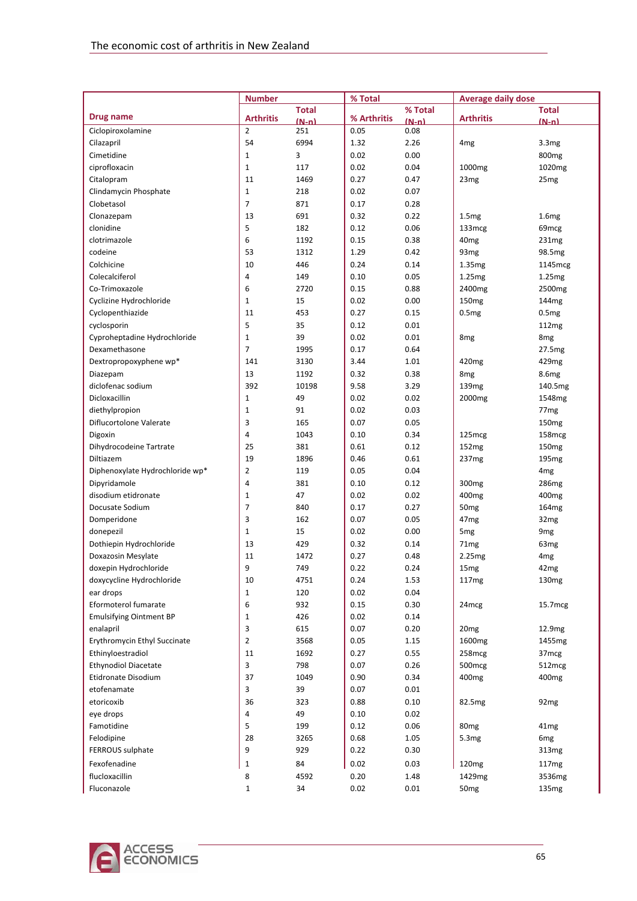| Drug name | Number | | % Total | | Average daily dose | |
|---|---|---|---|---|---|---|
| | Arthritis | Total (N-n) | % Arthritis | % Total (N-n) | Arthritis | Total (N-n) |
| Ciclopiroxolamine | 2 | 251 | 0.05 | 0.08 | | |
| Cilazapril | 54 | 6994 | 1.32 | 2.26 | 4mg | 3.3mg |
| Cimetidine | 1 | 3 | 0.02 | 0.00 | | 800mg |
| ciprofloxacin | 1 | 117 | 0.02 | 0.04 | 1000mg | 1020mg |
| Citalopram | 11 | 1469 | 0.27 | 0.47 | 23mg | 25mg |
| Clindamycin Phosphate | 1 | 218 | 0.02 | 0.07 | | |
| Clobetasol | 7 | 871 | 0.17 | 0.28 | | |
| Clonazepam | 13 | 691 | 0.32 | 0.22 | 1.5mg | 1.6mg |
| clonidine | 5 | 182 | 0.12 | 0.06 | 133mcg | 69mcg |
| clotrimazole | 6 | 1192 | 0.15 | 0.38 | 40mg | 231mg |
| codeine | 53 | 1312 | 1.29 | 0.42 | 93mg | 98.5mg |
| Colchicine | 10 | 446 | 0.24 | 0.14 | 1.35mg | 1145mcg |
| Colecalciferol | 4 | 149 | 0.10 | 0.05 | 1.25mg | 1.25mg |
| Co-Trimoxazole | 6 | 2720 | 0.15 | 0.88 | 2400mg | 2500mg |
| Cyclizine Hydrochloride | 1 | 15 | 0.02 | 0.00 | 150mg | 144mg |
| Cyclopenthiazide | 11 | 453 | 0.27 | 0.15 | 0.5mg | 0.5mg |
| cyclosporin | 5 | 35 | 0.12 | 0.01 | | 112mg |
| Cyproheptadine Hydrochloride | 1 | 39 | 0.02 | 0.01 | 8mg | 8mg |
| Dexamethasone | 7 | 1995 | 0.17 | 0.64 | | 27.5mg |
| Dextropropoxyphene wp* | 141 | 3130 | 3.44 | 1.01 | 420mg | 429mg |
| Diazepam | 13 | 1192 | 0.32 | 0.38 | 8mg | 8.6mg |
| diclofenac sodium | 392 | 10198 | 9.58 | 3.29 | 139mg | 140.5mg |
| Dicloxacillin | 1 | 49 | 0.02 | 0.02 | 2000mg | 1548mg |
| diethylpropion | 1 | 91 | 0.02 | 0.03 | | 77mg |
| Diflucortolone Valerate | 3 | 165 | 0.07 | 0.05 | | 150mg |
| Digoxin | 4 | 1043 | 0.10 | 0.34 | 125mcg | 158mcg |
| Dihydrocodeine Tartrate | 25 | 381 | 0.61 | 0.12 | 152mg | 150mg |
| Diltiazem | 19 | 1896 | 0.46 | 0.61 | 237mg | 195mg |
| Diphenoxylate Hydrochloride wp* | 2 | 119 | 0.05 | 0.04 | | 4mg |
| Dipyridamole | 4 | 381 | 0.10 | 0.12 | 300mg | 286mg |
| disodium etidronate | 1 | 47 | 0.02 | 0.02 | 400mg | 400mg |
| Docusate Sodium | 7 | 840 | 0.17 | 0.27 | 50mg | 164mg |
| Domperidone | 3 | 162 | 0.07 | 0.05 | 47mg | 32mg |
| donepezil | 1 | 15 | 0.02 | 0.00 | 5mg | 9mg |
| Dothiepin Hydrochloride | 13 | 429 | 0.32 | 0.14 | 71mg | 63mg |
| Doxazosin Mesylate | 11 | 1472 | 0.27 | 0.48 | 2.25mg | 4mg |
| doxepin Hydrochloride | 9 | 749 | 0.22 | 0.24 | 15mg | 42mg |
| doxycycline Hydrochloride | 10 | 4751 | 0.24 | 1.53 | 117mg | 130mg |
| ear drops | 1 | 120 | 0.02 | 0.04 | | |
| Eformoterol fumarate | 6 | 932 | 0.15 | 0.30 | 24mcg | 15.7mcg |
| Emulsifying Ointment BP | 1 | 426 | 0.02 | 0.14 | | |
| enalapril | 3 | 615 | 0.07 | 0.20 | 20mg | 12.9mg |
| Erythromycin Ethyl Succinate | 2 | 3568 | 0.05 | 1.15 | 1600mg | 1455mg |
| Ethinyloestradiol | 11 | 1692 | 0.27 | 0.55 | 258mcg | 37mcg |
| Ethynodiol Diacetate | 3 | 798 | 0.07 | 0.26 | 500mcg | 512mcg |
| Etidronate Disodium | 37 | 1049 | 0.90 | 0.34 | 400mg | 400mg |
| etofenamate | 3 | 39 | 0.07 | 0.01 | | |
| etoricoxib | 36 | 323 | 0.88 | 0.10 | 82.5mg | 92mg |
| eye drops | 4 | 49 | 0.10 | 0.02 | | |
| Famotidine | 5 | 199 | 0.12 | 0.06 | 80mg | 41mg |
| Felodipine | 28 | 3265 | 0.68 | 1.05 | 5.3mg | 6mg |
| FERROUS sulphate | 9 | 929 | 0.22 | 0.30 | | 313mg |
| Fexofenadine | 1 | 84 | 0.02 | 0.03 | 120mg | 117mg |
| flucloxacillin | 8 | 4592 | 0.20 | 1.48 | 1429mg | 3536mg |
| Fluconazole | 1 | 34 | 0.02 | 0.01 | 50mg | 135mg |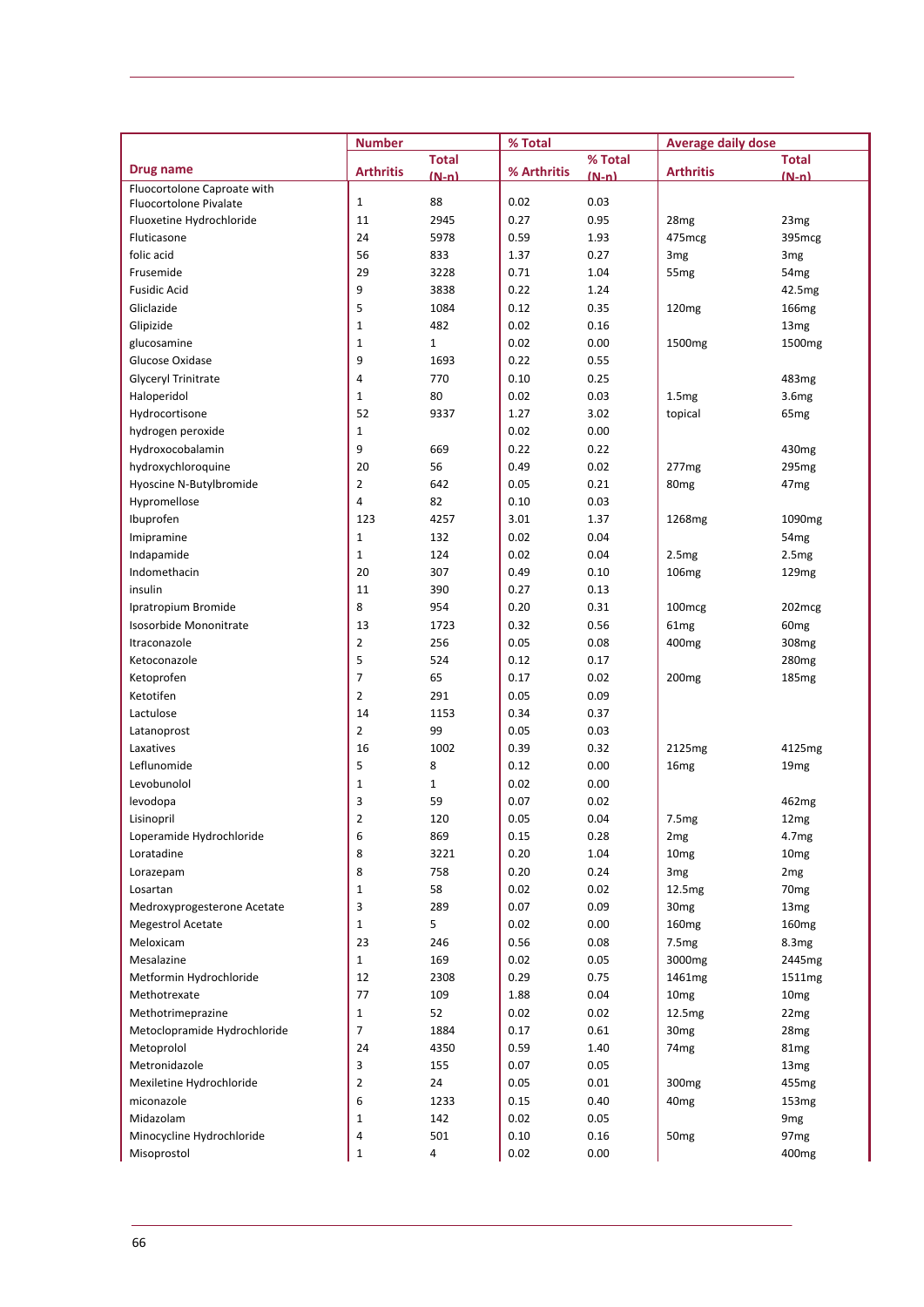| Drug name | Number | | % Total | | Average daily dose | |
|---|---|---|---|---|---|---|
| | Arthritis | Total (N-n) | % Arthritis | % Total (N-n) | Arthritis | Total (N-n) |
| Fluocortolone Caproate with Fluocortolone Pivalate | 1 | 88 | 0.02 | 0.03 | | |
| Fluoxetine Hydrochloride | 11 | 2945 | 0.27 | 0.95 | 28mg | 23mg |
| Fluticasone | 24 | 5978 | 0.59 | 1.93 | 475mcg | 395mcg |
| folic acid | 56 | 833 | 1.37 | 0.27 | 3mg | 3mg |
| Frusemide | 29 | 3228 | 0.71 | 1.04 | 55mg | 54mg |
| Fusidic Acid | 9 | 3838 | 0.22 | 1.24 | | 42.5mg |
| Gliclazide | 5 | 1084 | 0.12 | 0.35 | 120mg | 166mg |
| Glipizide | 1 | 482 | 0.02 | 0.16 | | 13mg |
| glucosamine | 1 | 1 | 0.02 | 0.00 | 1500mg | 1500mg |
| Glucose Oxidase | 9 | 1693 | 0.22 | 0.55 | | |
| Glyceryl Trinitrate | 4 | 770 | 0.10 | 0.25 | | 483mg |
| Haloperidol | 1 | 80 | 0.02 | 0.03 | 1.5mg | 3.6mg |
| Hydrocortisone | 52 | 9337 | 1.27 | 3.02 | topical | 65mg |
| hydrogen peroxide | 1 | | 0.02 | 0.00 | | |
| Hydroxocobalamin | 9 | 669 | 0.22 | 0.22 | | 430mg |
| hydroxychloroquine | 20 | 56 | 0.49 | 0.02 | 277mg | 295mg |
| Hyoscine N-Butylbromide | 2 | 642 | 0.05 | 0.21 | 80mg | 47mg |
| Hypromellose | 4 | 82 | 0.10 | 0.03 | | |
| Ibuprofen | 123 | 4257 | 3.01 | 1.37 | 1268mg | 1090mg |
| Imipramine | 1 | 132 | 0.02 | 0.04 | | 54mg |
| Indapamide | 1 | 124 | 0.02 | 0.04 | 2.5mg | 2.5mg |
| Indomethacin | 20 | 307 | 0.49 | 0.10 | 106mg | 129mg |
| insulin | 11 | 390 | 0.27 | 0.13 | | |
| Ipratropium Bromide | 8 | 954 | 0.20 | 0.31 | 100mcg | 202mcg |
| Isosorbide Mononitrate | 13 | 1723 | 0.32 | 0.56 | 61mg | 60mg |
| Itraconazole | 2 | 256 | 0.05 | 0.08 | 400mg | 308mg |
| Ketoconazole | 5 | 524 | 0.12 | 0.17 | | 280mg |
| Ketoprofen | 7 | 65 | 0.17 | 0.02 | 200mg | 185mg |
| Ketotifen | 2 | 291 | 0.05 | 0.09 | | |
| Lactulose | 14 | 1153 | 0.34 | 0.37 | | |
| Latanoprost | 2 | 99 | 0.05 | 0.03 | | |
| Laxatives | 16 | 1002 | 0.39 | 0.32 | 2125mg | 4125mg |
| Leflunomide | 5 | 8 | 0.12 | 0.00 | 16mg | 19mg |
| Levobunolol | 1 | 1 | 0.02 | 0.00 | | |
| levodopa | 3 | 59 | 0.07 | 0.02 | | 462mg |
| Lisinopril | 2 | 120 | 0.05 | 0.04 | 7.5mg | 12mg |
| Loperamide Hydrochloride | 6 | 869 | 0.15 | 0.28 | 2mg | 4.7mg |
| Loratadine | 8 | 3221 | 0.20 | 1.04 | 10mg | 10mg |
| Lorazepam | 8 | 758 | 0.20 | 0.24 | 3mg | 2mg |
| Losartan | 1 | 58 | 0.02 | 0.02 | 12.5mg | 70mg |
| Medroxyprogesterone Acetate | 3 | 289 | 0.07 | 0.09 | 30mg | 13mg |
| Megestrol Acetate | 1 | 5 | 0.02 | 0.00 | 160mg | 160mg |
| Meloxicam | 23 | 246 | 0.56 | 0.08 | 7.5mg | 8.3mg |
| Mesalazine | 1 | 169 | 0.02 | 0.05 | 3000mg | 2445mg |
| Metformin Hydrochloride | 12 | 2308 | 0.29 | 0.75 | 1461mg | 1511mg |
| Methotrexate | 77 | 109 | 1.88 | 0.04 | 10mg | 10mg |
| Methotrimeprazine | 1 | 52 | 0.02 | 0.02 | 12.5mg | 22mg |
| Metoclopramide Hydrochloride | 7 | 1884 | 0.17 | 0.61 | 30mg | 28mg |
| Metoprolol | 24 | 4350 | 0.59 | 1.40 | 74mg | 81mg |
| Metronidazole | 3 | 155 | 0.07 | 0.05 | | 13mg |
| Mexiletine Hydrochloride | 2 | 24 | 0.05 | 0.01 | 300mg | 455mg |
| miconazole | 6 | 1233 | 0.15 | 0.40 | 40mg | 153mg |
| Midazolam | 1 | 142 | 0.02 | 0.05 | | 9mg |
| Minocycline Hydrochloride | 4 | 501 | 0.10 | 0.16 | 50mg | 97mg |
| Misoprostol | 1 | 4 | 0.02 | 0.00 | | 400mg |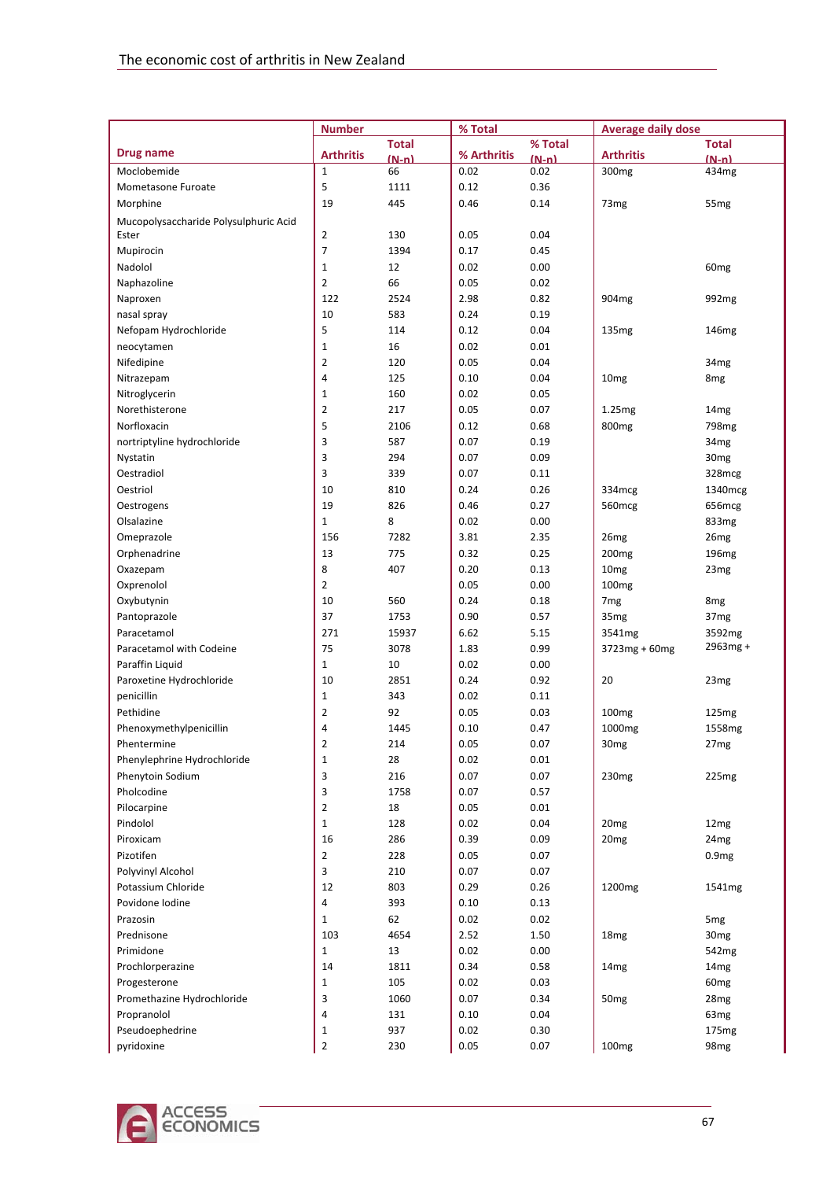| Drug name | Number | | % Total | | Average daily dose | |
|---|---|---|---|---|---|---|
| | Arthritis | Total (N-n) | % Arthritis | % Total (N-n) | Arthritis | Total (N-n) |
| Moclobemide | 1 | 66 | 0.02 | 0.02 | 300mg | 434mg |
| Mometasone Furoate | 5 | 1111 | 0.12 | 0.36 | | |
| Morphine | 19 | 445 | 0.46 | 0.14 | 73mg | 55mg |
| Mucopolysaccharide Polysulphuric Acid Ester | 2 | 130 | 0.05 | 0.04 | | |
| Mupirocin | 7 | 1394 | 0.17 | 0.45 | | |
| Nadolol | 1 | 12 | 0.02 | 0.00 | | 60mg |
| Naphazoline | 2 | 66 | 0.05 | 0.02 | | |
| Naproxen | 122 | 2524 | 2.98 | 0.82 | 904mg | 992mg |
| nasal spray | 10 | 583 | 0.24 | 0.19 | | |
| Nefopam Hydrochloride | 5 | 114 | 0.12 | 0.04 | 135mg | 146mg |
| neocytamen | 1 | 16 | 0.02 | 0.01 | | |
| Nifedipine | 2 | 120 | 0.05 | 0.04 | | 34mg |
| Nitrazepam | 4 | 125 | 0.10 | 0.04 | 10mg | 8mg |
| Nitroglycerin | 1 | 160 | 0.02 | 0.05 | | |
| Norethisterone | 2 | 217 | 0.05 | 0.07 | 1.25mg | 14mg |
| Norfloxacin | 5 | 2106 | 0.12 | 0.68 | 800mg | 798mg |
| nortriptyline hydrochloride | 3 | 587 | 0.07 | 0.19 | | 34mg |
| Nystatin | 3 | 294 | 0.07 | 0.09 | | 30mg |
| Oestradiol | 3 | 339 | 0.07 | 0.11 | | 328mcg |
| Oestriol | 10 | 810 | 0.24 | 0.26 | 334mcg | 1340mcg |
| Oestrogens | 19 | 826 | 0.46 | 0.27 | 560mcg | 656mcg |
| Olsalazine | 1 | 8 | 0.02 | 0.00 | | 833mg |
| Omeprazole | 156 | 7282 | 3.81 | 2.35 | 26mg | 26mg |
| Orphenadrine | 13 | 775 | 0.32 | 0.25 | 200mg | 196mg |
| Oxazepam | 8 | 407 | 0.20 | 0.13 | 10mg | 23mg |
| Oxprenolol | 2 | | 0.05 | 0.00 | 100mg | |
| Oxybutynin | 10 | 560 | 0.24 | 0.18 | 7mg | 8mg |
| Pantoprazole | 37 | 1753 | 0.90 | 0.57 | 35mg | 37mg |
| Paracetamol | 271 | 15937 | 6.62 | 5.15 | 3541mg | 3592mg |
| Paracetamol with Codeine | 75 | 3078 | 1.83 | 0.99 | 3723mg + 60mg | 2963mg + |
| Paraffin Liquid | 1 | 10 | 0.02 | 0.00 | | |
| Paroxetine Hydrochloride | 10 | 2851 | 0.24 | 0.92 | 20 | 23mg |
| penicillin | 1 | 343 | 0.02 | 0.11 | | |
| Pethidine | 2 | 92 | 0.05 | 0.03 | 100mg | 125mg |
| Phenoxymethylpenicillin | 4 | 1445 | 0.10 | 0.47 | 1000mg | 1558mg |
| Phentermine | 2 | 214 | 0.05 | 0.07 | 30mg | 27mg |
| Phenylephrine Hydrochloride | 1 | 28 | 0.02 | 0.01 | | |
| Phenytoin Sodium | 3 | 216 | 0.07 | 0.07 | 230mg | 225mg |
| Pholcodine | 3 | 1758 | 0.07 | 0.57 | | |
| Pilocarpine | 2 | 18 | 0.05 | 0.01 | | |
| Pindolol | 1 | 128 | 0.02 | 0.04 | 20mg | 12mg |
| Piroxicam | 16 | 286 | 0.39 | 0.09 | 20mg | 24mg |
| Pizotifen | 2 | 228 | 0.05 | 0.07 | | 0.9mg |
| Polyvinyl Alcohol | 3 | 210 | 0.07 | 0.07 | | |
| Potassium Chloride | 12 | 803 | 0.29 | 0.26 | 1200mg | 1541mg |
| Povidone Iodine | 4 | 393 | 0.10 | 0.13 | | |
| Prazosin | 1 | 62 | 0.02 | 0.02 | | 5mg |
| Prednisone | 103 | 4654 | 2.52 | 1.50 | 18mg | 30mg |
| Primidone | 1 | 13 | 0.02 | 0.00 | | 542mg |
| Prochlorperazine | 14 | 1811 | 0.34 | 0.58 | 14mg | 14mg |
| Progesterone | 1 | 105 | 0.02 | 0.03 | | 60mg |
| Promethazine Hydrochloride | 3 | 1060 | 0.07 | 0.34 | 50mg | 28mg |
| Propranolol | 4 | 131 | 0.10 | 0.04 | | 63mg |
| Pseudoephedrine | 1 | 937 | 0.02 | 0.30 | | 175mg |
| pyridoxine | 2 | 230 | 0.05 | 0.07 | 100mg | 98mg |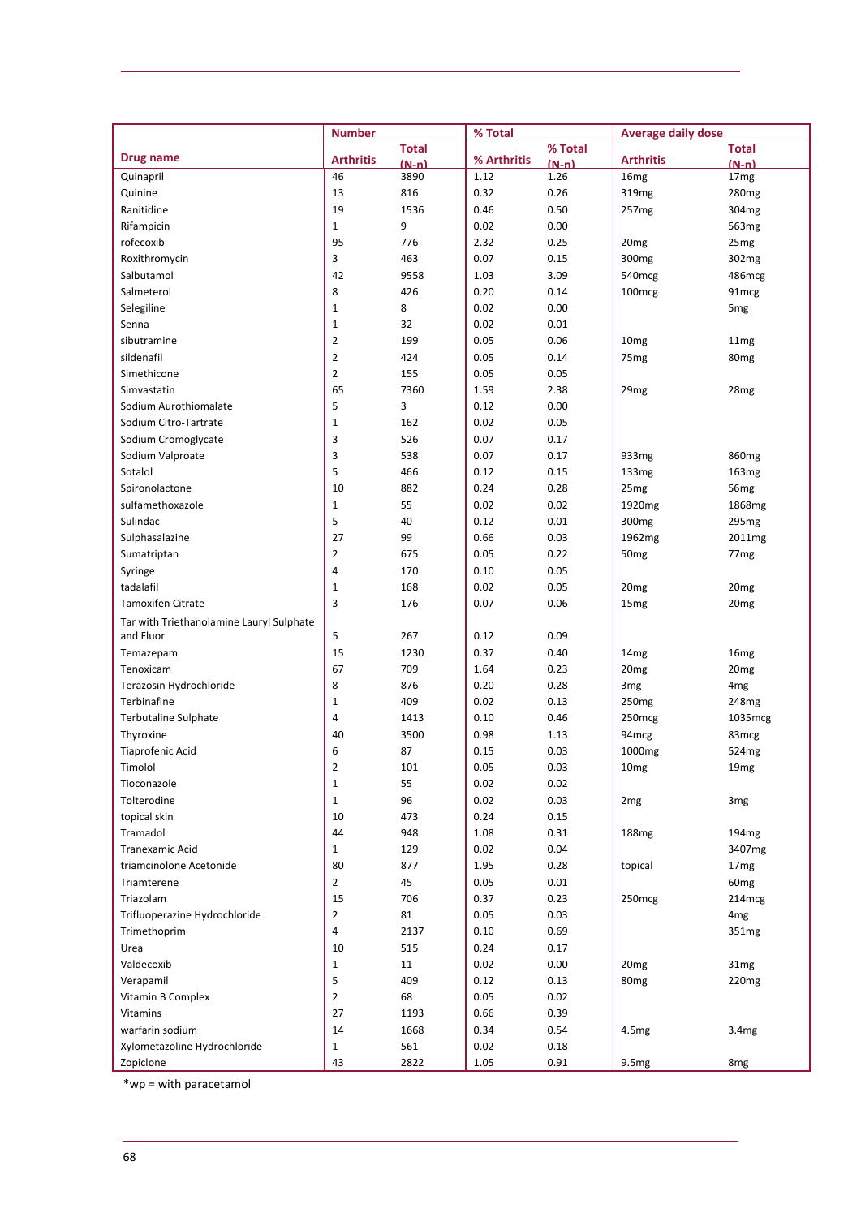| Drug name | Number | | % Total | | Average daily dose | |
|---|---|---|---|---|---|---|
| | Arthritis | Total (N-n) | % Arthritis | % Total (N-n) | Arthritis | Total (N-n) |
| Quinapril | 46 | 3890 | 1.12 | 1.26 | 16mg | 17mg |
| Quinine | 13 | 816 | 0.32 | 0.26 | 319mg | 280mg |
| Ranitidine | 19 | 1536 | 0.46 | 0.50 | 257mg | 304mg |
| Rifampicin | 1 | 9 | 0.02 | 0.00 | | 563mg |
| rofecoxib | 95 | 776 | 2.32 | 0.25 | 20mg | 25mg |
| Roxithromycin | 3 | 463 | 0.07 | 0.15 | 300mg | 302mg |
| Salbutamol | 42 | 9558 | 1.03 | 3.09 | 540mcg | 486mcg |
| Salmeterol | 8 | 426 | 0.20 | 0.14 | 100mcg | 91mcg |
| Selegiline | 1 | 8 | 0.02 | 0.00 | | 5mg |
| Senna | 1 | 32 | 0.02 | 0.01 | | |
| sibutramine | 2 | 199 | 0.05 | 0.06 | 10mg | 11mg |
| sildenafil | 2 | 424 | 0.05 | 0.14 | 75mg | 80mg |
| Simethicone | 2 | 155 | 0.05 | 0.05 | | |
| Simvastatin | 65 | 7360 | 1.59 | 2.38 | 29mg | 28mg |
| Sodium Aurothiomalate | 5 | 3 | 0.12 | 0.00 | | |
| Sodium Citro-Tartrate | 1 | 162 | 0.02 | 0.05 | | |
| Sodium Cromoglycate | 3 | 526 | 0.07 | 0.17 | | |
| Sodium Valproate | 3 | 538 | 0.07 | 0.17 | 933mg | 860mg |
| Sotalol | 5 | 466 | 0.12 | 0.15 | 133mg | 163mg |
| Spironolactone | 10 | 882 | 0.24 | 0.28 | 25mg | 56mg |
| sulfamethoxazole | 1 | 55 | 0.02 | 0.02 | 1920mg | 1868mg |
| Sulindac | 5 | 40 | 0.12 | 0.01 | 300mg | 295mg |
| Sulphasalazine | 27 | 99 | 0.66 | 0.03 | 1962mg | 2011mg |
| Sumatriptan | 2 | 675 | 0.05 | 0.22 | 50mg | 77mg |
| Syringe | 4 | 170 | 0.10 | 0.05 | | |
| tadalafil | 1 | 168 | 0.02 | 0.05 | 20mg | 20mg |
| Tamoxifen Citrate | 3 | 176 | 0.07 | 0.06 | 15mg | 20mg |
| Tar with Triethanolamine Lauryl Sulphate and Fluor | 5 | 267 | 0.12 | 0.09 | | |
| Temazepam | 15 | 1230 | 0.37 | 0.40 | 14mg | 16mg |
| Tenoxicam | 67 | 709 | 1.64 | 0.23 | 20mg | 20mg |
| Terazosin Hydrochloride | 8 | 876 | 0.20 | 0.28 | 3mg | 4mg |
| Terbinafine | 1 | 409 | 0.02 | 0.13 | 250mg | 248mg |
| Terbutaline Sulphate | 4 | 1413 | 0.10 | 0.46 | 250mcg | 1035mcg |
| Thyroxine | 40 | 3500 | 0.98 | 1.13 | 94mcg | 83mcg |
| Tiaprofenic Acid | 6 | 87 | 0.15 | 0.03 | 1000mg | 524mg |
| Timolol | 2 | 101 | 0.05 | 0.03 | 10mg | 19mg |
| Tioconazole | 1 | 55 | 0.02 | 0.02 | | |
| Tolterodine | 1 | 96 | 0.02 | 0.03 | 2mg | 3mg |
| topical skin | 10 | 473 | 0.24 | 0.15 | | |
| Tramadol | 44 | 948 | 1.08 | 0.31 | 188mg | 194mg |
| Tranexamic Acid | 1 | 129 | 0.02 | 0.04 | | 3407mg |
| triamcinolone Acetonide | 80 | 877 | 1.95 | 0.28 | topical | 17mg |
| Triamterene | 2 | 45 | 0.05 | 0.01 | | 60mg |
| Triazolam | 15 | 706 | 0.37 | 0.23 | 250mcg | 214mcg |
| Trifluoperazine Hydrochloride | 2 | 81 | 0.05 | 0.03 | | 4mg |
| Trimethoprim | 4 | 2137 | 0.10 | 0.69 | | 351mg |
| Urea | 10 | 515 | 0.24 | 0.17 | | |
| Valdecoxib | 1 | 11 | 0.02 | 0.00 | 20mg | 31mg |
| Verapamil | 5 | 409 | 0.12 | 0.13 | 80mg | 220mg |
| Vitamin B Complex | 2 | 68 | 0.05 | 0.02 | | |
| Vitamins | 27 | 1193 | 0.66 | 0.39 | | |
| warfarin sodium | 14 | 1668 | 0.34 | 0.54 | 4.5mg | 3.4mg |
| Xylometazoline Hydrochloride | 1 | 561 | 0.02 | 0.18 | | |
| Zopiclone | 43 | 2822 | 1.05 | 0.91 | 9.5mg | 8mg |

*wp = with paracetamol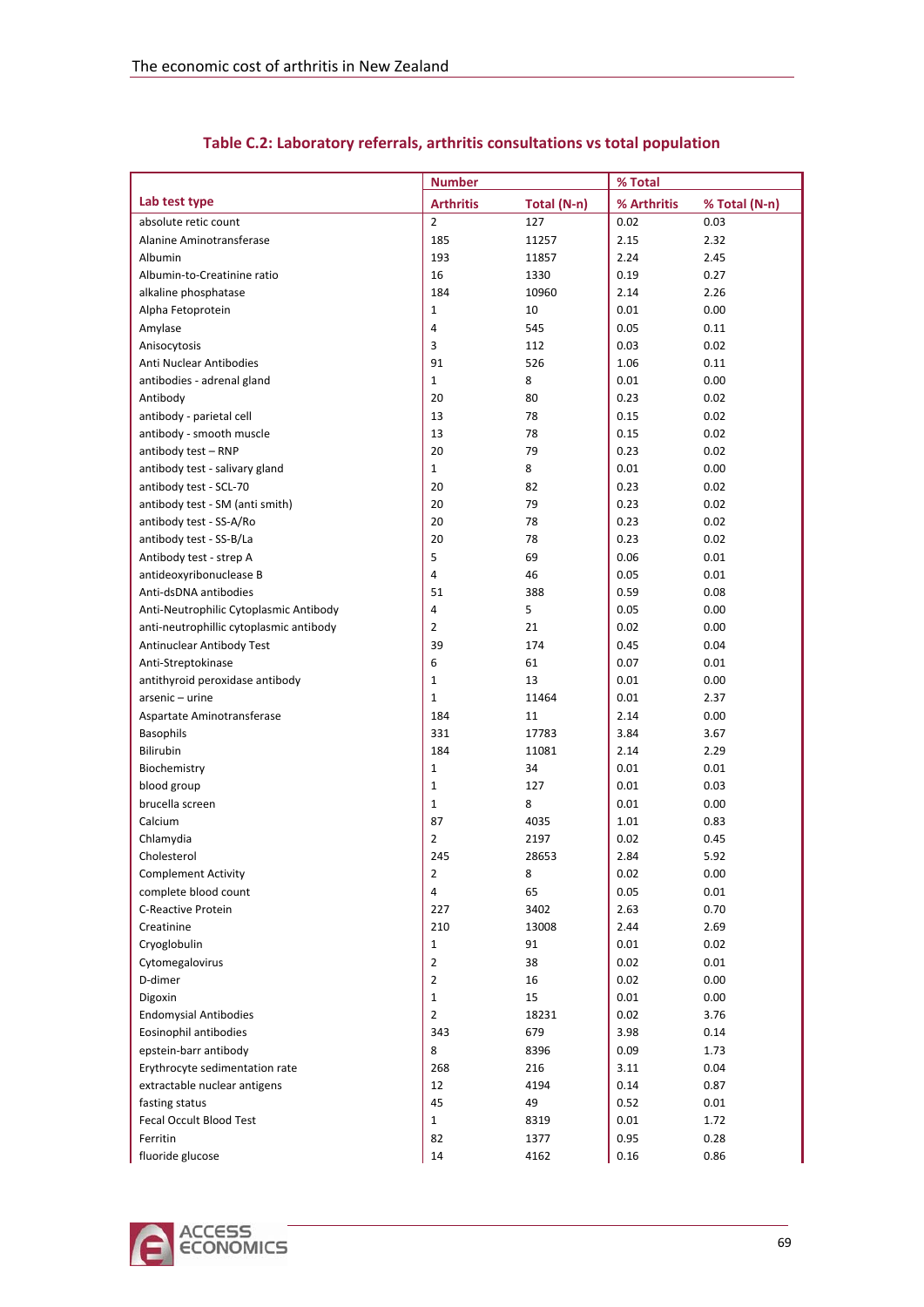**Table C.2: Laboratory referrals, arthritis consultations vs total population**

| Lab test type | Number | | % Total | |
|---|---|---|---|---|
| | Arthritis | Total (N-n) | % Arthritis | % Total (N-n) |
| absolute retic count | 2 | 127 | 0.02 | 0.03 |
| Alanine Aminotransferase | 185 | 11257 | 2.15 | 2.32 |
| Albumin | 193 | 11857 | 2.24 | 2.45 |
| Albumin-to-Creatinine ratio | 16 | 1330 | 0.19 | 0.27 |
| alkaline phosphatase | 184 | 10960 | 2.14 | 2.26 |
| Alpha Fetoprotein | 1 | 10 | 0.01 | 0.00 |
| Amylase | 4 | 545 | 0.05 | 0.11 |
| Anisocytosis | 3 | 112 | 0.03 | 0.02 |
| Anti Nuclear Antibodies | 91 | 526 | 1.06 | 0.11 |
| antibodies - adrenal gland | 1 | 8 | 0.01 | 0.00 |
| Antibody | 20 | 80 | 0.23 | 0.02 |
| antibody - parietal cell | 13 | 78 | 0.15 | 0.02 |
| antibody - smooth muscle | 13 | 78 | 0.15 | 0.02 |
| antibody test – RNP | 20 | 79 | 0.23 | 0.02 |
| antibody test - salivary gland | 1 | 8 | 0.01 | 0.00 |
| antibody test - SCL-70 | 20 | 82 | 0.23 | 0.02 |
| antibody test - SM (anti smith) | 20 | 79 | 0.23 | 0.02 |
| antibody test - SS-A/Ro | 20 | 78 | 0.23 | 0.02 |
| antibody test - SS-B/La | 20 | 78 | 0.23 | 0.02 |
| Antibody test - strep A | 5 | 69 | 0.06 | 0.01 |
| antideoxyribonuclease B | 4 | 46 | 0.05 | 0.01 |
| Anti-dsDNA antibodies | 51 | 388 | 0.59 | 0.08 |
| Anti-Neutrophilic Cytoplasmic Antibody | 4 | 5 | 0.05 | 0.00 |
| anti-neutrophillic cytoplasmic antibody | 2 | 21 | 0.02 | 0.00 |
| Antinuclear Antibody Test | 39 | 174 | 0.45 | 0.04 |
| Anti-Streptokinase | 6 | 61 | 0.07 | 0.01 |
| antithyroid peroxidase antibody | 1 | 13 | 0.01 | 0.00 |
| arsenic – urine | 1 | 11464 | 0.01 | 2.37 |
| Aspartate Aminotransferase | 184 | 11 | 2.14 | 0.00 |
| Basophils | 331 | 17783 | 3.84 | 3.67 |
| Bilirubin | 184 | 11081 | 2.14 | 2.29 |
| Biochemistry | 1 | 34 | 0.01 | 0.01 |
| blood group | 1 | 127 | 0.01 | 0.03 |
| brucella screen | 1 | 8 | 0.01 | 0.00 |
| Calcium | 87 | 4035 | 1.01 | 0.83 |
| Chlamydia | 2 | 2197 | 0.02 | 0.45 |
| Cholesterol | 245 | 28653 | 2.84 | 5.92 |
| Complement Activity | 2 | 8 | 0.02 | 0.00 |
| complete blood count | 4 | 65 | 0.05 | 0.01 |
| C-Reactive Protein | 227 | 3402 | 2.63 | 0.70 |
| Creatinine | 210 | 13008 | 2.44 | 2.69 |
| Cryoglobulin | 1 | 91 | 0.01 | 0.02 |
| Cytomegalovirus | 2 | 38 | 0.02 | 0.01 |
| D-dimer | 2 | 16 | 0.02 | 0.00 |
| Digoxin | 1 | 15 | 0.01 | 0.00 |
| Endomysial Antibodies | 2 | 18231 | 0.02 | 3.76 |
| Eosinophil antibodies | 343 | 679 | 3.98 | 0.14 |
| epstein-barr antibody | 8 | 8396 | 0.09 | 1.73 |
| Erythrocyte sedimentation rate | 268 | 216 | 3.11 | 0.04 |
| extractable nuclear antigens | 12 | 4194 | 0.14 | 0.87 |
| fasting status | 45 | 49 | 0.52 | 0.01 |
| Fecal Occult Blood Test | 1 | 8319 | 0.01 | 1.72 |
| Ferritin | 82 | 1377 | 0.95 | 0.28 |
| fluoride glucose | 14 | 4162 | 0.16 | 0.86 |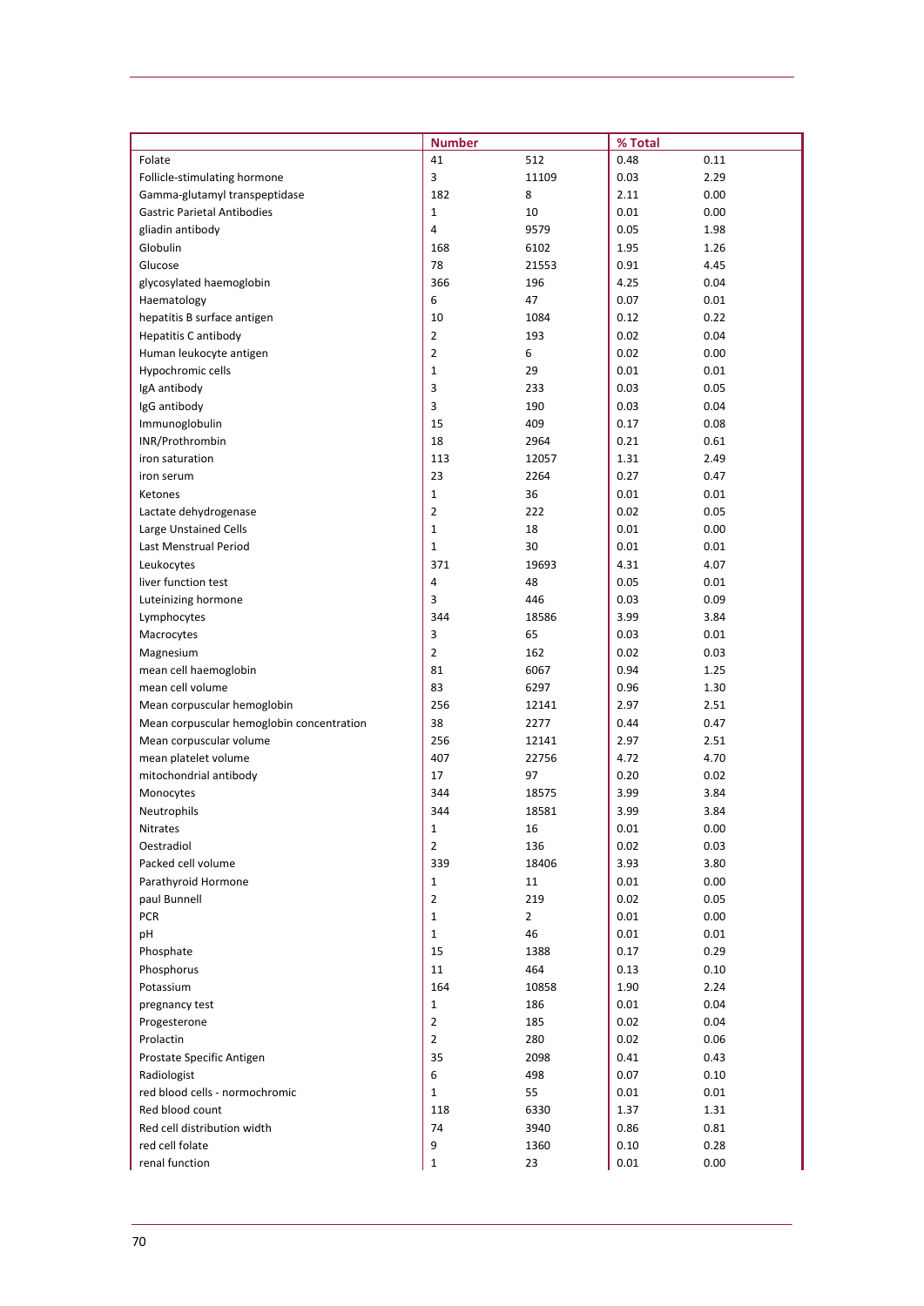| | Number | | % Total | |
|---|---|---|---|---|
| Folate | 41 | 512 | 0.48 | 0.11 |
| Follicle-stimulating hormone | 3 | 11109 | 0.03 | 2.29 |
| Gamma-glutamyl transpeptidase | 182 | 8 | 2.11 | 0.00 |
| Gastric Parietal Antibodies | 1 | 10 | 0.01 | 0.00 |
| gliadin antibody | 4 | 9579 | 0.05 | 1.98 |
| Globulin | 168 | 6102 | 1.95 | 1.26 |
| Glucose | 78 | 21553 | 0.91 | 4.45 |
| glycosylated haemoglobin | 366 | 196 | 4.25 | 0.04 |
| Haematology | 6 | 47 | 0.07 | 0.01 |
| hepatitis B surface antigen | 10 | 1084 | 0.12 | 0.22 |
| Hepatitis C antibody | 2 | 193 | 0.02 | 0.04 |
| Human leukocyte antigen | 2 | 6 | 0.02 | 0.00 |
| Hypochromic cells | 1 | 29 | 0.01 | 0.01 |
| IgA antibody | 3 | 233 | 0.03 | 0.05 |
| IgG antibody | 3 | 190 | 0.03 | 0.04 |
| Immunoglobulin | 15 | 409 | 0.17 | 0.08 |
| INR/Prothrombin | 18 | 2964 | 0.21 | 0.61 |
| iron saturation | 113 | 12057 | 1.31 | 2.49 |
| iron serum | 23 | 2264 | 0.27 | 0.47 |
| Ketones | 1 | 36 | 0.01 | 0.01 |
| Lactate dehydrogenase | 2 | 222 | 0.02 | 0.05 |
| Large Unstained Cells | 1 | 18 | 0.01 | 0.00 |
| Last Menstrual Period | 1 | 30 | 0.01 | 0.01 |
| Leukocytes | 371 | 19693 | 4.31 | 4.07 |
| liver function test | 4 | 48 | 0.05 | 0.01 |
| Luteinizing hormone | 3 | 446 | 0.03 | 0.09 |
| Lymphocytes | 344 | 18586 | 3.99 | 3.84 |
| Macrocytes | 3 | 65 | 0.03 | 0.01 |
| Magnesium | 2 | 162 | 0.02 | 0.03 |
| mean cell haemoglobin | 81 | 6067 | 0.94 | 1.25 |
| mean cell volume | 83 | 6297 | 0.96 | 1.30 |
| Mean corpuscular hemoglobin | 256 | 12141 | 2.97 | 2.51 |
| Mean corpuscular hemoglobin concentration | 38 | 2277 | 0.44 | 0.47 |
| Mean corpuscular volume | 256 | 12141 | 2.97 | 2.51 |
| mean platelet volume | 407 | 22756 | 4.72 | 4.70 |
| mitochondrial antibody | 17 | 97 | 0.20 | 0.02 |
| Monocytes | 344 | 18575 | 3.99 | 3.84 |
| Neutrophils | 344 | 18581 | 3.99 | 3.84 |
| Nitrates | 1 | 16 | 0.01 | 0.00 |
| Oestradiol | 2 | 136 | 0.02 | 0.03 |
| Packed cell volume | 339 | 18406 | 3.93 | 3.80 |
| Parathyroid Hormone | 1 | 11 | 0.01 | 0.00 |
| paul Bunnell | 2 | 219 | 0.02 | 0.05 |
| PCR | 1 | 2 | 0.01 | 0.00 |
| pH | 1 | 46 | 0.01 | 0.01 |
| Phosphate | 15 | 1388 | 0.17 | 0.29 |
| Phosphorus | 11 | 464 | 0.13 | 0.10 |
| Potassium | 164 | 10858 | 1.90 | 2.24 |
| pregnancy test | 1 | 186 | 0.01 | 0.04 |
| Progesterone | 2 | 185 | 0.02 | 0.04 |
| Prolactin | 2 | 280 | 0.02 | 0.06 |
| Prostate Specific Antigen | 35 | 2098 | 0.41 | 0.43 |
| Radiologist | 6 | 498 | 0.07 | 0.10 |
| red blood cells - normochromic | 1 | 55 | 0.01 | 0.01 |
| Red blood count | 118 | 6330 | 1.37 | 1.31 |
| Red cell distribution width | 74 | 3940 | 0.86 | 0.81 |
| red cell folate | 9 | 1360 | 0.10 | 0.28 |
| renal function | 1 | 23 | 0.01 | 0.00 |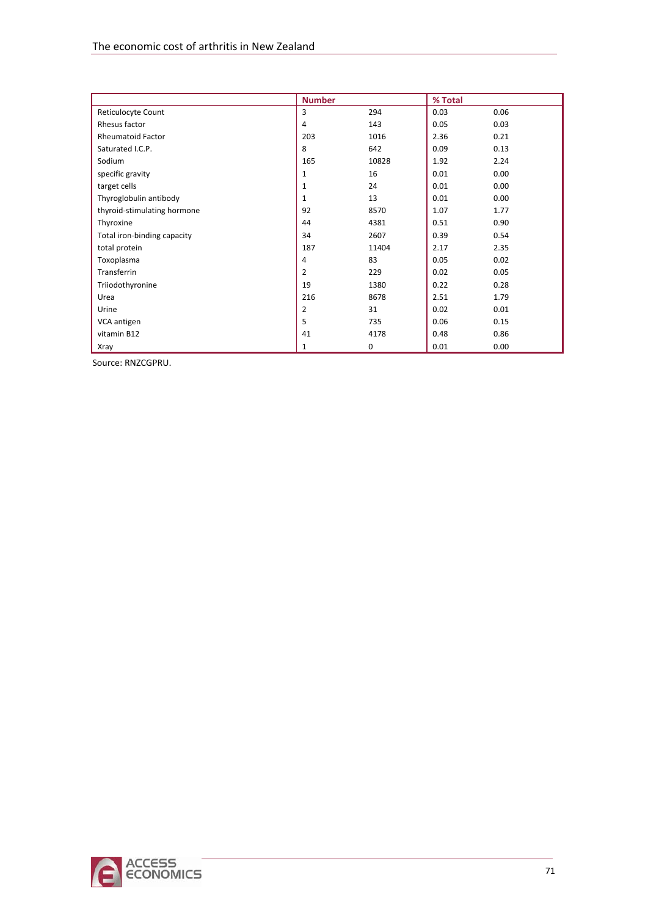| | Number | | % Total | |
|---|---|---|---|---|
| Reticulocyte Count | 3 | 294 | 0.03 | 0.06 |
| Rhesus factor | 4 | 143 | 0.05 | 0.03 |
| Rheumatoid Factor | 203 | 1016 | 2.36 | 0.21 |
| Saturated I.C.P. | 8 | 642 | 0.09 | 0.13 |
| Sodium | 165 | 10828 | 1.92 | 2.24 |
| specific gravity | 1 | 16 | 0.01 | 0.00 |
| target cells | 1 | 24 | 0.01 | 0.00 |
| Thyroglobulin antibody | 1 | 13 | 0.01 | 0.00 |
| thyroid-stimulating hormone | 92 | 8570 | 1.07 | 1.77 |
| Thyroxine | 44 | 4381 | 0.51 | 0.90 |
| Total iron-binding capacity | 34 | 2607 | 0.39 | 0.54 |
| total protein | 187 | 11404 | 2.17 | 2.35 |
| Toxoplasma | 4 | 83 | 0.05 | 0.02 |
| Transferrin | 2 | 229 | 0.02 | 0.05 |
| Triiodothyronine | 19 | 1380 | 0.22 | 0.28 |
| Urea | 216 | 8678 | 2.51 | 1.79 |
| Urine | 2 | 31 | 0.02 | 0.01 |
| VCA antigen | 5 | 735 | 0.06 | 0.15 |
| vitamin B12 | 41 | 4178 | 0.48 | 0.86 |
| Xray | 1 | 0 | 0.01 | 0.00 |

Source: RNZCGPRU.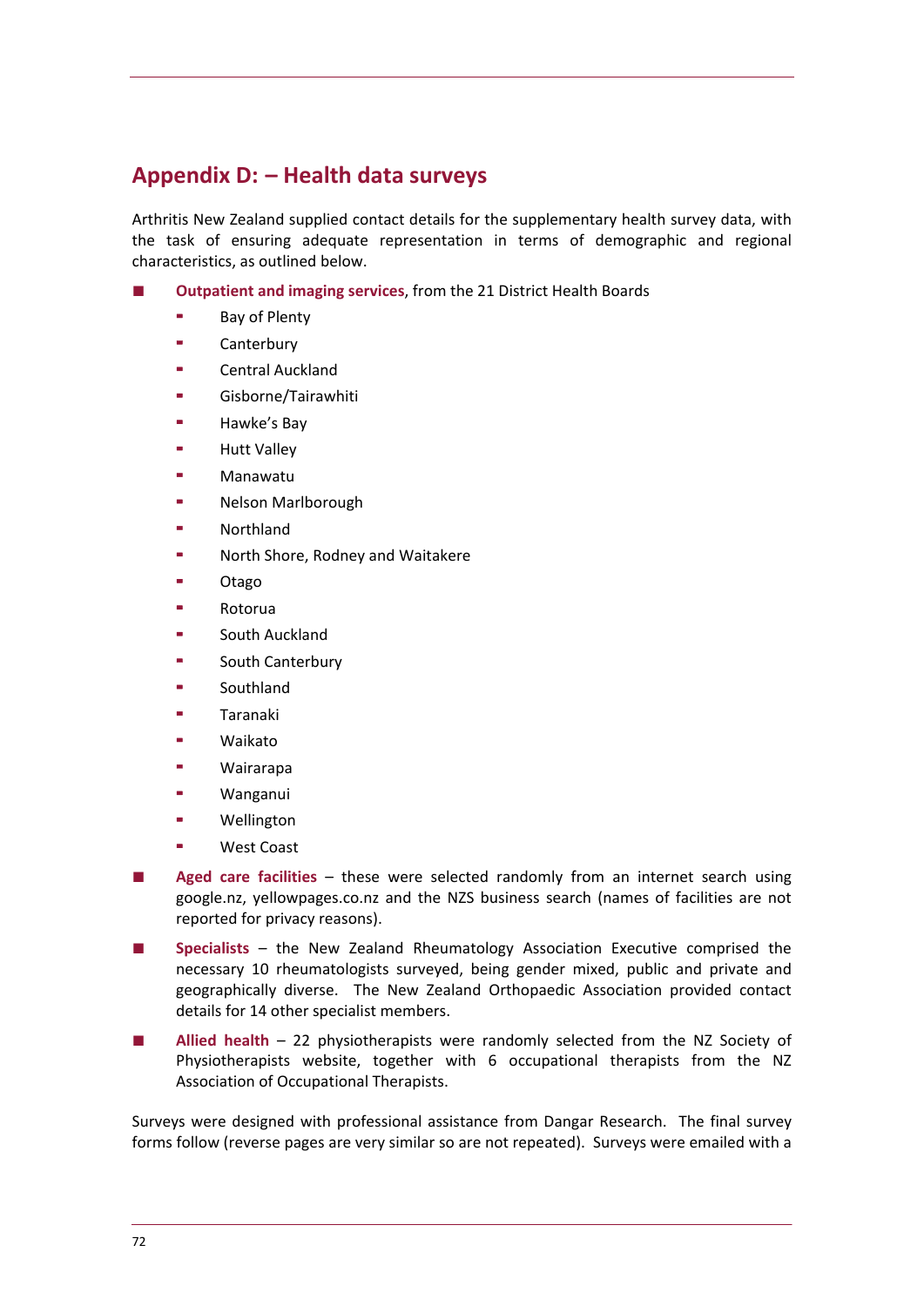## Appendix D: – Health data surveys

Arthritis New Zealand supplied contact details for the supplementary health survey data, with the task of ensuring adequate representation in terms of demographic and regional characteristics, as outlined below.

- **Outpatient and imaging services**, from the 21 District Health Boards
  - Bay of Plenty
  - Canterbury
  - Central Auckland
  - Gisborne/Tairawhiti
  - Hawke's Bay
  - Hutt Valley
  - Manawatu
  - Nelson Marlborough
  - Northland
  - North Shore, Rodney and Waitakere
  - Otago
  - Rotorua
  - South Auckland
  - South Canterbury
  - Southland
  - Taranaki
  - Waikato
  - Wairarapa
  - Wanganui
  - Wellington
  - West Coast
- **Aged care facilities** – these were selected randomly from an internet search using google.nz, yellowpages.co.nz and the NZS business search (names of facilities are not reported for privacy reasons).
- **Specialists** – the New Zealand Rheumatology Association Executive comprised the necessary 10 rheumatologists surveyed, being gender mixed, public and private and geographically diverse. The New Zealand Orthopaedic Association provided contact details for 14 other specialist members.
- **Allied health** – 22 physiotherapists were randomly selected from the NZ Society of Physiotherapists website, together with 6 occupational therapists from the NZ Association of Occupational Therapists.

Surveys were designed with professional assistance from Dangar Research. The final survey forms follow (reverse pages are very similar so are not repeated). Surveys were emailed with a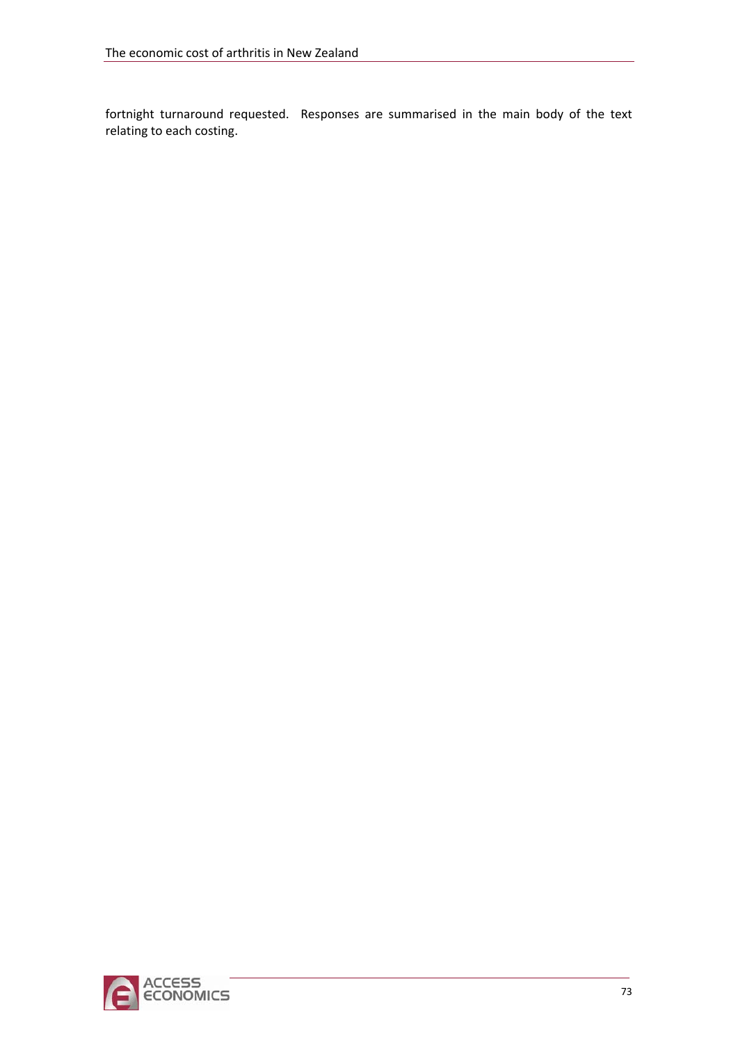fortnight turnaround requested. Responses are summarised in the main body of the text relating to each costing.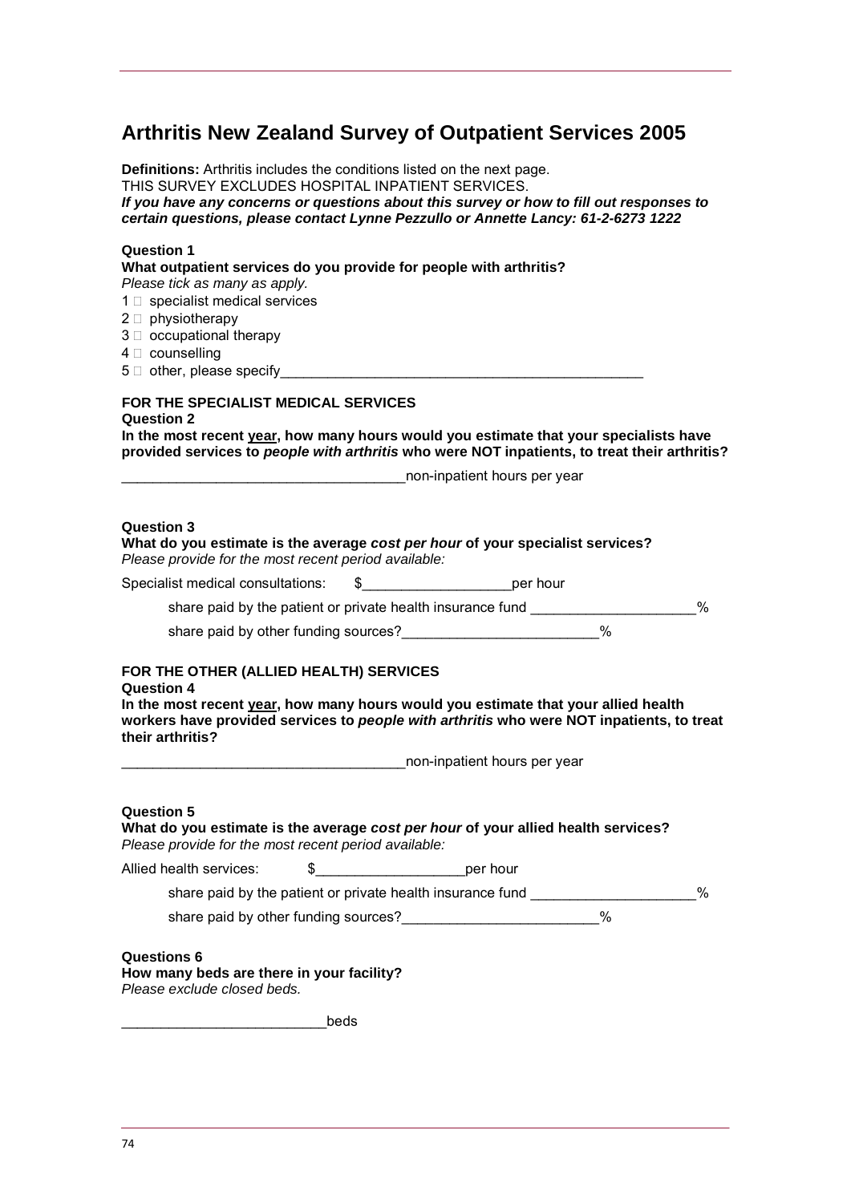# Arthritis New Zealand Survey of Outpatient Services 2005

**Definitions:** Arthritis includes the conditions listed on the next page.
THIS SURVEY EXCLUDES HOSPITAL INPATIENT SERVICES.
***If you have any concerns or questions about this survey or how to fill out responses to certain questions, please contact Lynne Pezzullo or Annette Lancy: 61-2-6273 1222***

**Question 1**
**What outpatient services do you provide for people with arthritis?**
*Please tick as many as apply.*

1 □ specialist medical services
2 □ physiotherapy
3 □ occupational therapy
4 □ counselling
5 □ other, please specify_______________________________________________

**FOR THE SPECIALIST MEDICAL SERVICES**
**Question 2**
**In the most recent <u>year</u>, how many hours would you estimate that your specialists have provided services to *people with arthritis* who were NOT inpatients, to treat their arthritis?**

___________________________________non-inpatient hours per year

**Question 3**
**What do you estimate is the average *cost per hour* of your specialist services?**
*Please provide for the most recent period available:*

Specialist medical consultations: $__________________per hour

share paid by the patient or private health insurance fund ____________________%

share paid by other funding sources?________________________%

**FOR THE OTHER (ALLIED HEALTH) SERVICES**
**Question 4**
**In the most recent <u>year</u>, how many hours would you estimate that your allied health workers have provided services to *people with arthritis* who were NOT inpatients, to treat their arthritis?**

___________________________________non-inpatient hours per year

**Question 5**
**What do you estimate is the average *cost per hour* of your allied health services?**
*Please provide for the most recent period available:*

Allied health services: $__________________per hour

share paid by the patient or private health insurance fund ____________________%

share paid by other funding sources?________________________%

**Questions 6**
**How many beds are there in your facility?**
*Please exclude closed beds.*

_________________________beds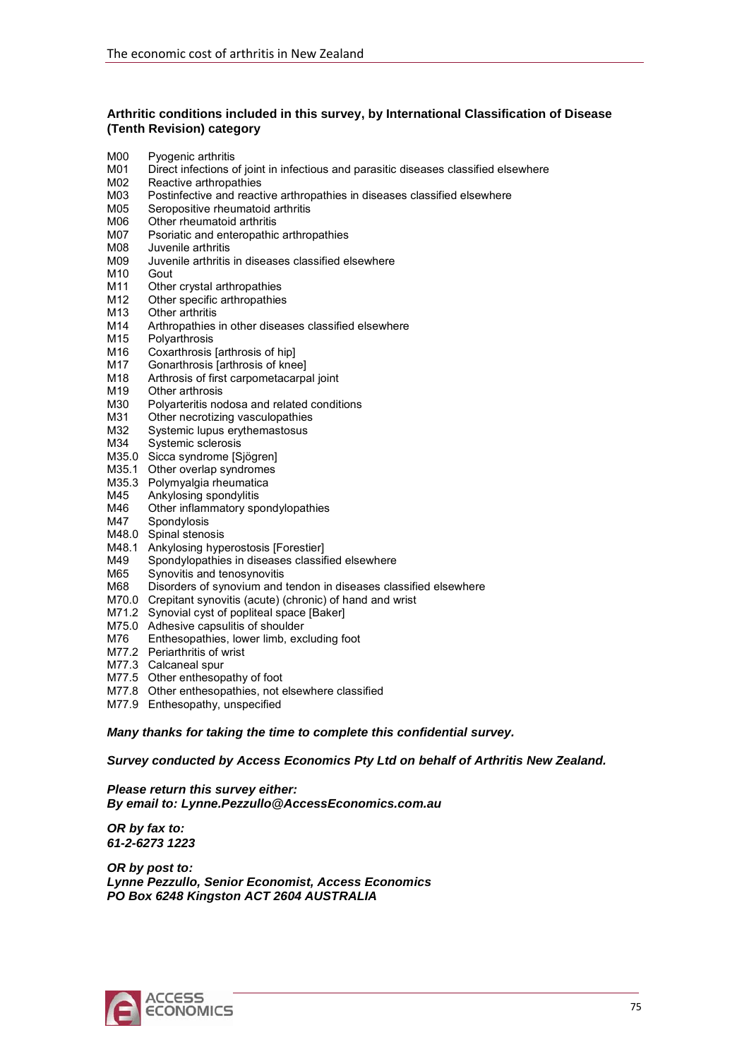**Arthritic conditions included in this survey, by International Classification of Disease (Tenth Revision) category**

M00 Pyogenic arthritis
M01 Direct infections of joint in infectious and parasitic diseases classified elsewhere
M02 Reactive arthropathies
M03 Postinfective and reactive arthropathies in diseases classified elsewhere
M05 Seropositive rheumatoid arthritis
M06 Other rheumatoid arthritis
M07 Psoriatic and enteropathic arthropathies
M08 Juvenile arthritis
M09 Juvenile arthritis in diseases classified elsewhere
M10 Gout
M11 Other crystal arthropathies
M12 Other specific arthropathies
M13 Other arthritis
M14 Arthropathies in other diseases classified elsewhere
M15 Polyarthrosis
M16 Coxarthrosis [arthrosis of hip]
M17 Gonarthrosis [arthrosis of knee]
M18 Arthrosis of first carpometacarpal joint
M19 Other arthrosis
M30 Polyarteritis nodosa and related conditions
M31 Other necrotizing vasculopathies
M32 Systemic lupus erythemastosus
M34 Systemic sclerosis
M35.0 Sicca syndrome [Sjögren]
M35.1 Other overlap syndromes
M35.3 Polymyalgia rheumatica
M45 Ankylosing spondylitis
M46 Other inflammatory spondylopathies
M47 Spondylosis
M48.0 Spinal stenosis
M48.1 Ankylosing hyperostosis [Forestier]
M49 Spondylopathies in diseases classified elsewhere
M65 Synovitis and tenosynovitis
M68 Disorders of synovium and tendon in diseases classified elsewhere
M70.0 Crepitant synovitis (acute) (chronic) of hand and wrist
M71.2 Synovial cyst of popliteal space [Baker]
M75.0 Adhesive capsulitis of shoulder
M76 Enthesopathies, lower limb, excluding foot
M77.2 Periarthritis of wrist
M77.3 Calcaneal spur
M77.5 Other enthesopathy of foot
M77.8 Other enthesopathies, not elsewhere classified
M77.9 Enthesopathy, unspecified

***Many thanks for taking the time to complete this confidential survey.***

***Survey conducted by Access Economics Pty Ltd on behalf of Arthritis New Zealand.***

***Please return this survey either:***
***By email to: Lynne.Pezzullo@AccessEconomics.com.au***

***OR by fax to:***
***61-2-6273 1223***

***OR by post to:***
***Lynne Pezzullo, Senior Economist, Access Economics***
***PO Box 6248 Kingston ACT 2604 AUSTRALIA***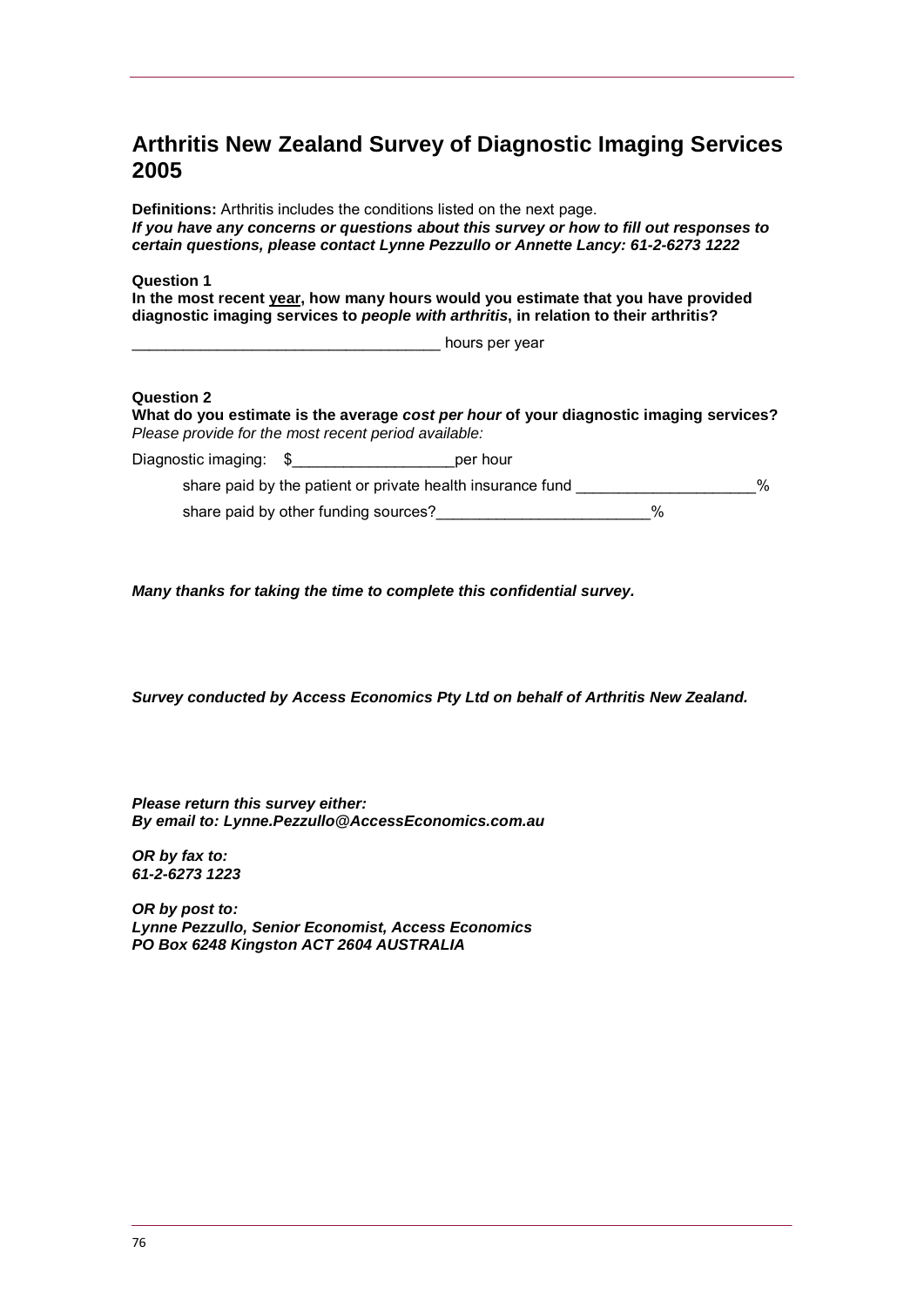# Arthritis New Zealand Survey of Diagnostic Imaging Services 2005

**Definitions:** Arthritis includes the conditions listed on the next page.
***If you have any concerns or questions about this survey or how to fill out responses to certain questions, please contact Lynne Pezzullo or Annette Lancy: 61-2-6273 1222***

**Question 1**
**In the most recent <u>year</u>, how many hours would you estimate that you have provided diagnostic imaging services to *people with arthritis*, in relation to their arthritis?**

____________________________________ hours per year

**Question 2**
**What do you estimate is the average *cost per hour* of your diagnostic imaging services?**
*Please provide for the most recent period available:*

Diagnostic imaging: $___________________per hour

share paid by the patient or private health insurance fund _____________________%

share paid by other funding sources?_________________________%

***Many thanks for taking the time to complete this confidential survey.***

***Survey conducted by Access Economics Pty Ltd on behalf of Arthritis New Zealand.***

***Please return this survey either:***
***By email to: Lynne.Pezzullo@AccessEconomics.com.au***

***OR by fax to:***
***61-2-6273 1223***

***OR by post to:***
***Lynne Pezzullo, Senior Economist, Access Economics***
***PO Box 6248 Kingston ACT 2604 AUSTRALIA***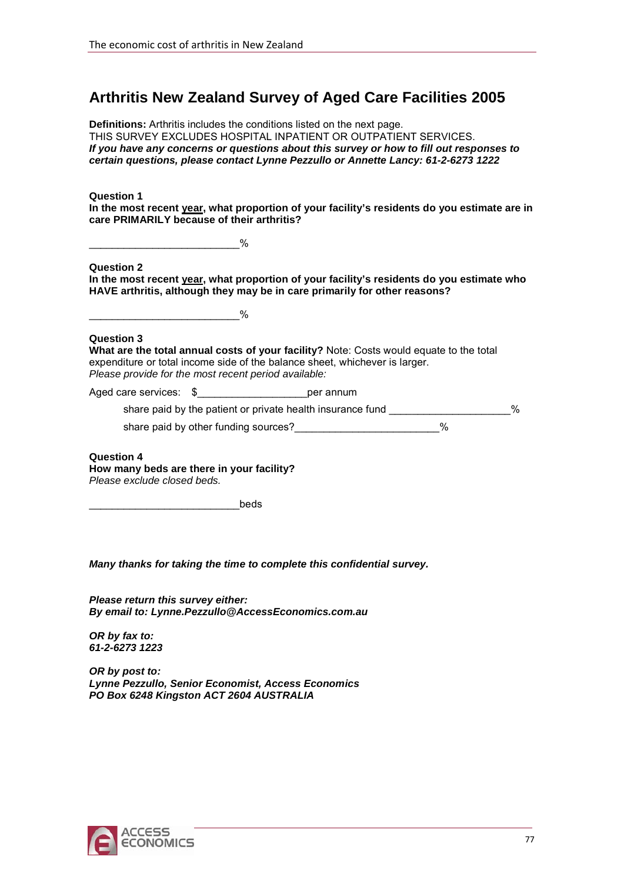# Arthritis New Zealand Survey of Aged Care Facilities 2005

**Definitions:** Arthritis includes the conditions listed on the next page.
THIS SURVEY EXCLUDES HOSPITAL INPATIENT OR OUTPATIENT SERVICES.
***If you have any concerns or questions about this survey or how to fill out responses to certain questions, please contact Lynne Pezzullo or Annette Lancy: 61-2-6273 1222***

**Question 1**
**In the most recent year, what proportion of your facility's residents do you estimate are in care PRIMARILY because of their arthritis?**

__________________________%

**Question 2**
**In the most recent year, what proportion of your facility's residents do you estimate who HAVE arthritis, although they may be in care primarily for other reasons?**

__________________________%

**Question 3**
**What are the total annual costs of your facility?** Note: Costs would equate to the total expenditure or total income side of the balance sheet, whichever is larger.
*Please provide for the most recent period available:*

Aged care services: $___________________per annum

share paid by the patient or private health insurance fund _____________________%

share paid by other funding sources?_________________________%

**Question 4**
**How many beds are there in your facility?**
*Please exclude closed beds.*

__________________________beds

***Many thanks for taking the time to complete this confidential survey.***

***Please return this survey either:***
***By email to: Lynne.Pezzullo@AccessEconomics.com.au***

***OR by fax to:***
***61-2-6273 1223***

***OR by post to:***
***Lynne Pezzullo, Senior Economist, Access Economics***
***PO Box 6248 Kingston ACT 2604 AUSTRALIA***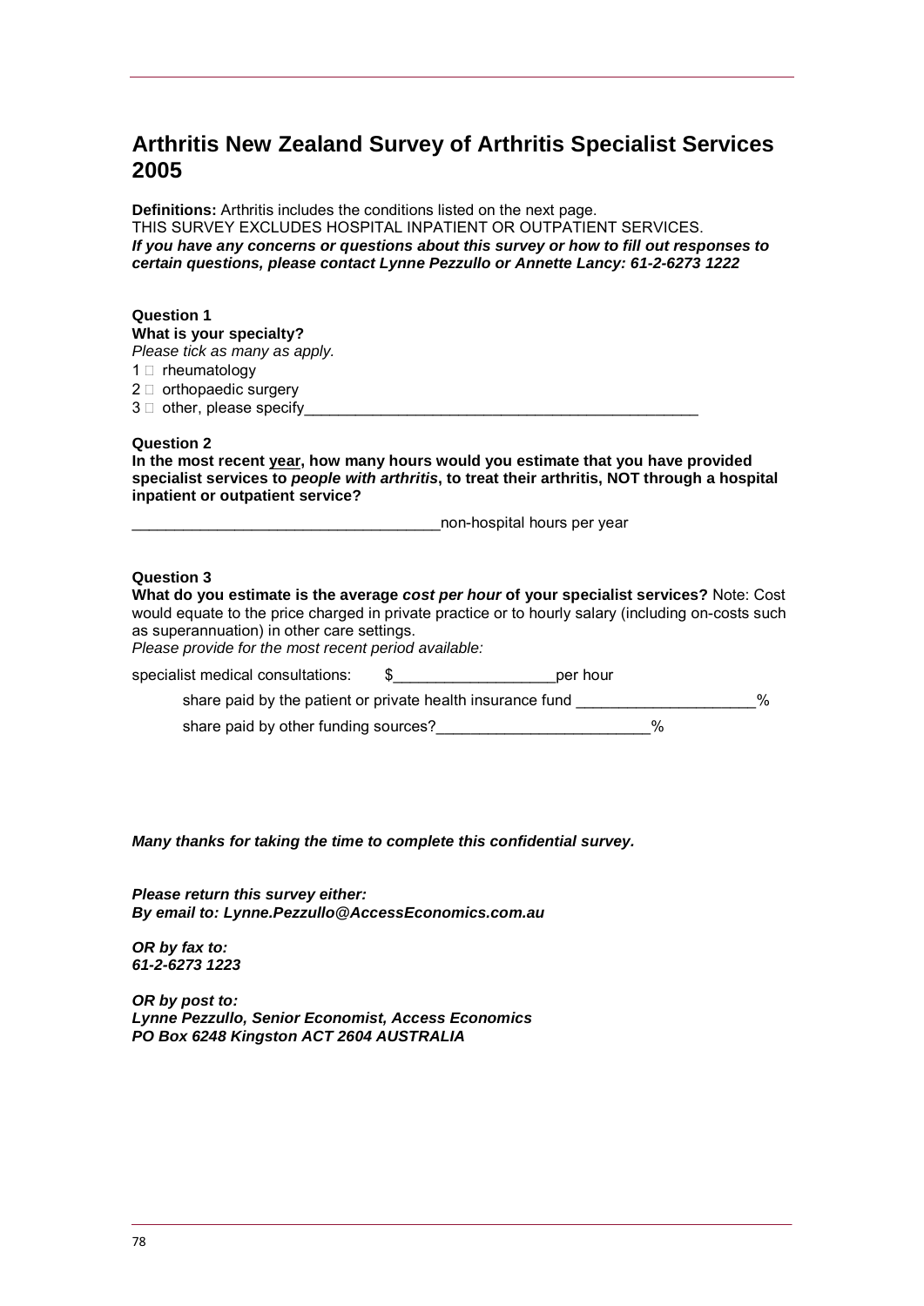# Arthritis New Zealand Survey of Arthritis Specialist Services 2005

**Definitions:** Arthritis includes the conditions listed on the next page.
THIS SURVEY EXCLUDES HOSPITAL INPATIENT OR OUTPATIENT SERVICES.
***If you have any concerns or questions about this survey or how to fill out responses to certain questions, please contact Lynne Pezzullo or Annette Lancy: 61-2-6273 1222***

**Question 1**
**What is your specialty?**
*Please tick as many as apply.*
1 ☐ rheumatology
2 ☐ orthopaedic surgery
3 ☐ other, please specify______________________________________________

**Question 2**
**In the most recent year, how many hours would you estimate that you have provided specialist services to *people with arthritis*, to treat their arthritis, NOT through a hospital inpatient or outpatient service?**

____________________________________non-hospital hours per year

**Question 3**
**What do you estimate is the average *cost per hour* of your specialist services?** Note: Cost would equate to the price charged in private practice or to hourly salary (including on-costs such as superannuation) in other care settings.
*Please provide for the most recent period available:*

specialist medical consultations: $__________________per hour

share paid by the patient or private health insurance fund ____________________%

share paid by other funding sources?________________________%

***Many thanks for taking the time to complete this confidential survey.***

***Please return this survey either:***
***By email to: Lynne.Pezzullo@AccessEconomics.com.au***

***OR by fax to:***
***61-2-6273 1223***

***OR by post to:***
***Lynne Pezzullo, Senior Economist, Access Economics***
***PO Box 6248 Kingston ACT 2604 AUSTRALIA***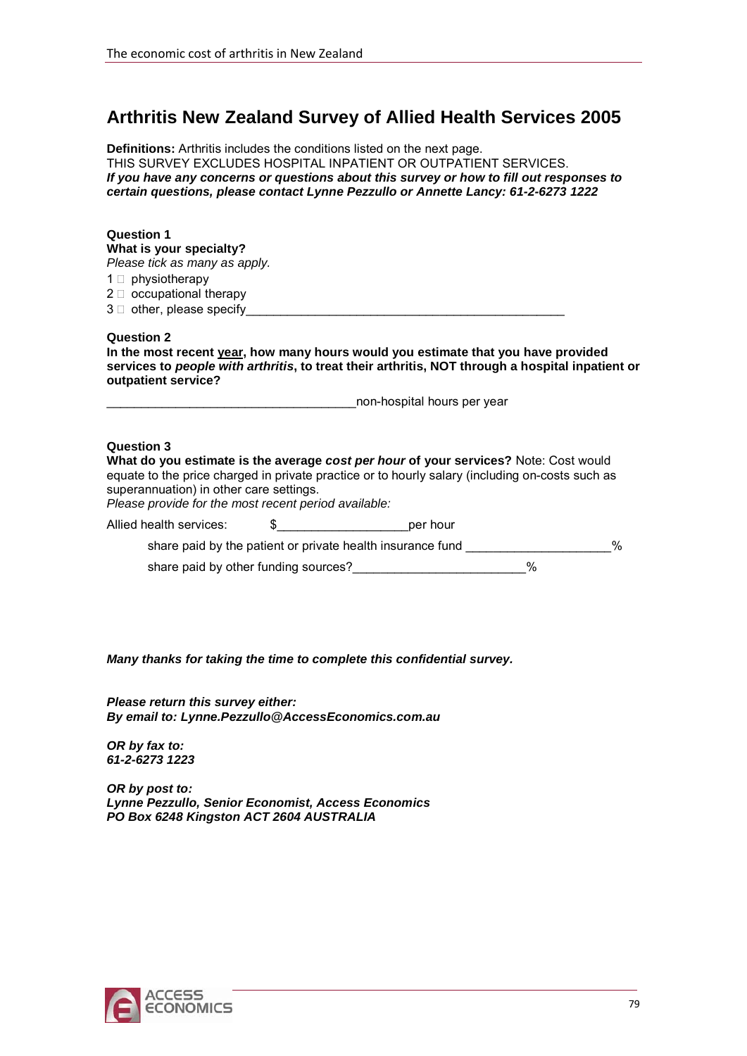# Arthritis New Zealand Survey of Allied Health Services 2005

**Definitions:** Arthritis includes the conditions listed on the next page.
THIS SURVEY EXCLUDES HOSPITAL INPATIENT OR OUTPATIENT SERVICES.
***If you have any concerns or questions about this survey or how to fill out responses to certain questions, please contact Lynne Pezzullo or Annette Lancy: 61-2-6273 1222***

**Question 1**
**What is your specialty?**
*Please tick as many as apply.*
1 ☐ physiotherapy
2 ☐ occupational therapy
3 ☐ other, please specify______________________________________________

**Question 2**
**In the most recent year, how many hours would you estimate that you have provided services to *people with arthritis*, to treat their arthritis, NOT through a hospital inpatient or outpatient service?**

____________________________________non-hospital hours per year

**Question 3**
**What do you estimate is the average *cost per hour* of your services?** Note: Cost would equate to the price charged in private practice or to hourly salary (including on-costs such as superannuation) in other care settings.
*Please provide for the most recent period available:*

Allied health services: $__________________per hour

share paid by the patient or private health insurance fund ____________________%

share paid by other funding sources?_________________________%

***Many thanks for taking the time to complete this confidential survey.***

***Please return this survey either:***
***By email to: Lynne.Pezzullo@AccessEconomics.com.au***

***OR by fax to:***
***61-2-6273 1223***

***OR by post to:***
***Lynne Pezzullo, Senior Economist, Access Economics***
***PO Box 6248 Kingston ACT 2604 AUSTRALIA***